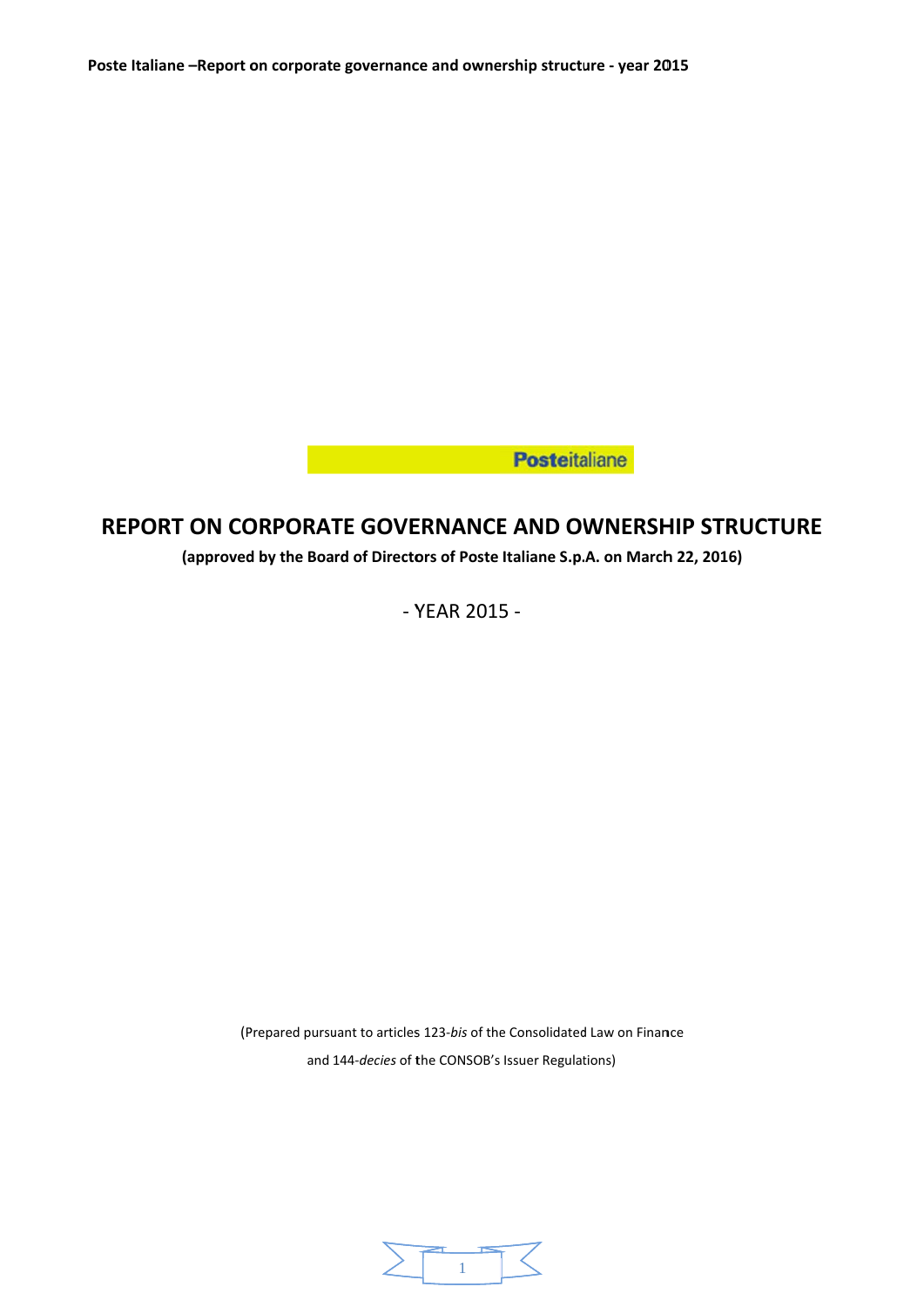Posteitaliane

# REPORT ON CORPORATE GOVERNANCE AND OWNERSHIP STRUCTURE

**(approved by the Board of Directors of Poste Italiane S.p.A. on March 22, 2016)**

- YEAR 2015 -

(Prepared pursuant to articles 123-*bis* of the Consolidated Law on Finance

and 144-*decies* of the CONSOB's Issuer Regulations)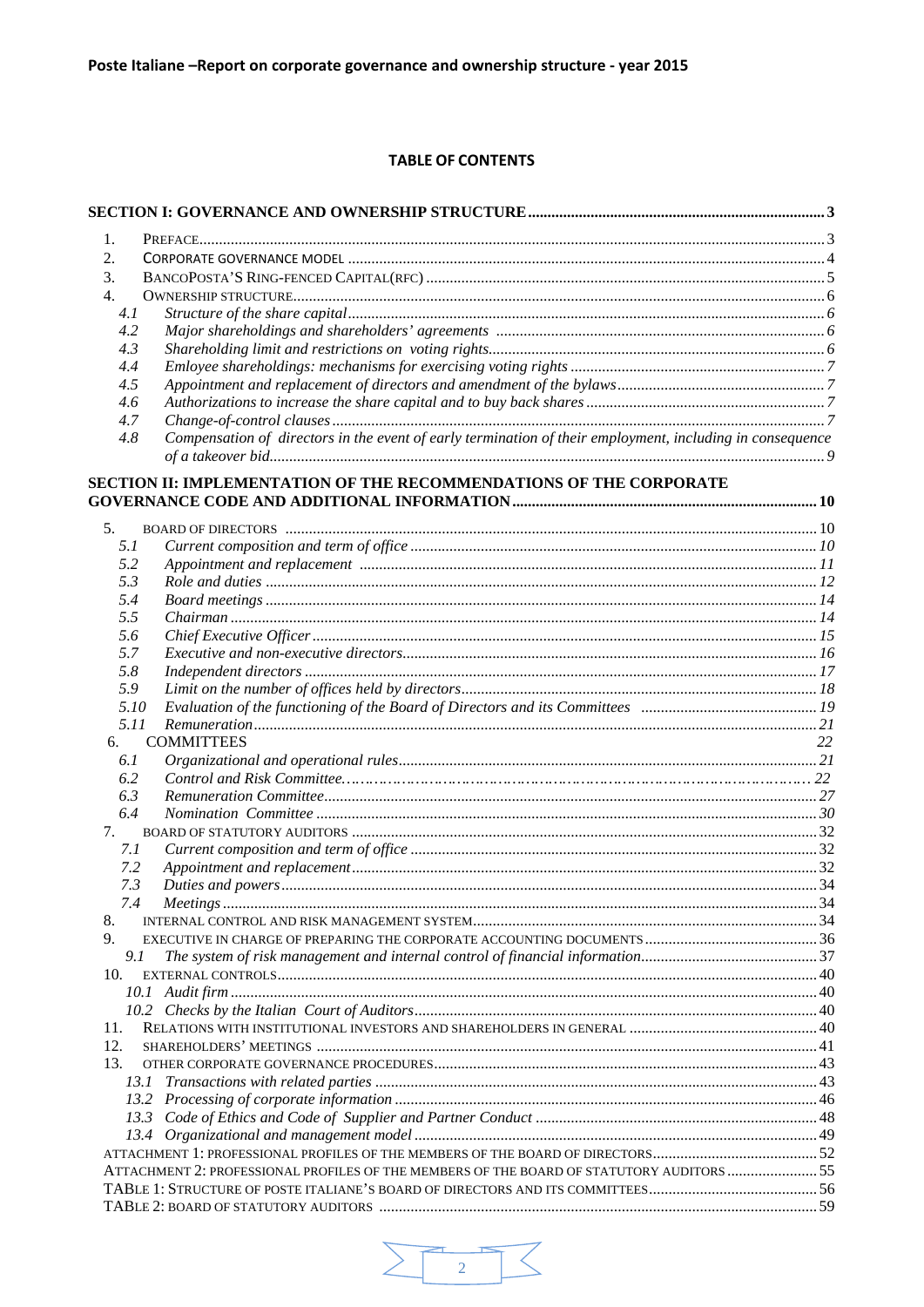## TABLE OF CONTENTS

**SECTION I: GOVERNANCE AND OWNERSHIP STRUCTURE** ..... 3

1. PREFACE ..... 3
2. CORPORATE GOVERNANCE MODEL ..... 4
3. BANCOPOSTA'S RING-FENCED CAPITAL(RFC) ..... 5
4. OWNERSHIP STRUCTURE ..... 6
   - 4.1 *Structure of the share capital* ..... 6
   - 4.2 *Major shareholdings and shareholders' agreements* ..... 6
   - 4.3 *Shareholding limit and restrictions on voting rights* ..... 6
   - 4.4 *Emloyee shareholdings: mechanisms for exercising voting rights* ..... 7
   - 4.5 *Appointment and replacement of directors and amendment of the bylaws* ..... 7
   - 4.6 *Authorizations to increase the share capital and to buy back shares* ..... 7
   - 4.7 *Change-of-control clauses* ..... 7
   - 4.8 *Compensation of directors in the event of early termination of their employment, including in consequence of a takeover bid* ..... 9

**SECTION II: IMPLEMENTATION OF THE RECOMMENDATIONS OF THE CORPORATE GOVERNANCE CODE AND ADDITIONAL INFORMATION** ..... 10

5. BOARD OF DIRECTORS ..... 10
   - 5.1 *Current composition and term of office* ..... 10
   - 5.2 *Appointment and replacement* ..... 11
   - 5.3 *Role and duties* ..... 12
   - 5.4 *Board meetings* ..... 14
   - 5.5 *Chairman* ..... 14
   - 5.6 *Chief Executive Officer* ..... 15
   - 5.7 *Executive and non-executive directors* ..... 16
   - 5.8 *Independent directors* ..... 17
   - 5.9 *Limit on the number of offices held by directors* ..... 18
   - 5.10 *Evaluation of the functioning of the Board of Directors and its Committees* ..... 19
   - 5.11 *Remuneration* ..... 21
6. COMMITTEES ..... 22
   - 6.1 *Organizational and operational rules* ..... 21
   - 6.2 *Control and Risk Committee* ..... 22
   - 6.3 *Remuneration Committee* ..... 27
   - 6.4 *Nomination Committee* ..... 30
7. BOARD OF STATUTORY AUDITORS ..... 32
   - 7.1 *Current composition and term of office* ..... 32
   - 7.2 *Appointment and replacement* ..... 32
   - 7.3 *Duties and powers* ..... 34
   - 7.4 *Meetings* ..... 34
8. INTERNAL CONTROL AND RISK MANAGEMENT SYSTEM ..... 34
9. EXECUTIVE IN CHARGE OF PREPARING THE CORPORATE ACCOUNTING DOCUMENTS ..... 36
   - 9.1 *The system of risk management and internal control of financial information* ..... 37
10. EXTERNAL CONTROLS ..... 40
    - 10.1 *Audit firm* ..... 40
    - 10.2 *Checks by the Italian Court of Auditors* ..... 40
11. RELATIONS WITH INSTITUTIONAL INVESTORS AND SHAREHOLDERS IN GENERAL ..... 40
12. SHAREHOLDERS' MEETINGS ..... 41
13. OTHER CORPORATE GOVERNANCE PROCEDURES ..... 43
    - 13.1 *Transactions with related parties* ..... 43
    - 13.2 *Processing of corporate information* ..... 46
    - 13.3 *Code of Ethics and Code of Supplier and Partner Conduct* ..... 48
    - 13.4 *Organizational and management model* ..... 49

ATTACHMENT 1: PROFESSIONAL PROFILES OF THE MEMBERS OF THE BOARD OF DIRECTORS ..... 52
ATTACHMENT 2: PROFESSIONAL PROFILES OF THE MEMBERS OF THE BOARD OF STATUTORY AUDITORS ..... 55
TABLE 1: STRUCTURE OF POSTE ITALIANE'S BOARD OF DIRECTORS AND ITS COMMITTEES ..... 56
TABLE 2: BOARD OF STATUTORY AUDITORS ..... 59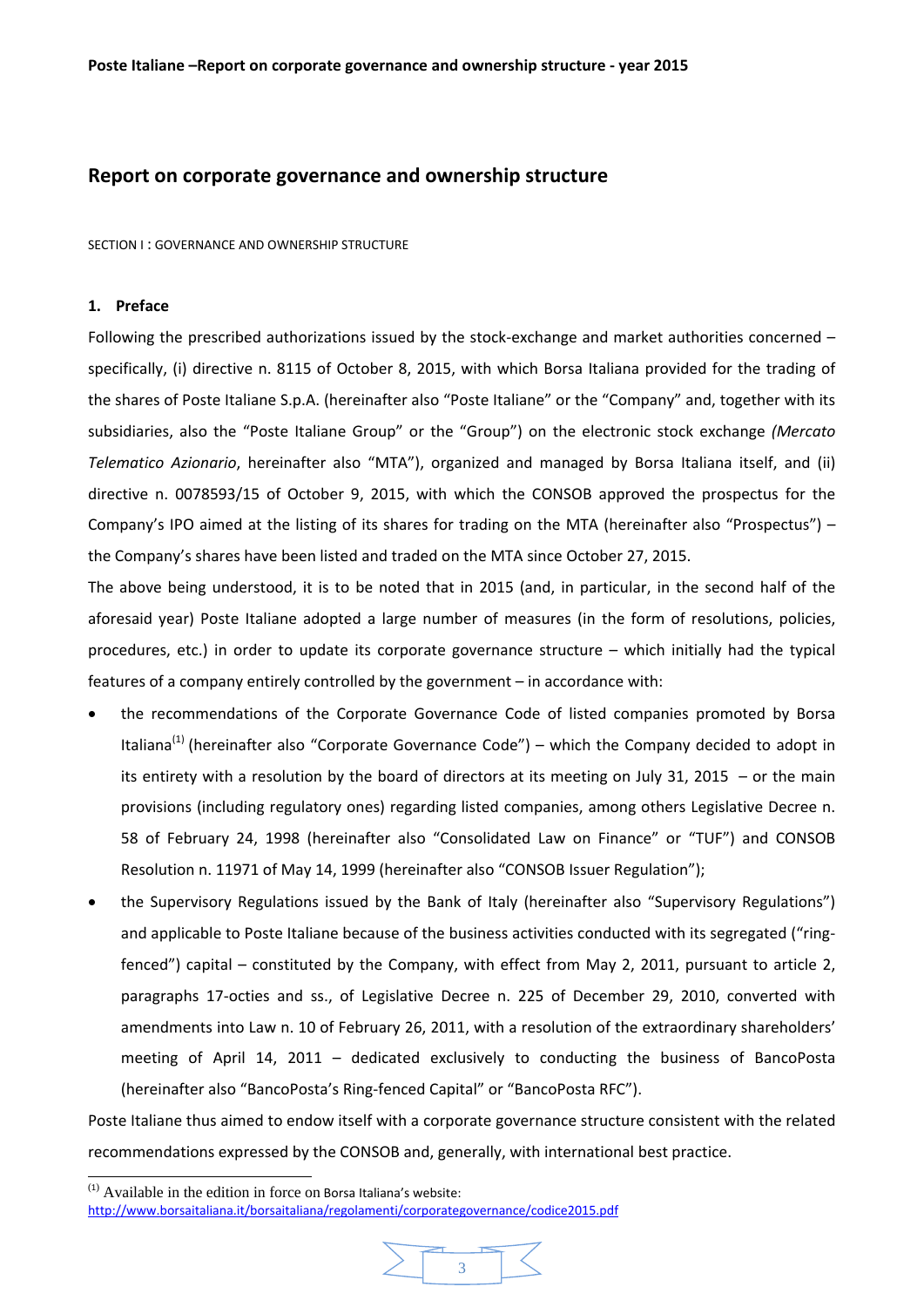# Report on corporate governance and ownership structure

SECTION I : GOVERNANCE AND OWNERSHIP STRUCTURE

## 1. Preface

Following the prescribed authorizations issued by the stock-exchange and market authorities concerned – specifically, (i) directive n. 8115 of October 8, 2015, with which Borsa Italiana provided for the trading of the shares of Poste Italiane S.p.A. (hereinafter also "Poste Italiane" or the "Company" and, together with its subsidiaries, also the "Poste Italiane Group" or the "Group") on the electronic stock exchange *(Mercato Telematico Azionario*, hereinafter also "MTA"), organized and managed by Borsa Italiana itself, and (ii) directive n. 0078593/15 of October 9, 2015, with which the CONSOB approved the prospectus for the Company's IPO aimed at the listing of its shares for trading on the MTA (hereinafter also "Prospectus") – the Company's shares have been listed and traded on the MTA since October 27, 2015.

The above being understood, it is to be noted that in 2015 (and, in particular, in the second half of the aforesaid year) Poste Italiane adopted a large number of measures (in the form of resolutions, policies, procedures, etc.) in order to update its corporate governance structure – which initially had the typical features of a company entirely controlled by the government – in accordance with:

- the recommendations of the Corporate Governance Code of listed companies promoted by Borsa Italiana[1] (hereinafter also "Corporate Governance Code") – which the Company decided to adopt in its entirety with a resolution by the board of directors at its meeting on July 31, 2015 – or the main provisions (including regulatory ones) regarding listed companies, among others Legislative Decree n. 58 of February 24, 1998 (hereinafter also "Consolidated Law on Finance" or "TUF") and CONSOB Resolution n. 11971 of May 14, 1999 (hereinafter also "CONSOB Issuer Regulation");
- the Supervisory Regulations issued by the Bank of Italy (hereinafter also "Supervisory Regulations") and applicable to Poste Italiane because of the business activities conducted with its segregated ("ring-fenced") capital – constituted by the Company, with effect from May 2, 2011, pursuant to article 2, paragraphs 17-octies and ss., of Legislative Decree n. 225 of December 29, 2010, converted with amendments into Law n. 10 of February 26, 2011, with a resolution of the extraordinary shareholders' meeting of April 14, 2011 – dedicated exclusively to conducting the business of BancoPosta (hereinafter also "BancoPosta's Ring-fenced Capital" or "BancoPosta RFC").

Poste Italiane thus aimed to endow itself with a corporate governance structure consistent with the related recommendations expressed by the CONSOB and, generally, with international best practice.

---

[1] Available in the edition in force on Borsa Italiana's website: http://www.borsaitaliana.it/borsaitaliana/regolamenti/corporategovernance/codice2015.pdf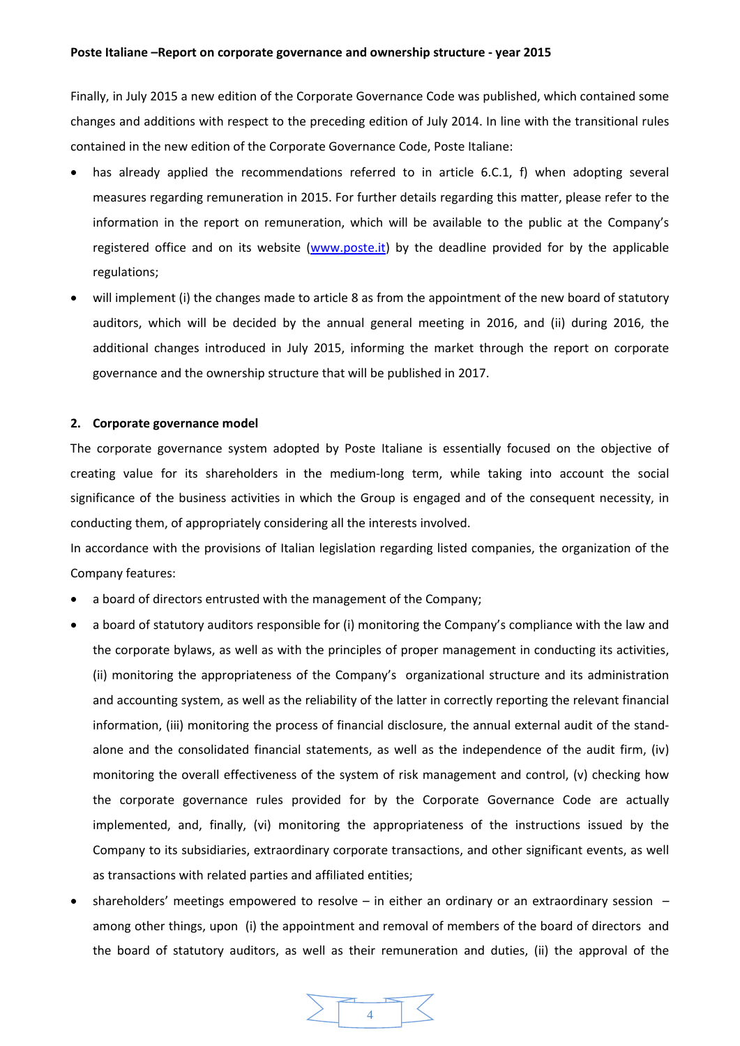Finally, in July 2015 a new edition of the Corporate Governance Code was published, which contained some changes and additions with respect to the preceding edition of July 2014. In line with the transitional rules contained in the new edition of the Corporate Governance Code, Poste Italiane:

- has already applied the recommendations referred to in article 6.C.1, f) when adopting several measures regarding remuneration in 2015. For further details regarding this matter, please refer to the information in the report on remuneration, which will be available to the public at the Company's registered office and on its website ([www.poste.it](www.poste.it)) by the deadline provided for by the applicable regulations;
- will implement (i) the changes made to article 8 as from the appointment of the new board of statutory auditors, which will be decided by the annual general meeting in 2016, and (ii) during 2016, the additional changes introduced in July 2015, informing the market through the report on corporate governance and the ownership structure that will be published in 2017.

## 2. Corporate governance model

The corporate governance system adopted by Poste Italiane is essentially focused on the objective of creating value for its shareholders in the medium-long term, while taking into account the social significance of the business activities in which the Group is engaged and of the consequent necessity, in conducting them, of appropriately considering all the interests involved.

In accordance with the provisions of Italian legislation regarding listed companies, the organization of the Company features:

- a board of directors entrusted with the management of the Company;
- a board of statutory auditors responsible for (i) monitoring the Company's compliance with the law and the corporate bylaws, as well as with the principles of proper management in conducting its activities, (ii) monitoring the appropriateness of the Company's organizational structure and its administration and accounting system, as well as the reliability of the latter in correctly reporting the relevant financial information, (iii) monitoring the process of financial disclosure, the annual external audit of the stand-alone and the consolidated financial statements, as well as the independence of the audit firm, (iv) monitoring the overall effectiveness of the system of risk management and control, (v) checking how the corporate governance rules provided for by the Corporate Governance Code are actually implemented, and, finally, (vi) monitoring the appropriateness of the instructions issued by the Company to its subsidiaries, extraordinary corporate transactions, and other significant events, as well as transactions with related parties and affiliated entities;
- shareholders' meetings empowered to resolve – in either an ordinary or an extraordinary session – among other things, upon (i) the appointment and removal of members of the board of directors and the board of statutory auditors, as well as their remuneration and duties, (ii) the approval of the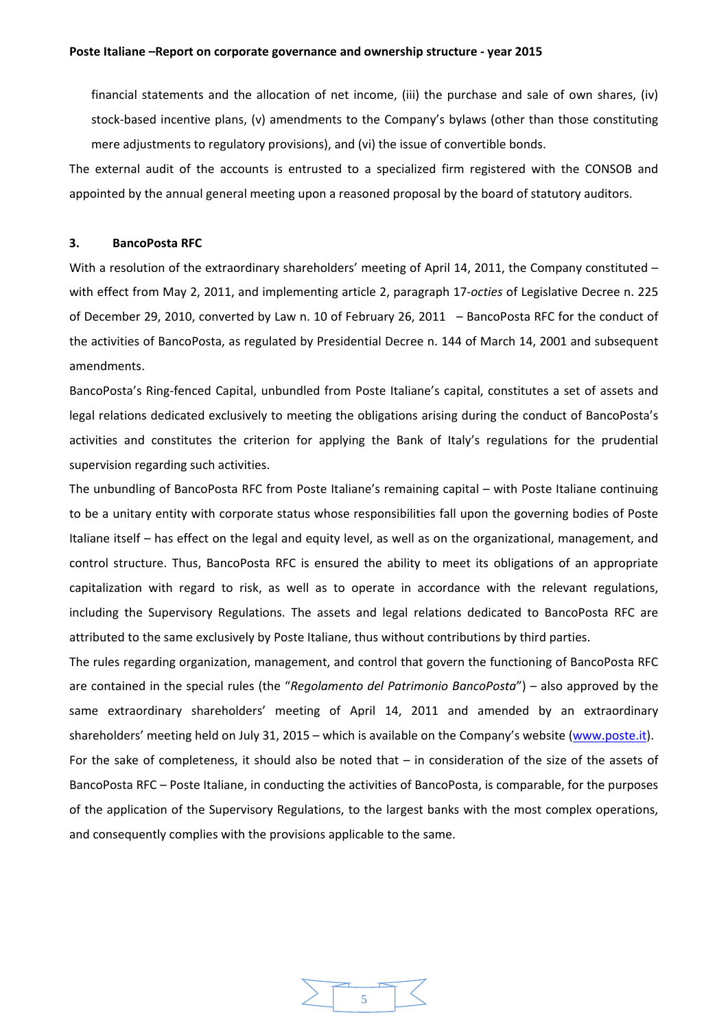financial statements and the allocation of net income, (iii) the purchase and sale of own shares, (iv) stock-based incentive plans, (v) amendments to the Company's bylaws (other than those constituting mere adjustments to regulatory provisions), and (vi) the issue of convertible bonds.

The external audit of the accounts is entrusted to a specialized firm registered with the CONSOB and appointed by the annual general meeting upon a reasoned proposal by the board of statutory auditors.

## 3. BancoPosta RFC

With a resolution of the extraordinary shareholders' meeting of April 14, 2011, the Company constituted – with effect from May 2, 2011, and implementing article 2, paragraph 17-*octies* of Legislative Decree n. 225 of December 29, 2010, converted by Law n. 10 of February 26, 2011 – BancoPosta RFC for the conduct of the activities of BancoPosta, as regulated by Presidential Decree n. 144 of March 14, 2001 and subsequent amendments.

BancoPosta's Ring-fenced Capital, unbundled from Poste Italiane's capital, constitutes a set of assets and legal relations dedicated exclusively to meeting the obligations arising during the conduct of BancoPosta's activities and constitutes the criterion for applying the Bank of Italy's regulations for the prudential supervision regarding such activities.

The unbundling of BancoPosta RFC from Poste Italiane's remaining capital – with Poste Italiane continuing to be a unitary entity with corporate status whose responsibilities fall upon the governing bodies of Poste Italiane itself – has effect on the legal and equity level, as well as on the organizational, management, and control structure. Thus, BancoPosta RFC is ensured the ability to meet its obligations of an appropriate capitalization with regard to risk, as well as to operate in accordance with the relevant regulations, including the Supervisory Regulations. The assets and legal relations dedicated to BancoPosta RFC are attributed to the same exclusively by Poste Italiane, thus without contributions by third parties.

The rules regarding organization, management, and control that govern the functioning of BancoPosta RFC are contained in the special rules (the "*Regolamento del Patrimonio BancoPosta*") – also approved by the same extraordinary shareholders' meeting of April 14, 2011 and amended by an extraordinary shareholders' meeting held on July 31, 2015 – which is available on the Company's website (www.poste.it).

For the sake of completeness, it should also be noted that – in consideration of the size of the assets of BancoPosta RFC – Poste Italiane, in conducting the activities of BancoPosta, is comparable, for the purposes of the application of the Supervisory Regulations, to the largest banks with the most complex operations, and consequently complies with the provisions applicable to the same.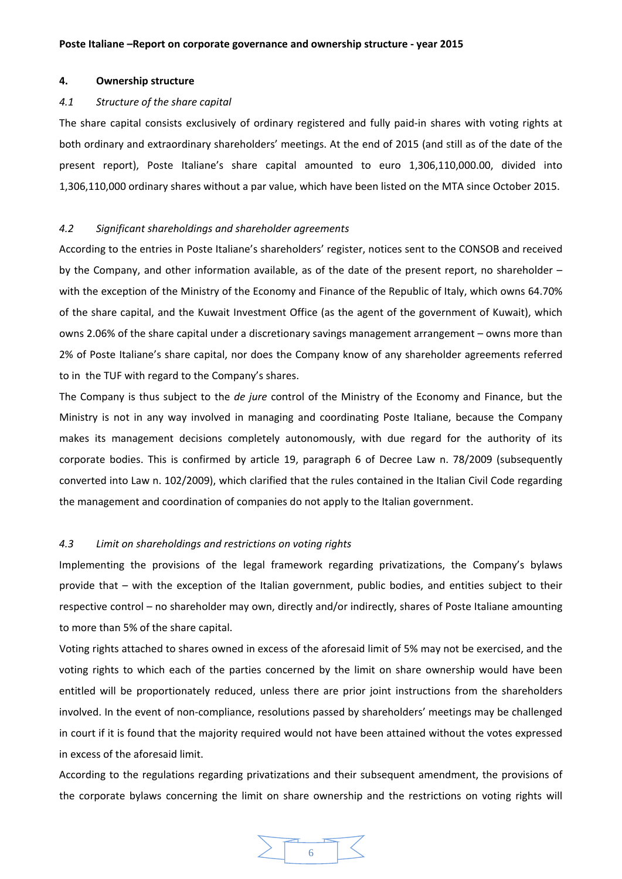## 4. Ownership structure

### *4.1 Structure of the share capital*

The share capital consists exclusively of ordinary registered and fully paid-in shares with voting rights at both ordinary and extraordinary shareholders' meetings. At the end of 2015 (and still as of the date of the present report), Poste Italiane's share capital amounted to euro 1,306,110,000.00, divided into 1,306,110,000 ordinary shares without a par value, which have been listed on the MTA since October 2015.

### *4.2 Significant shareholdings and shareholder agreements*

According to the entries in Poste Italiane's shareholders' register, notices sent to the CONSOB and received by the Company, and other information available, as of the date of the present report, no shareholder – with the exception of the Ministry of the Economy and Finance of the Republic of Italy, which owns 64.70% of the share capital, and the Kuwait Investment Office (as the agent of the government of Kuwait), which owns 2.06% of the share capital under a discretionary savings management arrangement – owns more than 2% of Poste Italiane's share capital, nor does the Company know of any shareholder agreements referred to in the TUF with regard to the Company's shares.

The Company is thus subject to the *de jure* control of the Ministry of the Economy and Finance, but the Ministry is not in any way involved in managing and coordinating Poste Italiane, because the Company makes its management decisions completely autonomously, with due regard for the authority of its corporate bodies. This is confirmed by article 19, paragraph 6 of Decree Law n. 78/2009 (subsequently converted into Law n. 102/2009), which clarified that the rules contained in the Italian Civil Code regarding the management and coordination of companies do not apply to the Italian government.

### *4.3 Limit on shareholdings and restrictions on voting rights*

Implementing the provisions of the legal framework regarding privatizations, the Company's bylaws provide that – with the exception of the Italian government, public bodies, and entities subject to their respective control – no shareholder may own, directly and/or indirectly, shares of Poste Italiane amounting to more than 5% of the share capital.

Voting rights attached to shares owned in excess of the aforesaid limit of 5% may not be exercised, and the voting rights to which each of the parties concerned by the limit on share ownership would have been entitled will be proportionately reduced, unless there are prior joint instructions from the shareholders involved. In the event of non-compliance, resolutions passed by shareholders' meetings may be challenged in court if it is found that the majority required would not have been attained without the votes expressed in excess of the aforesaid limit.

According to the regulations regarding privatizations and their subsequent amendment, the provisions of the corporate bylaws concerning the limit on share ownership and the restrictions on voting rights will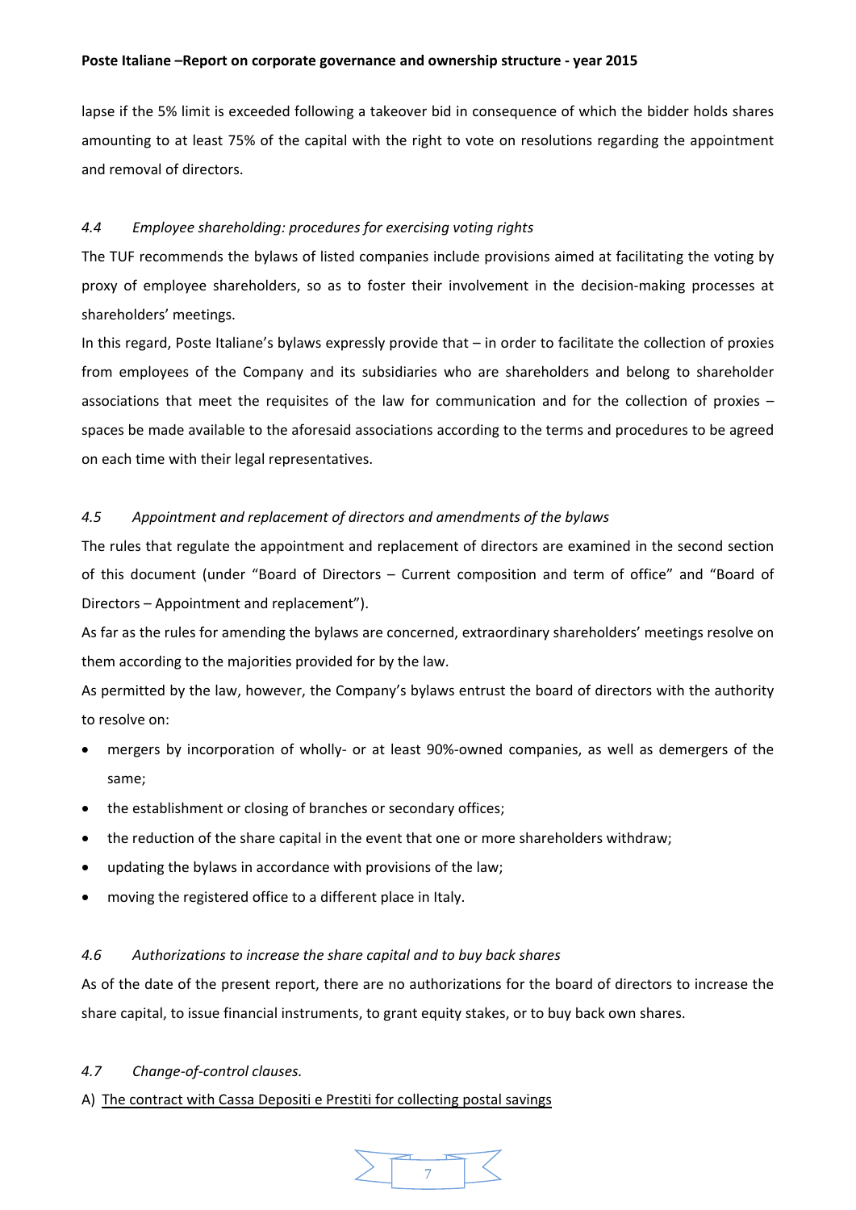lapse if the 5% limit is exceeded following a takeover bid in consequence of which the bidder holds shares amounting to at least 75% of the capital with the right to vote on resolutions regarding the appointment and removal of directors.

### *4.4 Employee shareholding: procedures for exercising voting rights*

The TUF recommends the bylaws of listed companies include provisions aimed at facilitating the voting by proxy of employee shareholders, so as to foster their involvement in the decision-making processes at shareholders' meetings.

In this regard, Poste Italiane's bylaws expressly provide that – in order to facilitate the collection of proxies from employees of the Company and its subsidiaries who are shareholders and belong to shareholder associations that meet the requisites of the law for communication and for the collection of proxies – spaces be made available to the aforesaid associations according to the terms and procedures to be agreed on each time with their legal representatives.

### *4.5 Appointment and replacement of directors and amendments of the bylaws*

The rules that regulate the appointment and replacement of directors are examined in the second section of this document (under "Board of Directors – Current composition and term of office" and "Board of Directors – Appointment and replacement").

As far as the rules for amending the bylaws are concerned, extraordinary shareholders' meetings resolve on them according to the majorities provided for by the law.

As permitted by the law, however, the Company's bylaws entrust the board of directors with the authority to resolve on:

- mergers by incorporation of wholly- or at least 90%-owned companies, as well as demergers of the same;
- the establishment or closing of branches or secondary offices;
- the reduction of the share capital in the event that one or more shareholders withdraw;
- updating the bylaws in accordance with provisions of the law;
- moving the registered office to a different place in Italy.

### *4.6 Authorizations to increase the share capital and to buy back shares*

As of the date of the present report, there are no authorizations for the board of directors to increase the share capital, to issue financial instruments, to grant equity stakes, or to buy back own shares.

### *4.7 Change-of-control clauses.*

A) The contract with Cassa Depositi e Prestiti for collecting postal savings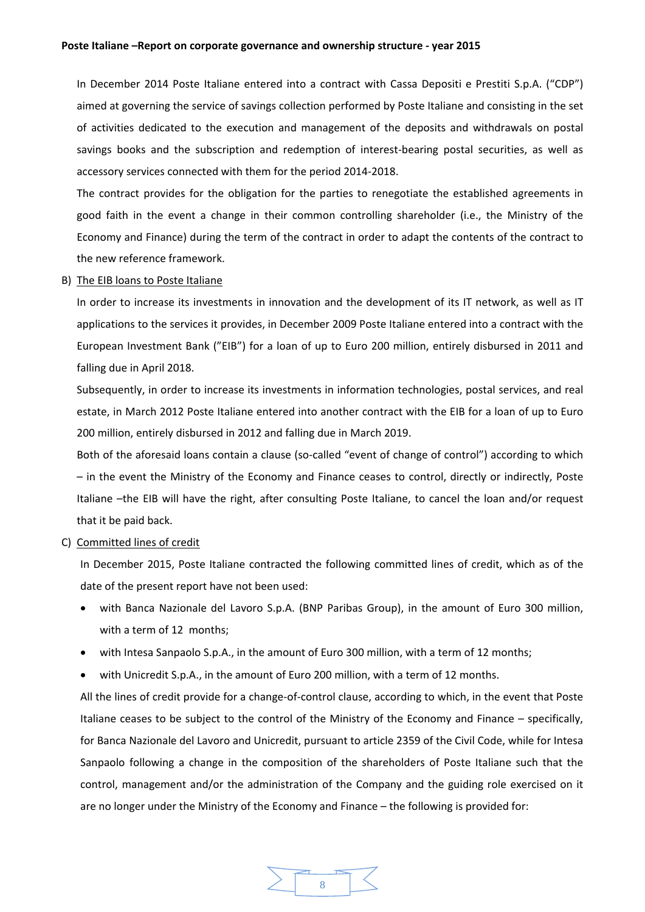In December 2014 Poste Italiane entered into a contract with Cassa Depositi e Prestiti S.p.A. ("CDP") aimed at governing the service of savings collection performed by Poste Italiane and consisting in the set of activities dedicated to the execution and management of the deposits and withdrawals on postal savings books and the subscription and redemption of interest-bearing postal securities, as well as accessory services connected with them for the period 2014-2018.

The contract provides for the obligation for the parties to renegotiate the established agreements in good faith in the event a change in their common controlling shareholder (i.e., the Ministry of the Economy and Finance) during the term of the contract in order to adapt the contents of the contract to the new reference framework.

B) The EIB loans to Poste Italiane

In order to increase its investments in innovation and the development of its IT network, as well as IT applications to the services it provides, in December 2009 Poste Italiane entered into a contract with the European Investment Bank ("EIB") for a loan of up to Euro 200 million, entirely disbursed in 2011 and falling due in April 2018.

Subsequently, in order to increase its investments in information technologies, postal services, and real estate, in March 2012 Poste Italiane entered into another contract with the EIB for a loan of up to Euro 200 million, entirely disbursed in 2012 and falling due in March 2019.

Both of the aforesaid loans contain a clause (so-called "event of change of control") according to which – in the event the Ministry of the Economy and Finance ceases to control, directly or indirectly, Poste Italiane –the EIB will have the right, after consulting Poste Italiane, to cancel the loan and/or request that it be paid back.

C) Committed lines of credit

In December 2015, Poste Italiane contracted the following committed lines of credit, which as of the date of the present report have not been used:

- with Banca Nazionale del Lavoro S.p.A. (BNP Paribas Group), in the amount of Euro 300 million, with a term of 12 months;
- with Intesa Sanpaolo S.p.A., in the amount of Euro 300 million, with a term of 12 months;
- with Unicredit S.p.A., in the amount of Euro 200 million, with a term of 12 months.

All the lines of credit provide for a change-of-control clause, according to which, in the event that Poste Italiane ceases to be subject to the control of the Ministry of the Economy and Finance – specifically, for Banca Nazionale del Lavoro and Unicredit, pursuant to article 2359 of the Civil Code, while for Intesa Sanpaolo following a change in the composition of the shareholders of Poste Italiane such that the control, management and/or the administration of the Company and the guiding role exercised on it are no longer under the Ministry of the Economy and Finance – the following is provided for: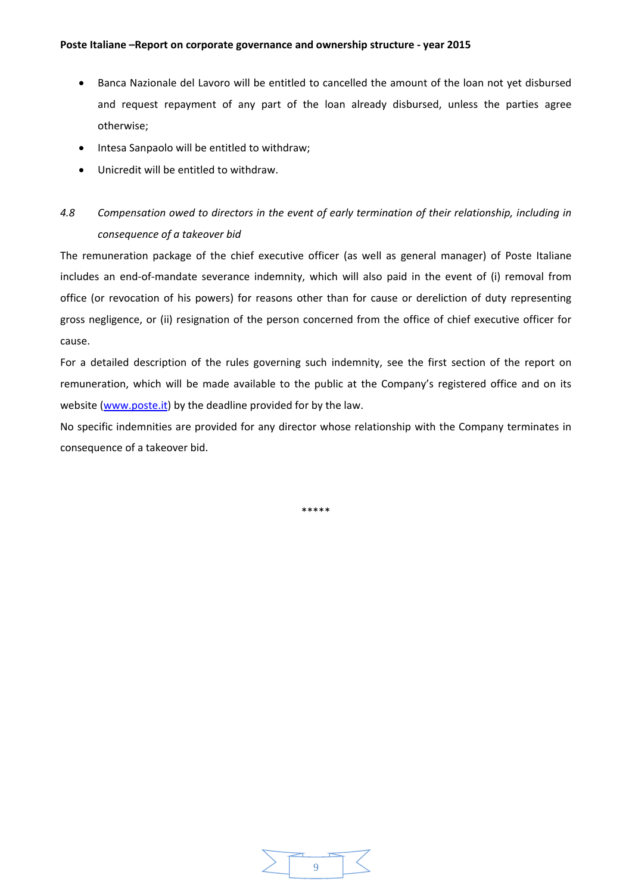- Banca Nazionale del Lavoro will be entitled to cancelled the amount of the loan not yet disbursed and request repayment of any part of the loan already disbursed, unless the parties agree otherwise;
- Intesa Sanpaolo will be entitled to withdraw;
- Unicredit will be entitled to withdraw.

### *4.8 Compensation owed to directors in the event of early termination of their relationship, including in consequence of a takeover bid*

The remuneration package of the chief executive officer (as well as general manager) of Poste Italiane includes an end-of-mandate severance indemnity, which will also paid in the event of (i) removal from office (or revocation of his powers) for reasons other than for cause or dereliction of duty representing gross negligence, or (ii) resignation of the person concerned from the office of chief executive officer for cause.

For a detailed description of the rules governing such indemnity, see the first section of the report on remuneration, which will be made available to the public at the Company's registered office and on its website (www.poste.it) by the deadline provided for by the law.

No specific indemnities are provided for any director whose relationship with the Company terminates in consequence of a takeover bid.

*****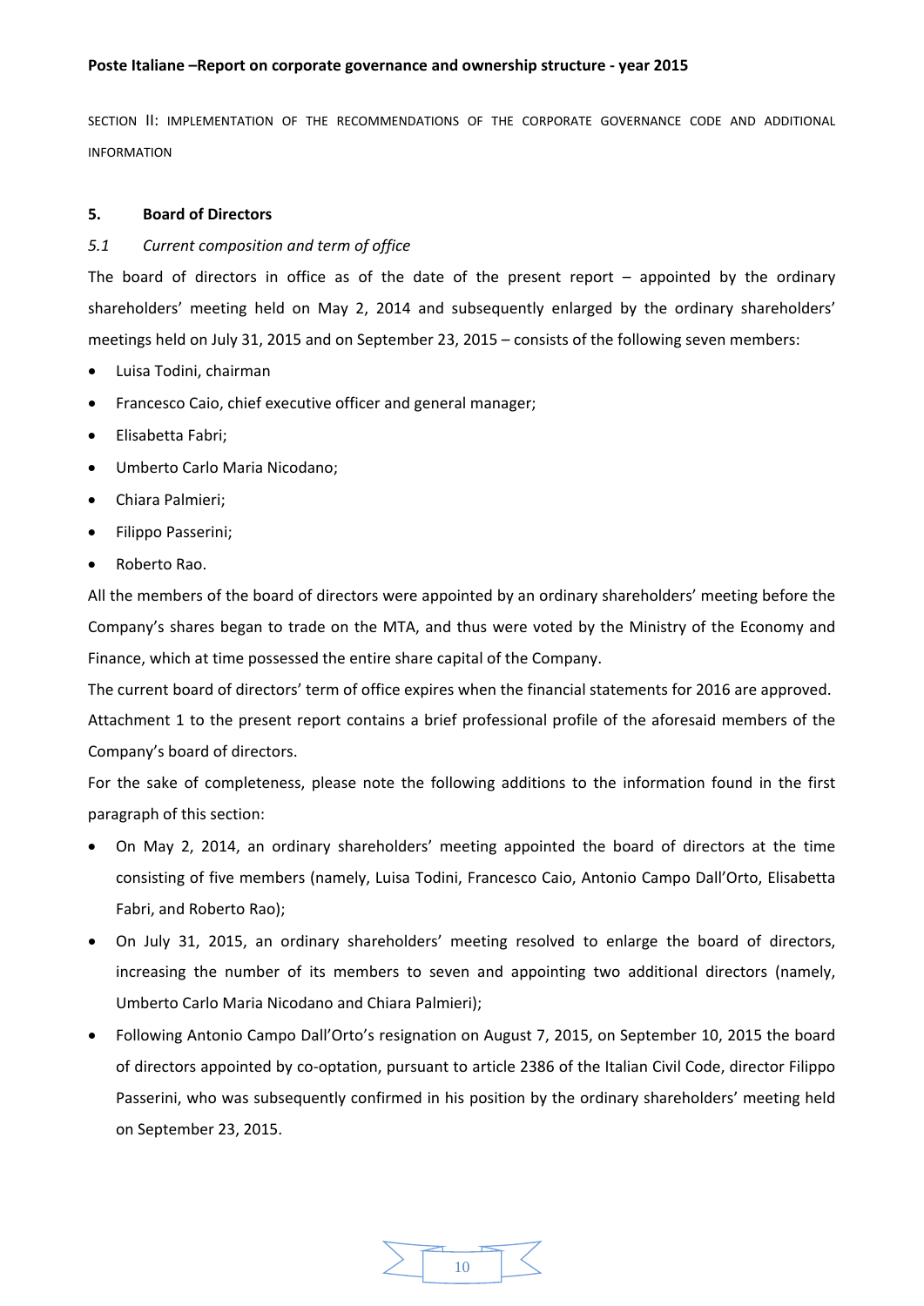SECTION II: IMPLEMENTATION OF THE RECOMMENDATIONS OF THE CORPORATE GOVERNANCE CODE AND ADDITIONAL INFORMATION

## 5. Board of Directors

### *5.1 Current composition and term of office*

The board of directors in office as of the date of the present report – appointed by the ordinary shareholders' meeting held on May 2, 2014 and subsequently enlarged by the ordinary shareholders' meetings held on July 31, 2015 and on September 23, 2015 – consists of the following seven members:

- Luisa Todini, chairman
- Francesco Caio, chief executive officer and general manager;
- Elisabetta Fabri;
- Umberto Carlo Maria Nicodano;
- Chiara Palmieri;
- Filippo Passerini;
- Roberto Rao.

All the members of the board of directors were appointed by an ordinary shareholders' meeting before the Company's shares began to trade on the MTA, and thus were voted by the Ministry of the Economy and Finance, which at time possessed the entire share capital of the Company.

The current board of directors' term of office expires when the financial statements for 2016 are approved.

Attachment 1 to the present report contains a brief professional profile of the aforesaid members of the Company's board of directors.

For the sake of completeness, please note the following additions to the information found in the first paragraph of this section:

- On May 2, 2014, an ordinary shareholders' meeting appointed the board of directors at the time consisting of five members (namely, Luisa Todini, Francesco Caio, Antonio Campo Dall'Orto, Elisabetta Fabri, and Roberto Rao);
- On July 31, 2015, an ordinary shareholders' meeting resolved to enlarge the board of directors, increasing the number of its members to seven and appointing two additional directors (namely, Umberto Carlo Maria Nicodano and Chiara Palmieri);
- Following Antonio Campo Dall'Orto's resignation on August 7, 2015, on September 10, 2015 the board of directors appointed by co-optation, pursuant to article 2386 of the Italian Civil Code, director Filippo Passerini, who was subsequently confirmed in his position by the ordinary shareholders' meeting held on September 23, 2015.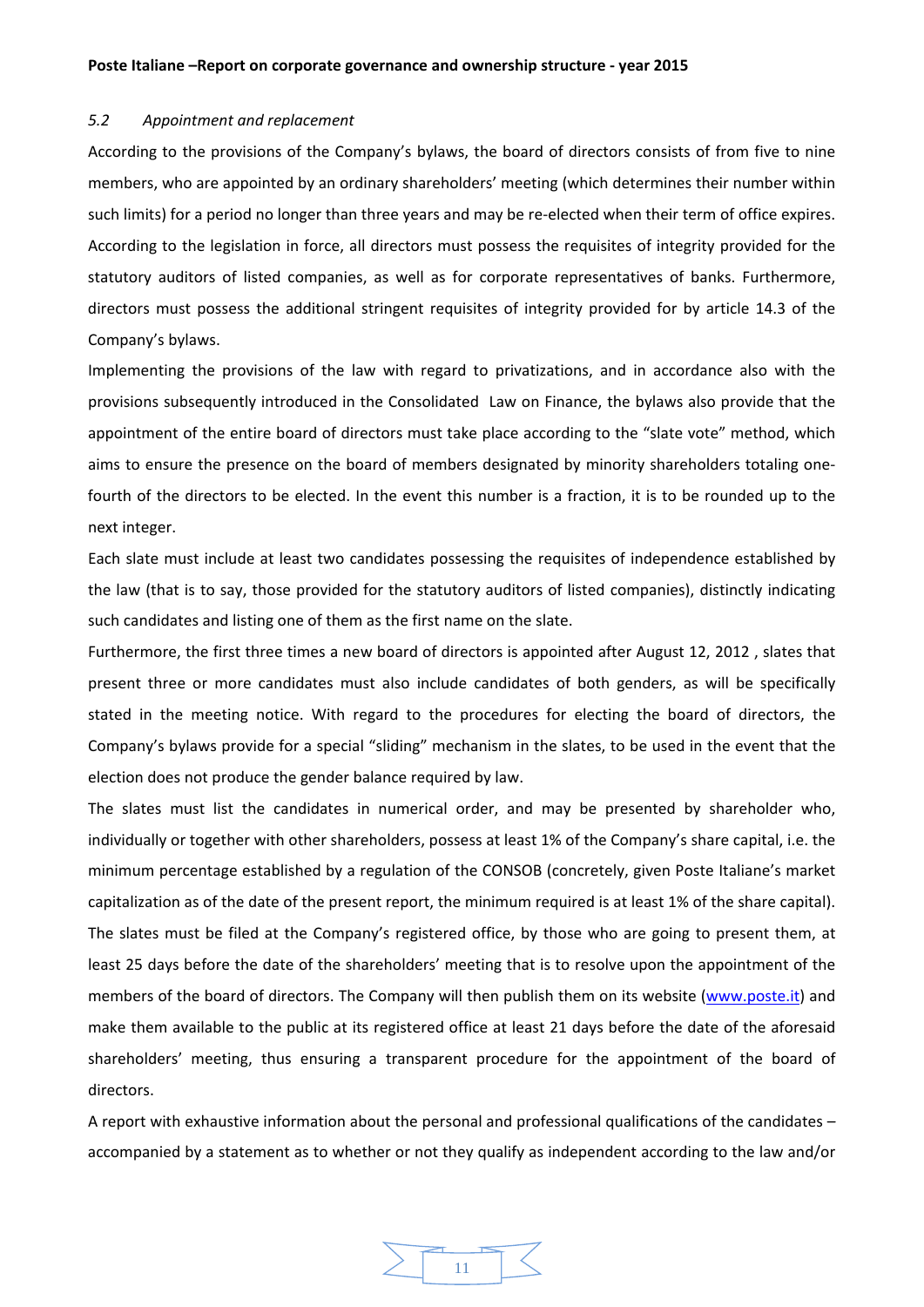### *5.2 Appointment and replacement*

According to the provisions of the Company's bylaws, the board of directors consists of from five to nine members, who are appointed by an ordinary shareholders' meeting (which determines their number within such limits) for a period no longer than three years and may be re-elected when their term of office expires. According to the legislation in force, all directors must possess the requisites of integrity provided for the statutory auditors of listed companies, as well as for corporate representatives of banks. Furthermore, directors must possess the additional stringent requisites of integrity provided for by article 14.3 of the Company's bylaws.

Implementing the provisions of the law with regard to privatizations, and in accordance also with the provisions subsequently introduced in the Consolidated Law on Finance, the bylaws also provide that the appointment of the entire board of directors must take place according to the "slate vote" method, which aims to ensure the presence on the board of members designated by minority shareholders totaling one-fourth of the directors to be elected. In the event this number is a fraction, it is to be rounded up to the next integer.

Each slate must include at least two candidates possessing the requisites of independence established by the law (that is to say, those provided for the statutory auditors of listed companies), distinctly indicating such candidates and listing one of them as the first name on the slate.

Furthermore, the first three times a new board of directors is appointed after August 12, 2012 , slates that present three or more candidates must also include candidates of both genders, as will be specifically stated in the meeting notice. With regard to the procedures for electing the board of directors, the Company's bylaws provide for a special "sliding" mechanism in the slates, to be used in the event that the election does not produce the gender balance required by law.

The slates must list the candidates in numerical order, and may be presented by shareholder who, individually or together with other shareholders, possess at least 1% of the Company's share capital, i.e. the minimum percentage established by a regulation of the CONSOB (concretely, given Poste Italiane's market capitalization as of the date of the present report, the minimum required is at least 1% of the share capital). The slates must be filed at the Company's registered office, by those who are going to present them, at least 25 days before the date of the shareholders' meeting that is to resolve upon the appointment of the members of the board of directors. The Company will then publish them on its website (www.poste.it) and make them available to the public at its registered office at least 21 days before the date of the aforesaid shareholders' meeting, thus ensuring a transparent procedure for the appointment of the board of directors.

A report with exhaustive information about the personal and professional qualifications of the candidates – accompanied by a statement as to whether or not they qualify as independent according to the law and/or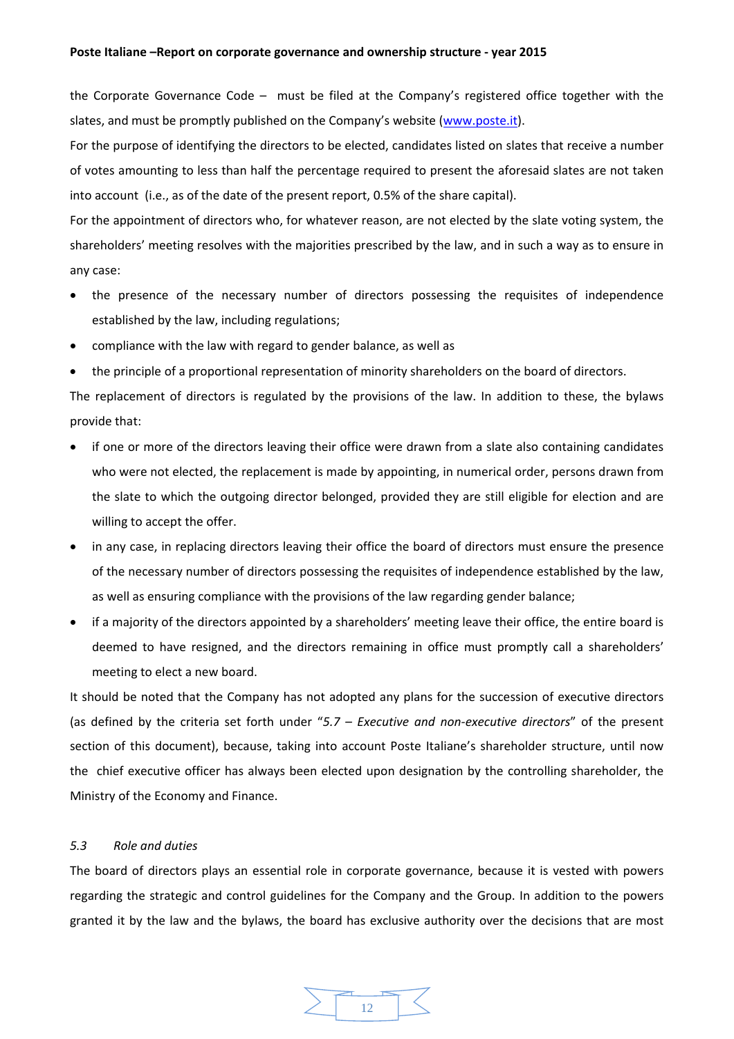the Corporate Governance Code – must be filed at the Company's registered office together with the slates, and must be promptly published on the Company's website (www.poste.it).

For the purpose of identifying the directors to be elected, candidates listed on slates that receive a number of votes amounting to less than half the percentage required to present the aforesaid slates are not taken into account (i.e., as of the date of the present report, 0.5% of the share capital).

For the appointment of directors who, for whatever reason, are not elected by the slate voting system, the shareholders' meeting resolves with the majorities prescribed by the law, and in such a way as to ensure in any case:

- the presence of the necessary number of directors possessing the requisites of independence established by the law, including regulations;
- compliance with the law with regard to gender balance, as well as
- the principle of a proportional representation of minority shareholders on the board of directors.

The replacement of directors is regulated by the provisions of the law. In addition to these, the bylaws provide that:

- if one or more of the directors leaving their office were drawn from a slate also containing candidates who were not elected, the replacement is made by appointing, in numerical order, persons drawn from the slate to which the outgoing director belonged, provided they are still eligible for election and are willing to accept the offer.
- in any case, in replacing directors leaving their office the board of directors must ensure the presence of the necessary number of directors possessing the requisites of independence established by the law, as well as ensuring compliance with the provisions of the law regarding gender balance;
- if a majority of the directors appointed by a shareholders' meeting leave their office, the entire board is deemed to have resigned, and the directors remaining in office must promptly call a shareholders' meeting to elect a new board.

It should be noted that the Company has not adopted any plans for the succession of executive directors (as defined by the criteria set forth under "*5.7 – Executive and non-executive directors*" of the present section of this document), because, taking into account Poste Italiane's shareholder structure, until now the chief executive officer has always been elected upon designation by the controlling shareholder, the Ministry of the Economy and Finance.

### *5.3 Role and duties*

The board of directors plays an essential role in corporate governance, because it is vested with powers regarding the strategic and control guidelines for the Company and the Group. In addition to the powers granted it by the law and the bylaws, the board has exclusive authority over the decisions that are most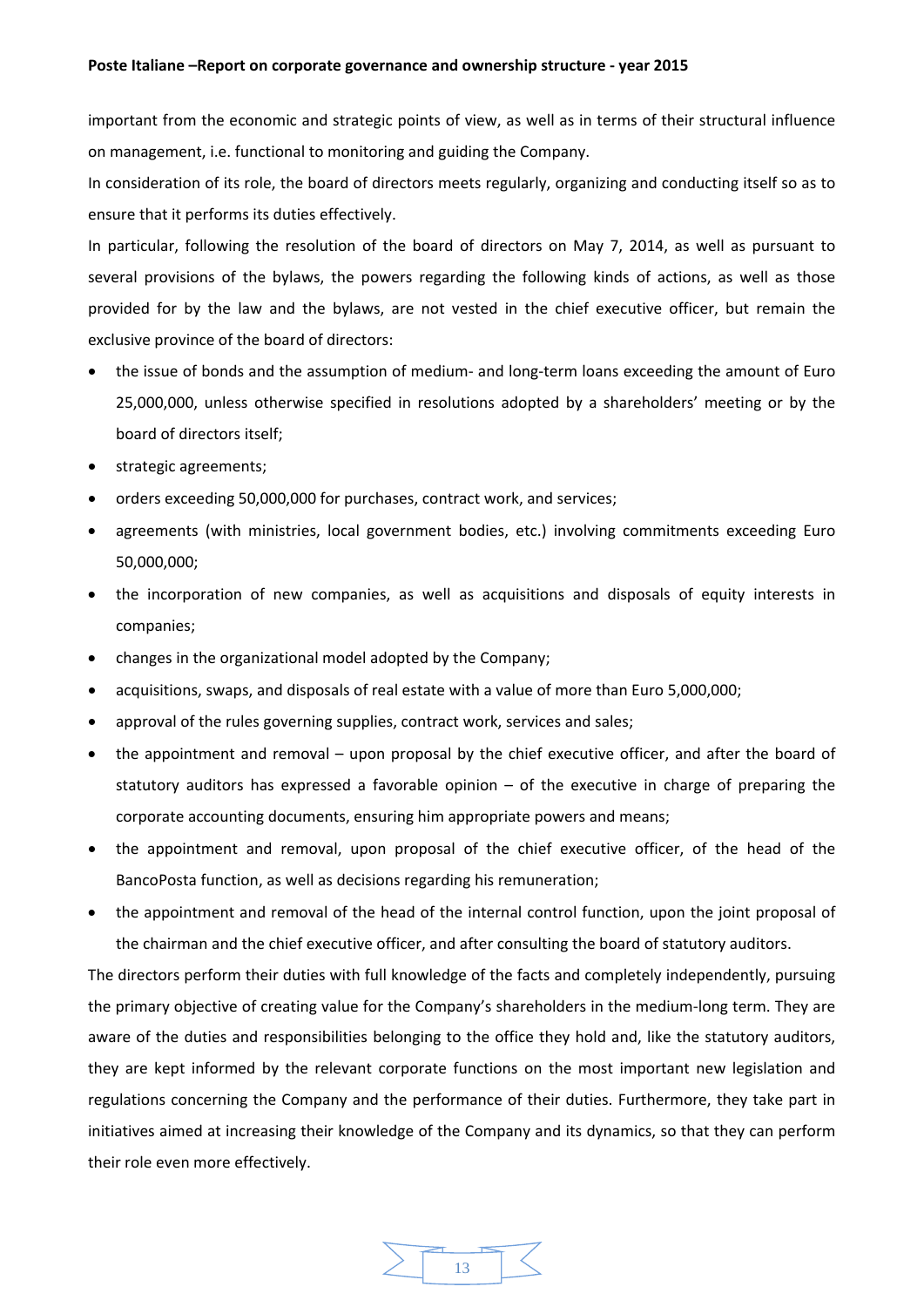important from the economic and strategic points of view, as well as in terms of their structural influence on management, i.e. functional to monitoring and guiding the Company.

In consideration of its role, the board of directors meets regularly, organizing and conducting itself so as to ensure that it performs its duties effectively.

In particular, following the resolution of the board of directors on May 7, 2014, as well as pursuant to several provisions of the bylaws, the powers regarding the following kinds of actions, as well as those provided for by the law and the bylaws, are not vested in the chief executive officer, but remain the exclusive province of the board of directors:

- the issue of bonds and the assumption of medium- and long-term loans exceeding the amount of Euro 25,000,000, unless otherwise specified in resolutions adopted by a shareholders' meeting or by the board of directors itself;
- strategic agreements;
- orders exceeding 50,000,000 for purchases, contract work, and services;
- agreements (with ministries, local government bodies, etc.) involving commitments exceeding Euro 50,000,000;
- the incorporation of new companies, as well as acquisitions and disposals of equity interests in companies;
- changes in the organizational model adopted by the Company;
- acquisitions, swaps, and disposals of real estate with a value of more than Euro 5,000,000;
- approval of the rules governing supplies, contract work, services and sales;
- the appointment and removal – upon proposal by the chief executive officer, and after the board of statutory auditors has expressed a favorable opinion – of the executive in charge of preparing the corporate accounting documents, ensuring him appropriate powers and means;
- the appointment and removal, upon proposal of the chief executive officer, of the head of the BancoPosta function, as well as decisions regarding his remuneration;
- the appointment and removal of the head of the internal control function, upon the joint proposal of the chairman and the chief executive officer, and after consulting the board of statutory auditors.

The directors perform their duties with full knowledge of the facts and completely independently, pursuing the primary objective of creating value for the Company's shareholders in the medium-long term. They are aware of the duties and responsibilities belonging to the office they hold and, like the statutory auditors, they are kept informed by the relevant corporate functions on the most important new legislation and regulations concerning the Company and the performance of their duties. Furthermore, they take part in initiatives aimed at increasing their knowledge of the Company and its dynamics, so that they can perform their role even more effectively.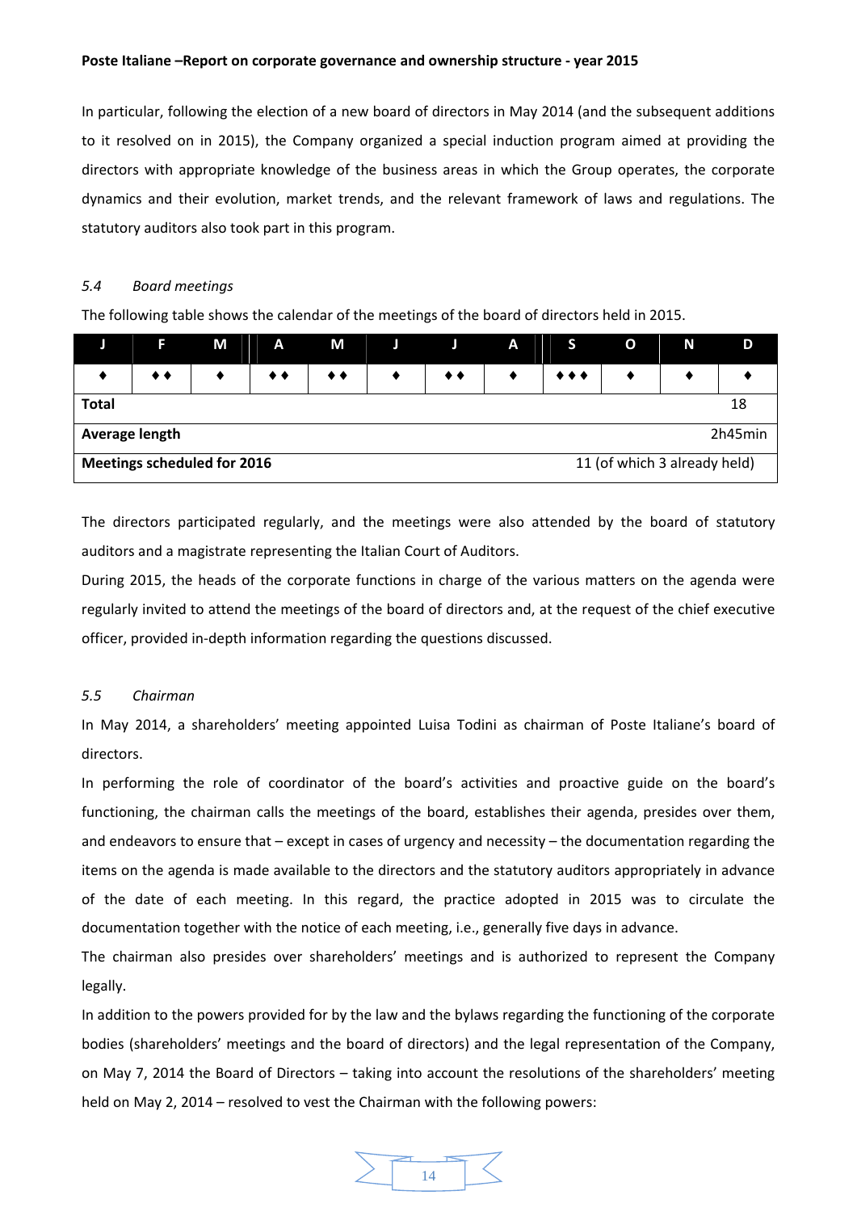In particular, following the election of a new board of directors in May 2014 (and the subsequent additions to it resolved on in 2015), the Company organized a special induction program aimed at providing the directors with appropriate knowledge of the business areas in which the Group operates, the corporate dynamics and their evolution, market trends, and the relevant framework of laws and regulations. The statutory auditors also took part in this program.

### *5.4 Board meetings*

The following table shows the calendar of the meetings of the board of directors held in 2015.

| J | F | M | A | M | J | J | A | S | O | N | D |
|---|---|---|---|---|---|---|---|---|---|---|---|
| ♦ | ♦♦ | ♦ | ♦♦ | ♦♦ | ♦ | ♦♦ | ♦ | ♦♦♦ | ♦ | ♦ | ♦ |
| **Total** | | | | | | | | | | | 18 |
| **Average length** | | | | | | | | | | | 2h45min |
| **Meetings scheduled for 2016** | | | | | | | | | | | 11 (of which 3 already held) |

The directors participated regularly, and the meetings were also attended by the board of statutory auditors and a magistrate representing the Italian Court of Auditors.

During 2015, the heads of the corporate functions in charge of the various matters on the agenda were regularly invited to attend the meetings of the board of directors and, at the request of the chief executive officer, provided in-depth information regarding the questions discussed.

### *5.5 Chairman*

In May 2014, a shareholders' meeting appointed Luisa Todini as chairman of Poste Italiane's board of directors.

In performing the role of coordinator of the board's activities and proactive guide on the board's functioning, the chairman calls the meetings of the board, establishes their agenda, presides over them, and endeavors to ensure that – except in cases of urgency and necessity – the documentation regarding the items on the agenda is made available to the directors and the statutory auditors appropriately in advance of the date of each meeting. In this regard, the practice adopted in 2015 was to circulate the documentation together with the notice of each meeting, i.e., generally five days in advance.

The chairman also presides over shareholders' meetings and is authorized to represent the Company legally.

In addition to the powers provided for by the law and the bylaws regarding the functioning of the corporate bodies (shareholders' meetings and the board of directors) and the legal representation of the Company, on May 7, 2014 the Board of Directors – taking into account the resolutions of the shareholders' meeting held on May 2, 2014 – resolved to vest the Chairman with the following powers: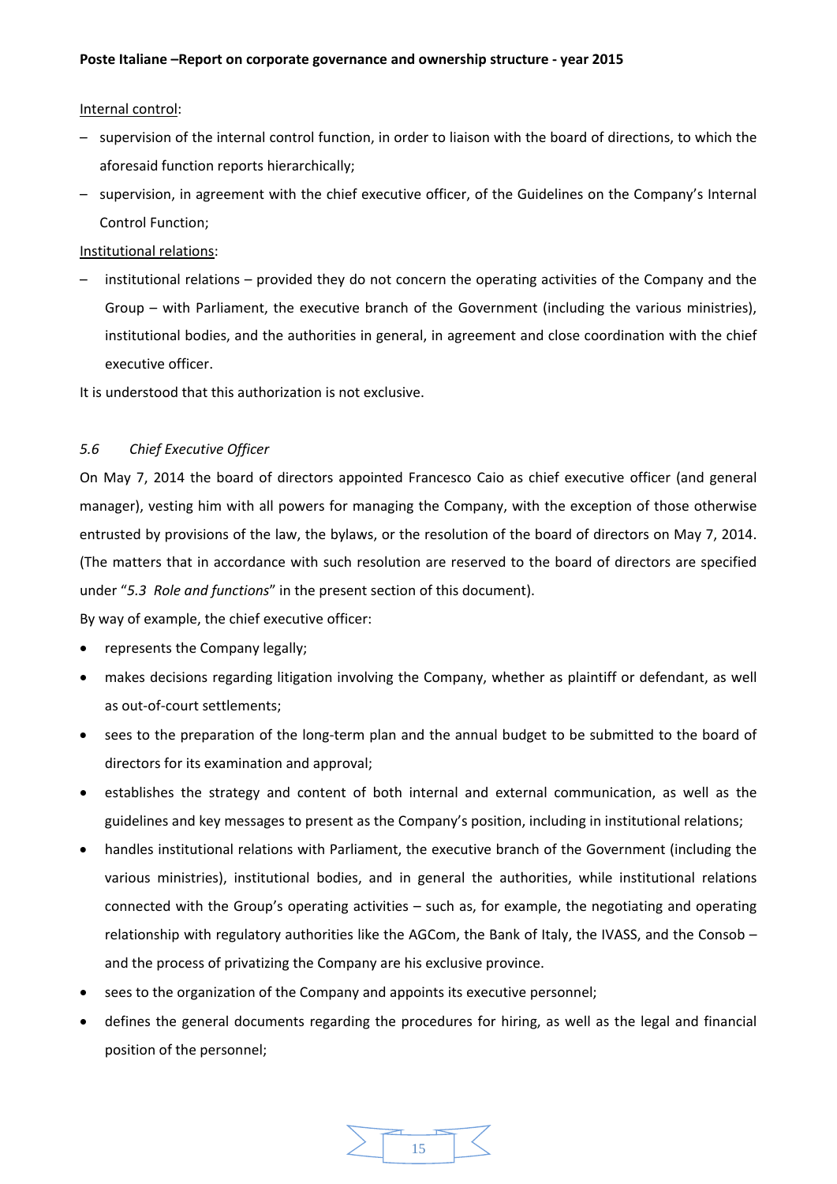Internal control:

- supervision of the internal control function, in order to liaison with the board of directions, to which the aforesaid function reports hierarchically;
- supervision, in agreement with the chief executive officer, of the Guidelines on the Company's Internal Control Function;

Institutional relations:

- institutional relations – provided they do not concern the operating activities of the Company and the Group – with Parliament, the executive branch of the Government (including the various ministries), institutional bodies, and the authorities in general, in agreement and close coordination with the chief executive officer.

It is understood that this authorization is not exclusive.

### *5.6 Chief Executive Officer*

On May 7, 2014 the board of directors appointed Francesco Caio as chief executive officer (and general manager), vesting him with all powers for managing the Company, with the exception of those otherwise entrusted by provisions of the law, the bylaws, or the resolution of the board of directors on May 7, 2014. (The matters that in accordance with such resolution are reserved to the board of directors are specified under "*5.3 Role and functions*" in the present section of this document).

By way of example, the chief executive officer:

- represents the Company legally;
- makes decisions regarding litigation involving the Company, whether as plaintiff or defendant, as well as out-of-court settlements;
- sees to the preparation of the long-term plan and the annual budget to be submitted to the board of directors for its examination and approval;
- establishes the strategy and content of both internal and external communication, as well as the guidelines and key messages to present as the Company's position, including in institutional relations;
- handles institutional relations with Parliament, the executive branch of the Government (including the various ministries), institutional bodies, and in general the authorities, while institutional relations connected with the Group's operating activities – such as, for example, the negotiating and operating relationship with regulatory authorities like the AGCom, the Bank of Italy, the IVASS, and the Consob – and the process of privatizing the Company are his exclusive province.
- sees to the organization of the Company and appoints its executive personnel;
- defines the general documents regarding the procedures for hiring, as well as the legal and financial position of the personnel;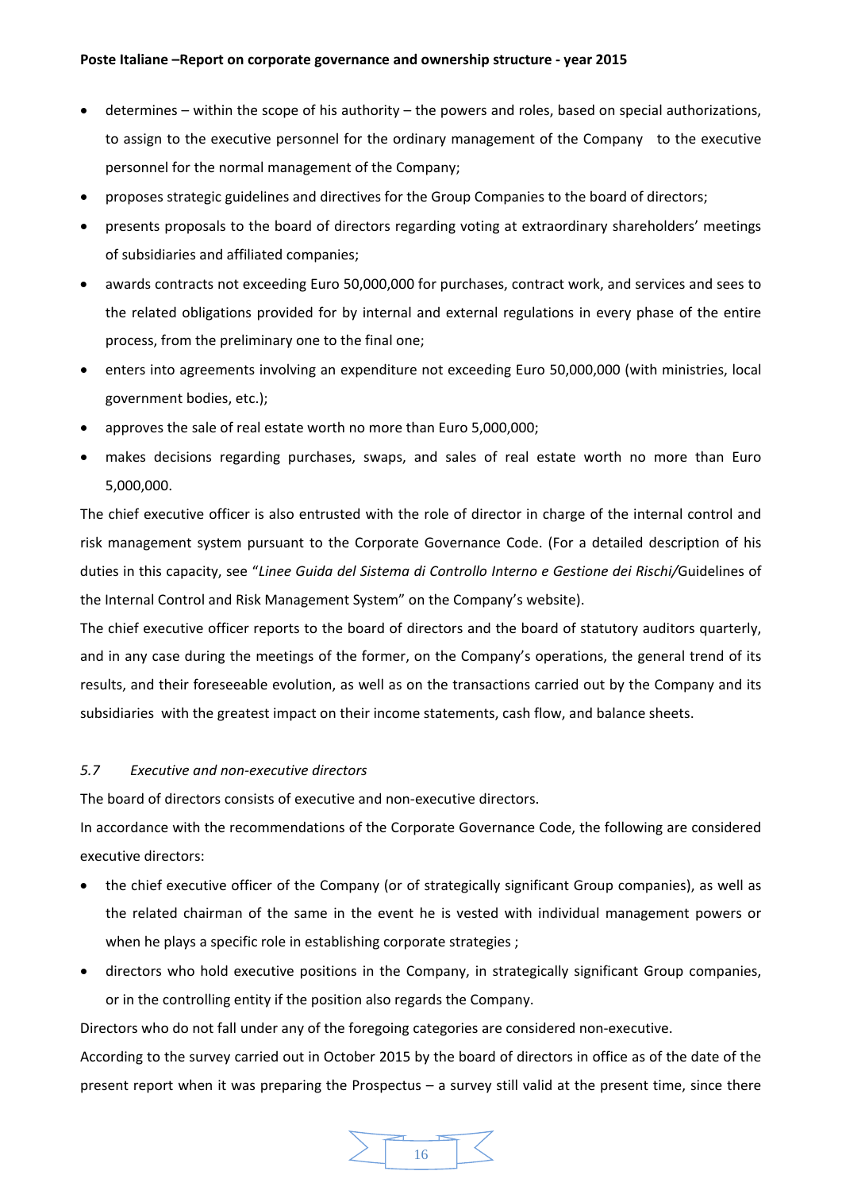- determines – within the scope of his authority – the powers and roles, based on special authorizations, to assign to the executive personnel for the ordinary management of the Company to the executive personnel for the normal management of the Company;
- proposes strategic guidelines and directives for the Group Companies to the board of directors;
- presents proposals to the board of directors regarding voting at extraordinary shareholders' meetings of subsidiaries and affiliated companies;
- awards contracts not exceeding Euro 50,000,000 for purchases, contract work, and services and sees to the related obligations provided for by internal and external regulations in every phase of the entire process, from the preliminary one to the final one;
- enters into agreements involving an expenditure not exceeding Euro 50,000,000 (with ministries, local government bodies, etc.);
- approves the sale of real estate worth no more than Euro 5,000,000;
- makes decisions regarding purchases, swaps, and sales of real estate worth no more than Euro 5,000,000.

The chief executive officer is also entrusted with the role of director in charge of the internal control and risk management system pursuant to the Corporate Governance Code. (For a detailed description of his duties in this capacity, see "*Linee Guida del Sistema di Controllo Interno e Gestione dei Rischi/*Guidelines of the Internal Control and Risk Management System" on the Company's website).

The chief executive officer reports to the board of directors and the board of statutory auditors quarterly, and in any case during the meetings of the former, on the Company's operations, the general trend of its results, and their foreseeable evolution, as well as on the transactions carried out by the Company and its subsidiaries with the greatest impact on their income statements, cash flow, and balance sheets.

### *5.7 Executive and non-executive directors*

The board of directors consists of executive and non-executive directors.

In accordance with the recommendations of the Corporate Governance Code, the following are considered executive directors:

- the chief executive officer of the Company (or of strategically significant Group companies), as well as the related chairman of the same in the event he is vested with individual management powers or when he plays a specific role in establishing corporate strategies ;
- directors who hold executive positions in the Company, in strategically significant Group companies, or in the controlling entity if the position also regards the Company.

Directors who do not fall under any of the foregoing categories are considered non-executive.

According to the survey carried out in October 2015 by the board of directors in office as of the date of the present report when it was preparing the Prospectus – a survey still valid at the present time, since there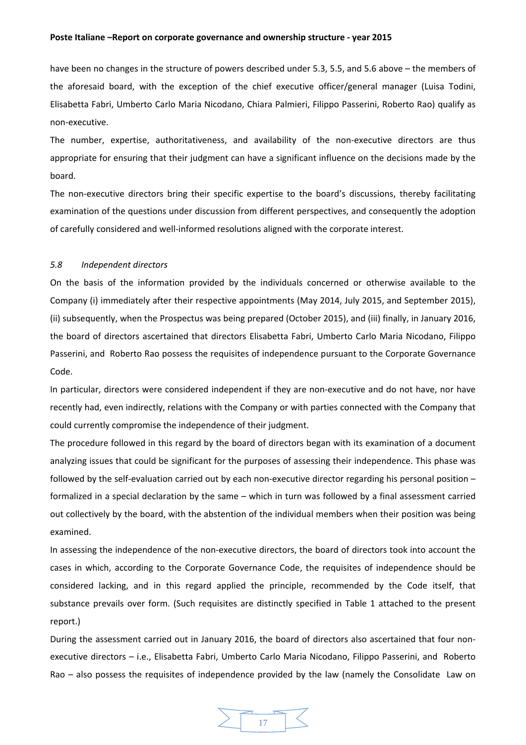have been no changes in the structure of powers described under 5.3, 5.5, and 5.6 above – the members of the aforesaid board, with the exception of the chief executive officer/general manager (Luisa Todini, Elisabetta Fabri, Umberto Carlo Maria Nicodano, Chiara Palmieri, Filippo Passerini, Roberto Rao) qualify as non-executive.

The number, expertise, authoritativeness, and availability of the non-executive directors are thus appropriate for ensuring that their judgment can have a significant influence on the decisions made by the board.

The non-executive directors bring their specific expertise to the board's discussions, thereby facilitating examination of the questions under discussion from different perspectives, and consequently the adoption of carefully considered and well-informed resolutions aligned with the corporate interest.

### *5.8 Independent directors*

On the basis of the information provided by the individuals concerned or otherwise available to the Company (i) immediately after their respective appointments (May 2014, July 2015, and September 2015), (ii) subsequently, when the Prospectus was being prepared (October 2015), and (iii) finally, in January 2016, the board of directors ascertained that directors Elisabetta Fabri, Umberto Carlo Maria Nicodano, Filippo Passerini, and Roberto Rao possess the requisites of independence pursuant to the Corporate Governance Code.

In particular, directors were considered independent if they are non-executive and do not have, nor have recently had, even indirectly, relations with the Company or with parties connected with the Company that could currently compromise the independence of their judgment.

The procedure followed in this regard by the board of directors began with its examination of a document analyzing issues that could be significant for the purposes of assessing their independence. This phase was followed by the self-evaluation carried out by each non-executive director regarding his personal position – formalized in a special declaration by the same – which in turn was followed by a final assessment carried out collectively by the board, with the abstention of the individual members when their position was being examined.

In assessing the independence of the non-executive directors, the board of directors took into account the cases in which, according to the Corporate Governance Code, the requisites of independence should be considered lacking, and in this regard applied the principle, recommended by the Code itself, that substance prevails over form. (Such requisites are distinctly specified in Table 1 attached to the present report.)

During the assessment carried out in January 2016, the board of directors also ascertained that four non-executive directors – i.e., Elisabetta Fabri, Umberto Carlo Maria Nicodano, Filippo Passerini, and Roberto Rao – also possess the requisites of independence provided by the law (namely the Consolidate Law on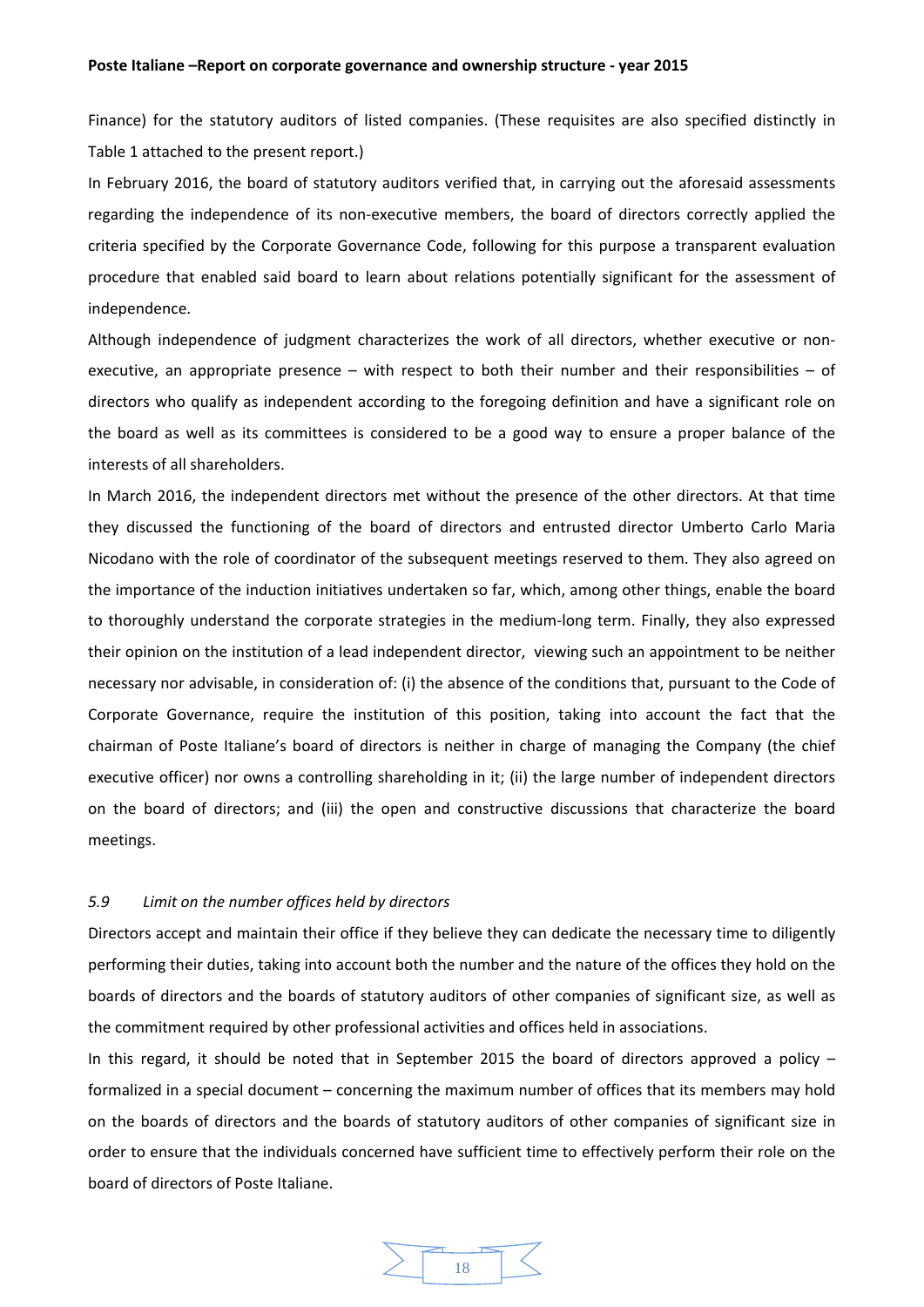Finance) for the statutory auditors of listed companies. (These requisites are also specified distinctly in Table 1 attached to the present report.)

In February 2016, the board of statutory auditors verified that, in carrying out the aforesaid assessments regarding the independence of its non-executive members, the board of directors correctly applied the criteria specified by the Corporate Governance Code, following for this purpose a transparent evaluation procedure that enabled said board to learn about relations potentially significant for the assessment of independence.

Although independence of judgment characterizes the work of all directors, whether executive or non-executive, an appropriate presence – with respect to both their number and their responsibilities – of directors who qualify as independent according to the foregoing definition and have a significant role on the board as well as its committees is considered to be a good way to ensure a proper balance of the interests of all shareholders.

In March 2016, the independent directors met without the presence of the other directors. At that time they discussed the functioning of the board of directors and entrusted director Umberto Carlo Maria Nicodano with the role of coordinator of the subsequent meetings reserved to them. They also agreed on the importance of the induction initiatives undertaken so far, which, among other things, enable the board to thoroughly understand the corporate strategies in the medium-long term. Finally, they also expressed their opinion on the institution of a lead independent director, viewing such an appointment to be neither necessary nor advisable, in consideration of: (i) the absence of the conditions that, pursuant to the Code of Corporate Governance, require the institution of this position, taking into account the fact that the chairman of Poste Italiane's board of directors is neither in charge of managing the Company (the chief executive officer) nor owns a controlling shareholding in it; (ii) the large number of independent directors on the board of directors; and (iii) the open and constructive discussions that characterize the board meetings.

### *5.9 Limit on the number offices held by directors*

Directors accept and maintain their office if they believe they can dedicate the necessary time to diligently performing their duties, taking into account both the number and the nature of the offices they hold on the boards of directors and the boards of statutory auditors of other companies of significant size, as well as the commitment required by other professional activities and offices held in associations.

In this regard, it should be noted that in September 2015 the board of directors approved a policy – formalized in a special document – concerning the maximum number of offices that its members may hold on the boards of directors and the boards of statutory auditors of other companies of significant size in order to ensure that the individuals concerned have sufficient time to effectively perform their role on the board of directors of Poste Italiane.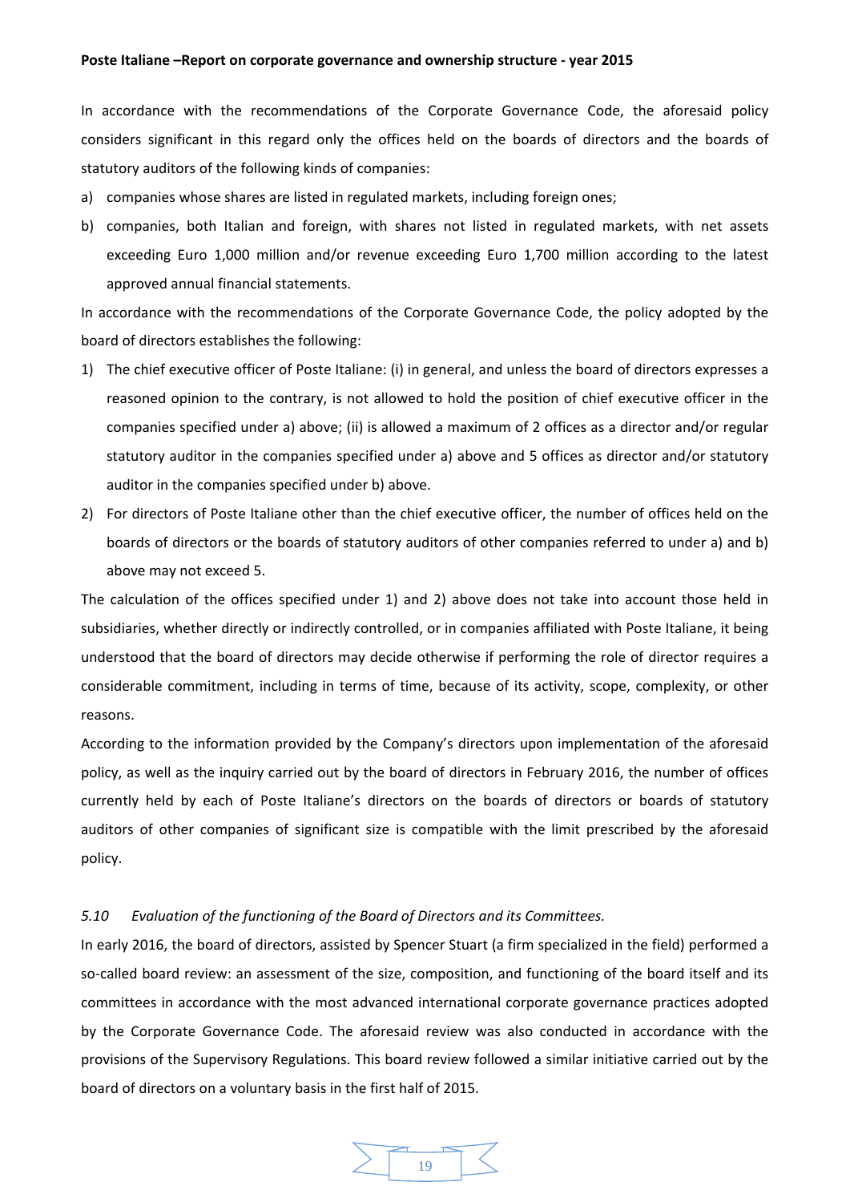In accordance with the recommendations of the Corporate Governance Code, the aforesaid policy considers significant in this regard only the offices held on the boards of directors and the boards of statutory auditors of the following kinds of companies:

a) companies whose shares are listed in regulated markets, including foreign ones;
b) companies, both Italian and foreign, with shares not listed in regulated markets, with net assets exceeding Euro 1,000 million and/or revenue exceeding Euro 1,700 million according to the latest approved annual financial statements.

In accordance with the recommendations of the Corporate Governance Code, the policy adopted by the board of directors establishes the following:

1) The chief executive officer of Poste Italiane: (i) in general, and unless the board of directors expresses a reasoned opinion to the contrary, is not allowed to hold the position of chief executive officer in the companies specified under a) above; (ii) is allowed a maximum of 2 offices as a director and/or regular statutory auditor in the companies specified under a) above and 5 offices as director and/or statutory auditor in the companies specified under b) above.
2) For directors of Poste Italiane other than the chief executive officer, the number of offices held on the boards of directors or the boards of statutory auditors of other companies referred to under a) and b) above may not exceed 5.

The calculation of the offices specified under 1) and 2) above does not take into account those held in subsidiaries, whether directly or indirectly controlled, or in companies affiliated with Poste Italiane, it being understood that the board of directors may decide otherwise if performing the role of director requires a considerable commitment, including in terms of time, because of its activity, scope, complexity, or other reasons.

According to the information provided by the Company's directors upon implementation of the aforesaid policy, as well as the inquiry carried out by the board of directors in February 2016, the number of offices currently held by each of Poste Italiane's directors on the boards of directors or boards of statutory auditors of other companies of significant size is compatible with the limit prescribed by the aforesaid policy.

### *5.10 Evaluation of the functioning of the Board of Directors and its Committees.*

In early 2016, the board of directors, assisted by Spencer Stuart (a firm specialized in the field) performed a so-called board review: an assessment of the size, composition, and functioning of the board itself and its committees in accordance with the most advanced international corporate governance practices adopted by the Corporate Governance Code. The aforesaid review was also conducted in accordance with the provisions of the Supervisory Regulations. This board review followed a similar initiative carried out by the board of directors on a voluntary basis in the first half of 2015.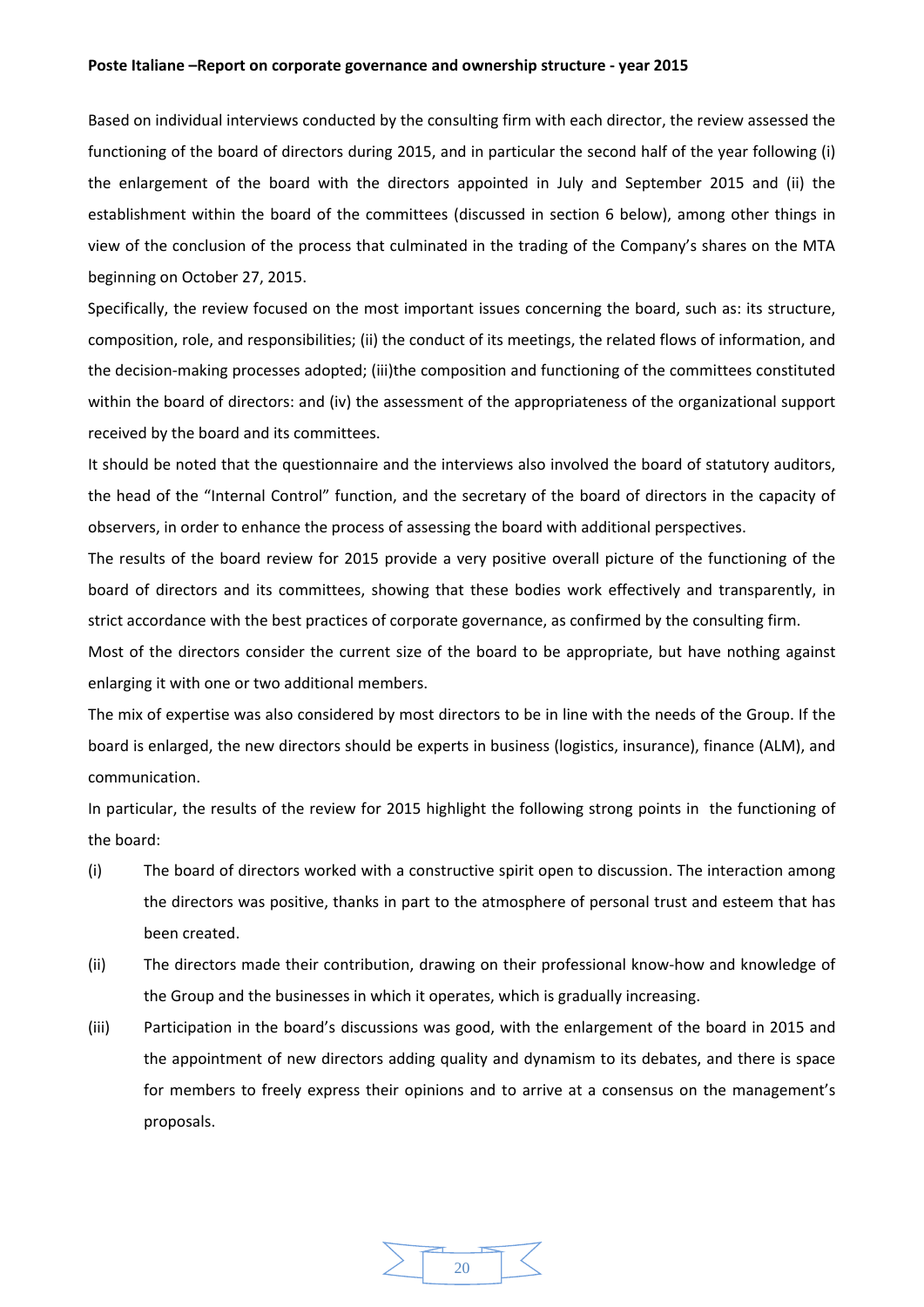Based on individual interviews conducted by the consulting firm with each director, the review assessed the functioning of the board of directors during 2015, and in particular the second half of the year following (i) the enlargement of the board with the directors appointed in July and September 2015 and (ii) the establishment within the board of the committees (discussed in section 6 below), among other things in view of the conclusion of the process that culminated in the trading of the Company's shares on the MTA beginning on October 27, 2015.

Specifically, the review focused on the most important issues concerning the board, such as: its structure, composition, role, and responsibilities; (ii) the conduct of its meetings, the related flows of information, and the decision-making processes adopted; (iii)the composition and functioning of the committees constituted within the board of directors: and (iv) the assessment of the appropriateness of the organizational support received by the board and its committees.

It should be noted that the questionnaire and the interviews also involved the board of statutory auditors, the head of the "Internal Control" function, and the secretary of the board of directors in the capacity of observers, in order to enhance the process of assessing the board with additional perspectives.

The results of the board review for 2015 provide a very positive overall picture of the functioning of the board of directors and its committees, showing that these bodies work effectively and transparently, in strict accordance with the best practices of corporate governance, as confirmed by the consulting firm.

Most of the directors consider the current size of the board to be appropriate, but have nothing against enlarging it with one or two additional members.

The mix of expertise was also considered by most directors to be in line with the needs of the Group. If the board is enlarged, the new directors should be experts in business (logistics, insurance), finance (ALM), and communication.

In particular, the results of the review for 2015 highlight the following strong points in the functioning of the board:

(i) The board of directors worked with a constructive spirit open to discussion. The interaction among the directors was positive, thanks in part to the atmosphere of personal trust and esteem that has been created.

(ii) The directors made their contribution, drawing on their professional know-how and knowledge of the Group and the businesses in which it operates, which is gradually increasing.

(iii) Participation in the board's discussions was good, with the enlargement of the board in 2015 and the appointment of new directors adding quality and dynamism to its debates, and there is space for members to freely express their opinions and to arrive at a consensus on the management's proposals.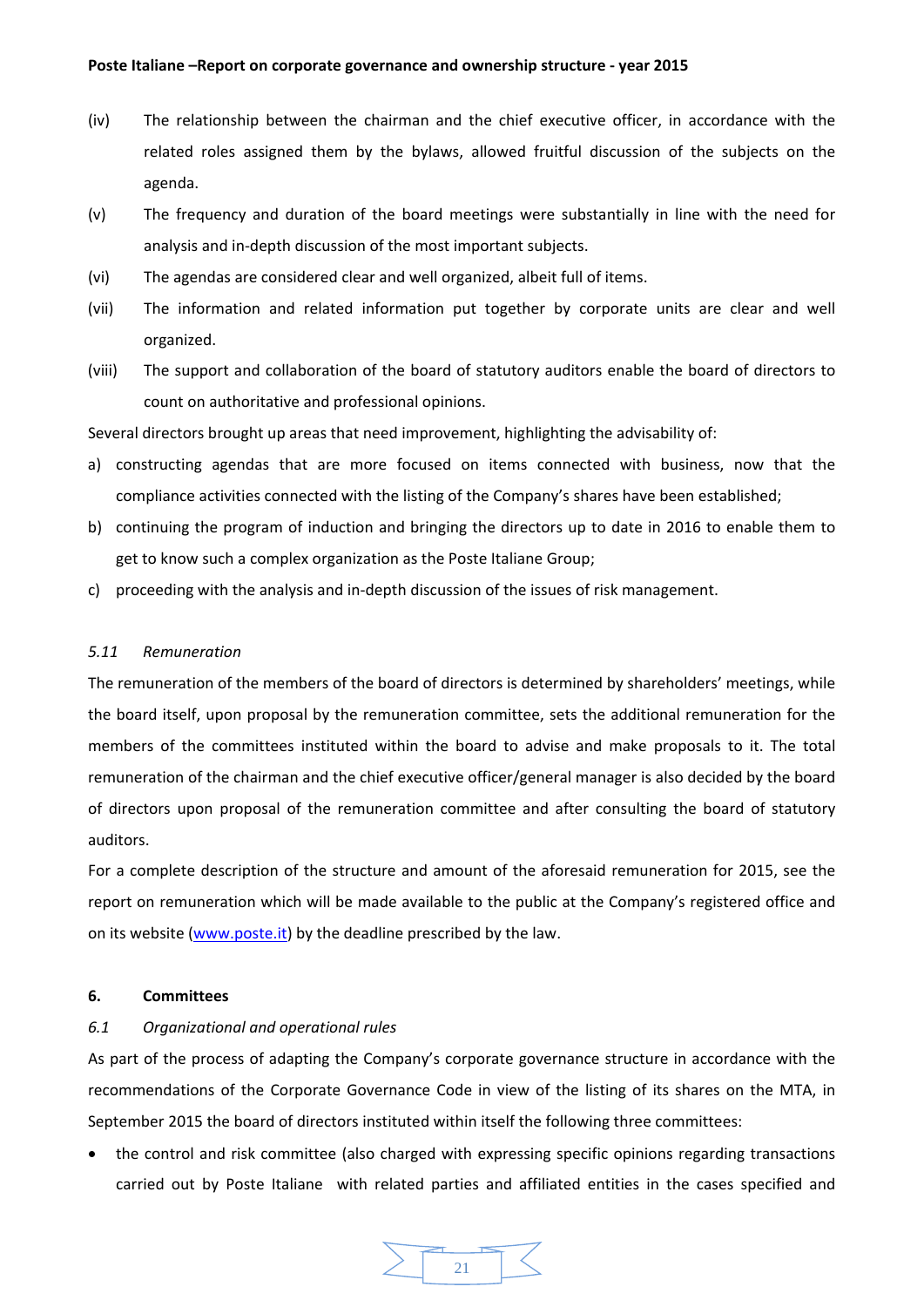(iv) The relationship between the chairman and the chief executive officer, in accordance with the related roles assigned them by the bylaws, allowed fruitful discussion of the subjects on the agenda.

(v) The frequency and duration of the board meetings were substantially in line with the need for analysis and in-depth discussion of the most important subjects.

(vi) The agendas are considered clear and well organized, albeit full of items.

(vii) The information and related information put together by corporate units are clear and well organized.

(viii) The support and collaboration of the board of statutory auditors enable the board of directors to count on authoritative and professional opinions.

Several directors brought up areas that need improvement, highlighting the advisability of:

a) constructing agendas that are more focused on items connected with business, now that the compliance activities connected with the listing of the Company's shares have been established;
b) continuing the program of induction and bringing the directors up to date in 2016 to enable them to get to know such a complex organization as the Poste Italiane Group;
c) proceeding with the analysis and in-depth discussion of the issues of risk management.

### *5.11 Remuneration*

The remuneration of the members of the board of directors is determined by shareholders' meetings, while the board itself, upon proposal by the remuneration committee, sets the additional remuneration for the members of the committees instituted within the board to advise and make proposals to it. The total remuneration of the chairman and the chief executive officer/general manager is also decided by the board of directors upon proposal of the remuneration committee and after consulting the board of statutory auditors.

For a complete description of the structure and amount of the aforesaid remuneration for 2015, see the report on remuneration which will be made available to the public at the Company's registered office and on its website (www.poste.it) by the deadline prescribed by the law.

## 6. Committees

### *6.1 Organizational and operational rules*

As part of the process of adapting the Company's corporate governance structure in accordance with the recommendations of the Corporate Governance Code in view of the listing of its shares on the MTA, in September 2015 the board of directors instituted within itself the following three committees:

- the control and risk committee (also charged with expressing specific opinions regarding transactions carried out by Poste Italiane with related parties and affiliated entities in the cases specified and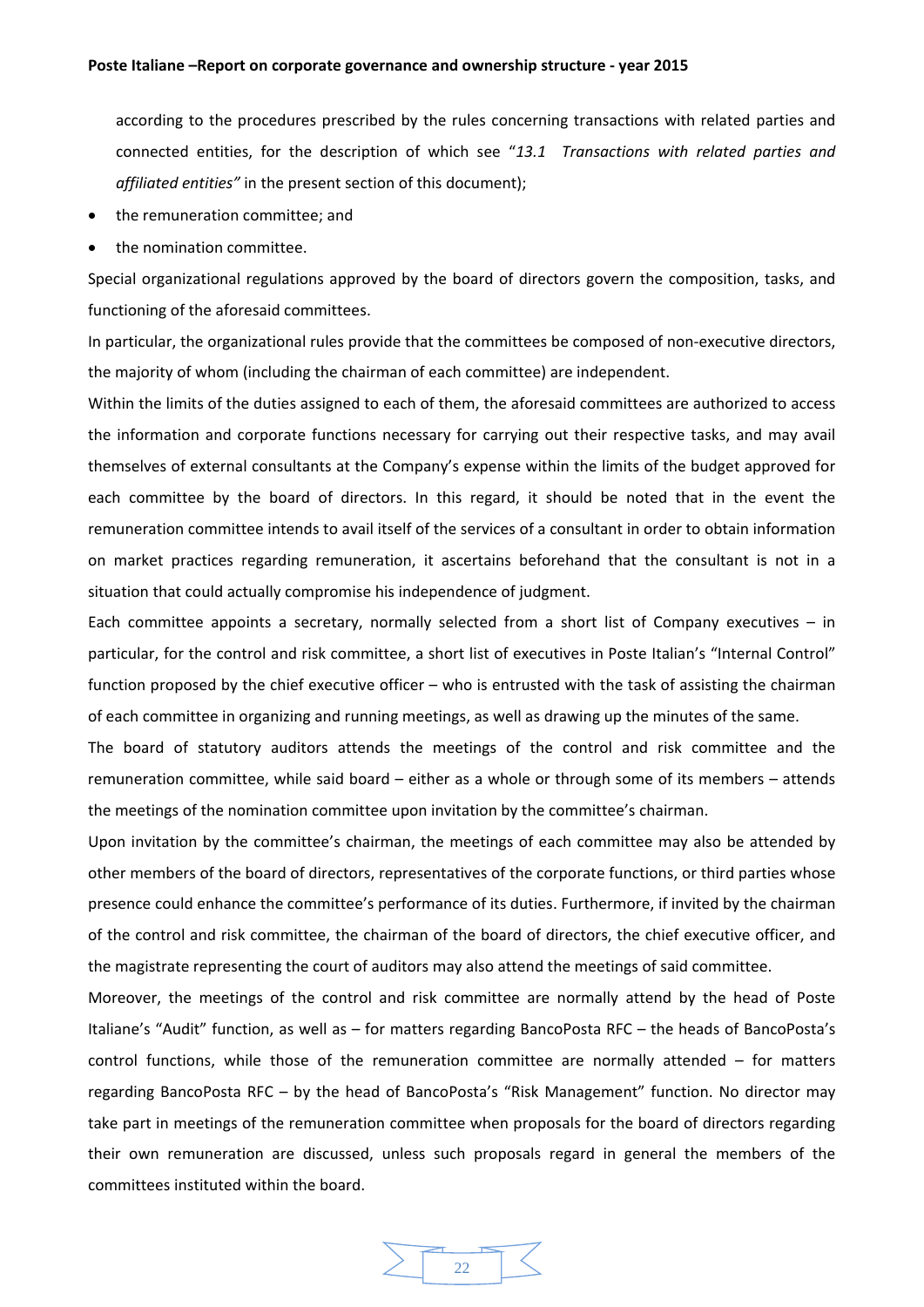according to the procedures prescribed by the rules concerning transactions with related parties and connected entities, for the description of which see "*13.1 Transactions with related parties and affiliated entities"* in the present section of this document);

- the remuneration committee; and
- the nomination committee.

Special organizational regulations approved by the board of directors govern the composition, tasks, and functioning of the aforesaid committees.

In particular, the organizational rules provide that the committees be composed of non-executive directors, the majority of whom (including the chairman of each committee) are independent.

Within the limits of the duties assigned to each of them, the aforesaid committees are authorized to access the information and corporate functions necessary for carrying out their respective tasks, and may avail themselves of external consultants at the Company's expense within the limits of the budget approved for each committee by the board of directors. In this regard, it should be noted that in the event the remuneration committee intends to avail itself of the services of a consultant in order to obtain information on market practices regarding remuneration, it ascertains beforehand that the consultant is not in a situation that could actually compromise his independence of judgment.

Each committee appoints a secretary, normally selected from a short list of Company executives – in particular, for the control and risk committee, a short list of executives in Poste Italian's "Internal Control" function proposed by the chief executive officer – who is entrusted with the task of assisting the chairman of each committee in organizing and running meetings, as well as drawing up the minutes of the same.

The board of statutory auditors attends the meetings of the control and risk committee and the remuneration committee, while said board – either as a whole or through some of its members – attends the meetings of the nomination committee upon invitation by the committee's chairman.

Upon invitation by the committee's chairman, the meetings of each committee may also be attended by other members of the board of directors, representatives of the corporate functions, or third parties whose presence could enhance the committee's performance of its duties. Furthermore, if invited by the chairman of the control and risk committee, the chairman of the board of directors, the chief executive officer, and the magistrate representing the court of auditors may also attend the meetings of said committee.

Moreover, the meetings of the control and risk committee are normally attend by the head of Poste Italiane's "Audit" function, as well as – for matters regarding BancoPosta RFC – the heads of BancoPosta's control functions, while those of the remuneration committee are normally attended – for matters regarding BancoPosta RFC – by the head of BancoPosta's "Risk Management" function. No director may take part in meetings of the remuneration committee when proposals for the board of directors regarding their own remuneration are discussed, unless such proposals regard in general the members of the committees instituted within the board.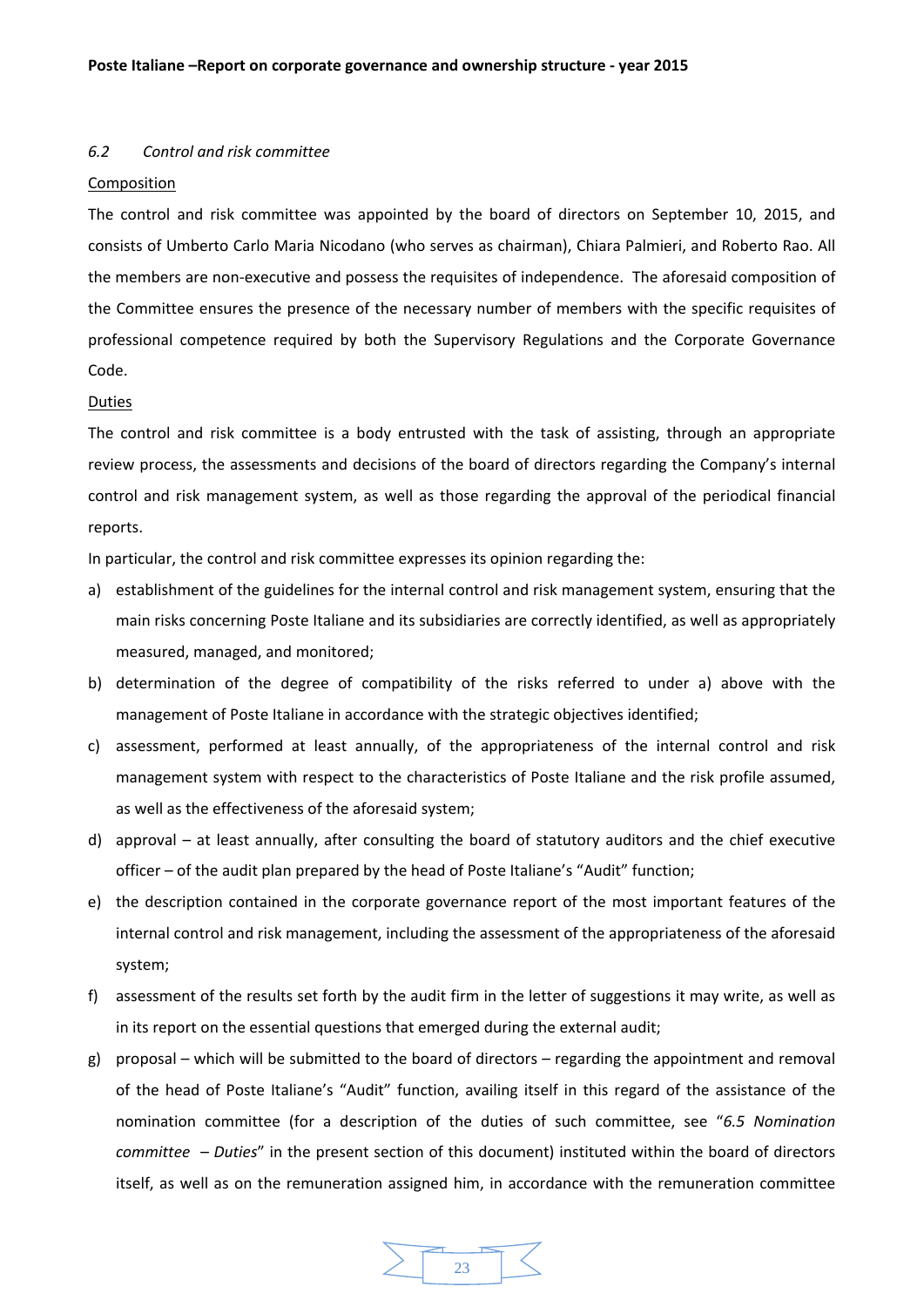### *6.2 Control and risk committee*

Composition

The control and risk committee was appointed by the board of directors on September 10, 2015, and consists of Umberto Carlo Maria Nicodano (who serves as chairman), Chiara Palmieri, and Roberto Rao. All the members are non-executive and possess the requisites of independence. The aforesaid composition of the Committee ensures the presence of the necessary number of members with the specific requisites of professional competence required by both the Supervisory Regulations and the Corporate Governance Code.

Duties

The control and risk committee is a body entrusted with the task of assisting, through an appropriate review process, the assessments and decisions of the board of directors regarding the Company's internal control and risk management system, as well as those regarding the approval of the periodical financial reports.

In particular, the control and risk committee expresses its opinion regarding the:

a) establishment of the guidelines for the internal control and risk management system, ensuring that the main risks concerning Poste Italiane and its subsidiaries are correctly identified, as well as appropriately measured, managed, and monitored;
b) determination of the degree of compatibility of the risks referred to under a) above with the management of Poste Italiane in accordance with the strategic objectives identified;
c) assessment, performed at least annually, of the appropriateness of the internal control and risk management system with respect to the characteristics of Poste Italiane and the risk profile assumed, as well as the effectiveness of the aforesaid system;
d) approval – at least annually, after consulting the board of statutory auditors and the chief executive officer – of the audit plan prepared by the head of Poste Italiane's "Audit" function;
e) the description contained in the corporate governance report of the most important features of the internal control and risk management, including the assessment of the appropriateness of the aforesaid system;
f) assessment of the results set forth by the audit firm in the letter of suggestions it may write, as well as in its report on the essential questions that emerged during the external audit;
g) proposal – which will be submitted to the board of directors – regarding the appointment and removal of the head of Poste Italiane's "Audit" function, availing itself in this regard of the assistance of the nomination committee (for a description of the duties of such committee, see "*6.5 Nomination committee – Duties*" in the present section of this document) instituted within the board of directors itself, as well as on the remuneration assigned him, in accordance with the remuneration committee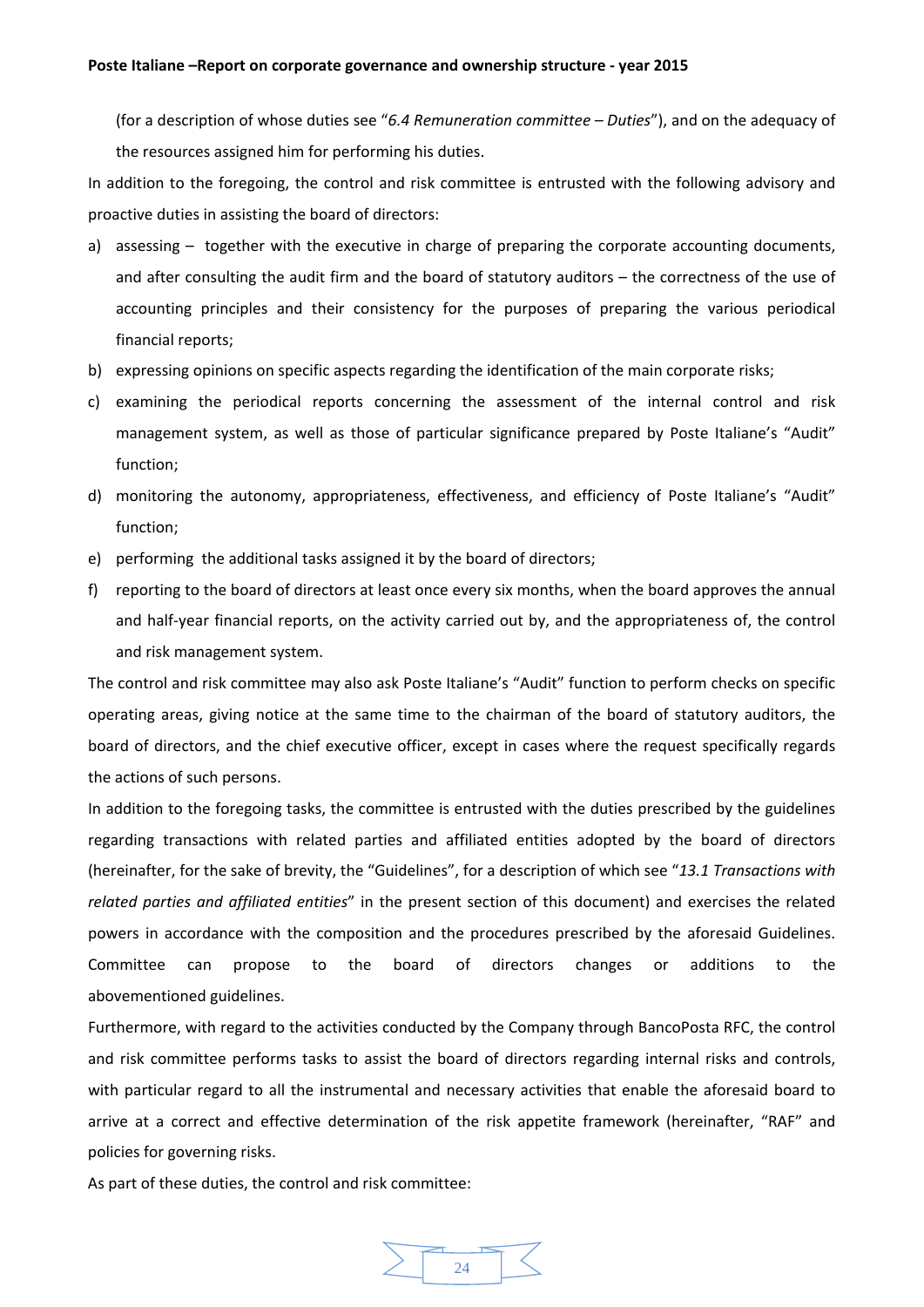(for a description of whose duties see "*6.4 Remuneration committee – Duties*"), and on the adequacy of the resources assigned him for performing his duties.

In addition to the foregoing, the control and risk committee is entrusted with the following advisory and proactive duties in assisting the board of directors:

a) assessing – together with the executive in charge of preparing the corporate accounting documents, and after consulting the audit firm and the board of statutory auditors – the correctness of the use of accounting principles and their consistency for the purposes of preparing the various periodical financial reports;
b) expressing opinions on specific aspects regarding the identification of the main corporate risks;
c) examining the periodical reports concerning the assessment of the internal control and risk management system, as well as those of particular significance prepared by Poste Italiane's "Audit" function;
d) monitoring the autonomy, appropriateness, effectiveness, and efficiency of Poste Italiane's "Audit" function;
e) performing the additional tasks assigned it by the board of directors;
f) reporting to the board of directors at least once every six months, when the board approves the annual and half-year financial reports, on the activity carried out by, and the appropriateness of, the control and risk management system.

The control and risk committee may also ask Poste Italiane's "Audit" function to perform checks on specific operating areas, giving notice at the same time to the chairman of the board of statutory auditors, the board of directors, and the chief executive officer, except in cases where the request specifically regards the actions of such persons.

In addition to the foregoing tasks, the committee is entrusted with the duties prescribed by the guidelines regarding transactions with related parties and affiliated entities adopted by the board of directors (hereinafter, for the sake of brevity, the "Guidelines", for a description of which see "*13.1 Transactions with related parties and affiliated entities*" in the present section of this document) and exercises the related powers in accordance with the composition and the procedures prescribed by the aforesaid Guidelines. Committee can propose to the board of directors changes or additions to the abovementioned guidelines.

Furthermore, with regard to the activities conducted by the Company through BancoPosta RFC, the control and risk committee performs tasks to assist the board of directors regarding internal risks and controls, with particular regard to all the instrumental and necessary activities that enable the aforesaid board to arrive at a correct and effective determination of the risk appetite framework (hereinafter, "RAF" and policies for governing risks.

As part of these duties, the control and risk committee: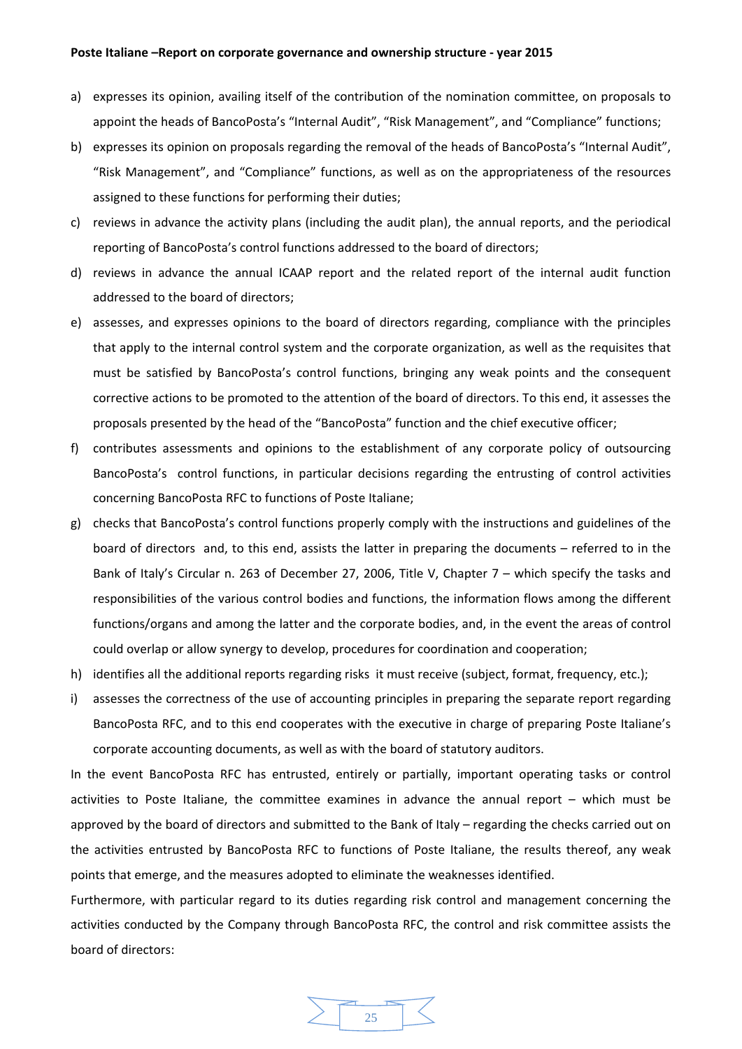a) expresses its opinion, availing itself of the contribution of the nomination committee, on proposals to appoint the heads of BancoPosta's "Internal Audit", "Risk Management", and "Compliance" functions;
b) expresses its opinion on proposals regarding the removal of the heads of BancoPosta's "Internal Audit", "Risk Management", and "Compliance" functions, as well as on the appropriateness of the resources assigned to these functions for performing their duties;
c) reviews in advance the activity plans (including the audit plan), the annual reports, and the periodical reporting of BancoPosta's control functions addressed to the board of directors;
d) reviews in advance the annual ICAAP report and the related report of the internal audit function addressed to the board of directors;
e) assesses, and expresses opinions to the board of directors regarding, compliance with the principles that apply to the internal control system and the corporate organization, as well as the requisites that must be satisfied by BancoPosta's control functions, bringing any weak points and the consequent corrective actions to be promoted to the attention of the board of directors. To this end, it assesses the proposals presented by the head of the "BancoPosta" function and the chief executive officer;
f) contributes assessments and opinions to the establishment of any corporate policy of outsourcing BancoPosta's control functions, in particular decisions regarding the entrusting of control activities concerning BancoPosta RFC to functions of Poste Italiane;
g) checks that BancoPosta's control functions properly comply with the instructions and guidelines of the board of directors and, to this end, assists the latter in preparing the documents – referred to in the Bank of Italy's Circular n. 263 of December 27, 2006, Title V, Chapter 7 – which specify the tasks and responsibilities of the various control bodies and functions, the information flows among the different functions/organs and among the latter and the corporate bodies, and, in the event the areas of control could overlap or allow synergy to develop, procedures for coordination and cooperation;
h) identifies all the additional reports regarding risks it must receive (subject, format, frequency, etc.);
i) assesses the correctness of the use of accounting principles in preparing the separate report regarding BancoPosta RFC, and to this end cooperates with the executive in charge of preparing Poste Italiane's corporate accounting documents, as well as with the board of statutory auditors.

In the event BancoPosta RFC has entrusted, entirely or partially, important operating tasks or control activities to Poste Italiane, the committee examines in advance the annual report – which must be approved by the board of directors and submitted to the Bank of Italy – regarding the checks carried out on the activities entrusted by BancoPosta RFC to functions of Poste Italiane, the results thereof, any weak points that emerge, and the measures adopted to eliminate the weaknesses identified.

Furthermore, with particular regard to its duties regarding risk control and management concerning the activities conducted by the Company through BancoPosta RFC, the control and risk committee assists the board of directors: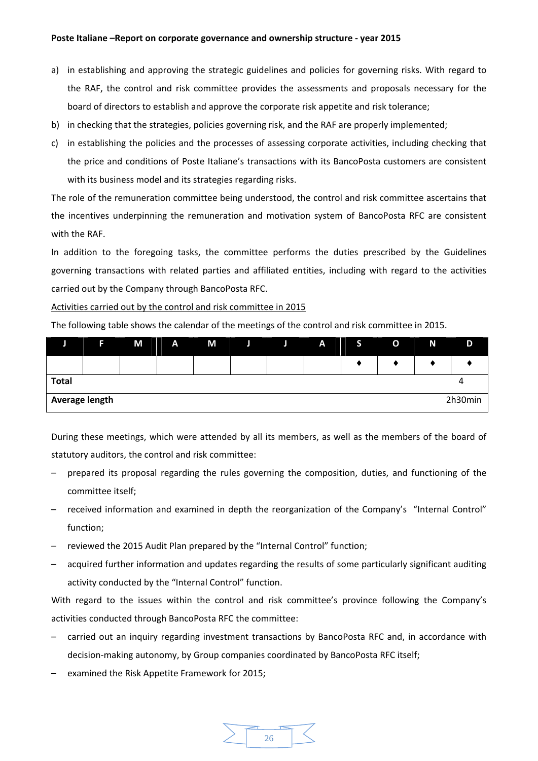a) in establishing and approving the strategic guidelines and policies for governing risks. With regard to the RAF, the control and risk committee provides the assessments and proposals necessary for the board of directors to establish and approve the corporate risk appetite and risk tolerance;
b) in checking that the strategies, policies governing risk, and the RAF are properly implemented;
c) in establishing the policies and the processes of assessing corporate activities, including checking that the price and conditions of Poste Italiane's transactions with its BancoPosta customers are consistent with its business model and its strategies regarding risks.

The role of the remuneration committee being understood, the control and risk committee ascertains that the incentives underpinning the remuneration and motivation system of BancoPosta RFC are consistent with the RAF.

In addition to the foregoing tasks, the committee performs the duties prescribed by the Guidelines governing transactions with related parties and affiliated entities, including with regard to the activities carried out by the Company through BancoPosta RFC.

<u>Activities carried out by the control and risk committee in 2015</u>

The following table shows the calendar of the meetings of the control and risk committee in 2015.

| J | F | M | A | M | J | J | A | S | O | N | D |
|---|---|---|---|---|---|---|---|---|---|---|---|
| | | | | | | | | ♦ | ♦ | ♦ | ♦ |
| **Total** | | | | | | | | | | | 4 |
| **Average length** | | | | | | | | | | | 2h30min |

During these meetings, which were attended by all its members, as well as the members of the board of statutory auditors, the control and risk committee:

– prepared its proposal regarding the rules governing the composition, duties, and functioning of the committee itself;
– received information and examined in depth the reorganization of the Company's "Internal Control" function;
– reviewed the 2015 Audit Plan prepared by the "Internal Control" function;
– acquired further information and updates regarding the results of some particularly significant auditing activity conducted by the "Internal Control" function.

With regard to the issues within the control and risk committee's province following the Company's activities conducted through BancoPosta RFC the committee:

– carried out an inquiry regarding investment transactions by BancoPosta RFC and, in accordance with decision-making autonomy, by Group companies coordinated by BancoPosta RFC itself;
– examined the Risk Appetite Framework for 2015;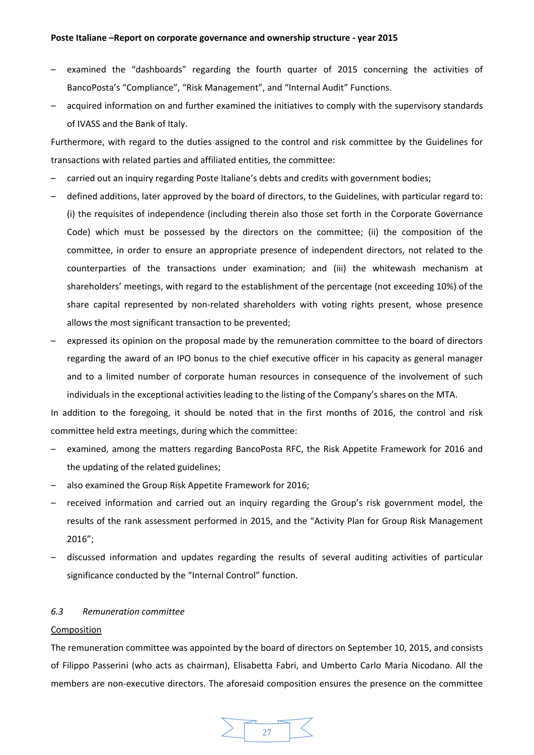- examined the "dashboards" regarding the fourth quarter of 2015 concerning the activities of BancoPosta's "Compliance", "Risk Management", and "Internal Audit" Functions.
- acquired information on and further examined the initiatives to comply with the supervisory standards of IVASS and the Bank of Italy.

Furthermore, with regard to the duties assigned to the control and risk committee by the Guidelines for transactions with related parties and affiliated entities, the committee:

- carried out an inquiry regarding Poste Italiane's debts and credits with government bodies;
- defined additions, later approved by the board of directors, to the Guidelines, with particular regard to: (i) the requisites of independence (including therein also those set forth in the Corporate Governance Code) which must be possessed by the directors on the committee; (ii) the composition of the committee, in order to ensure an appropriate presence of independent directors, not related to the counterparties of the transactions under examination; and (iii) the whitewash mechanism at shareholders' meetings, with regard to the establishment of the percentage (not exceeding 10%) of the share capital represented by non-related shareholders with voting rights present, whose presence allows the most significant transaction to be prevented;
- expressed its opinion on the proposal made by the remuneration committee to the board of directors regarding the award of an IPO bonus to the chief executive officer in his capacity as general manager and to a limited number of corporate human resources in consequence of the involvement of such individuals in the exceptional activities leading to the listing of the Company's shares on the MTA.

In addition to the foregoing, it should be noted that in the first months of 2016, the control and risk committee held extra meetings, during which the committee:

- examined, among the matters regarding BancoPosta RFC, the Risk Appetite Framework for 2016 and the updating of the related guidelines;
- also examined the Group Risk Appetite Framework for 2016;
- received information and carried out an inquiry regarding the Group's risk government model, the results of the rank assessment performed in 2015, and the "Activity Plan for Group Risk Management 2016";
- discussed information and updates regarding the results of several auditing activities of particular significance conducted by the "Internal Control" function.

### *6.3 Remuneration committee*

Composition

The remuneration committee was appointed by the board of directors on September 10, 2015, and consists of Filippo Passerini (who acts as chairman), Elisabetta Fabri, and Umberto Carlo Maria Nicodano. All the members are non-executive directors. The aforesaid composition ensures the presence on the committee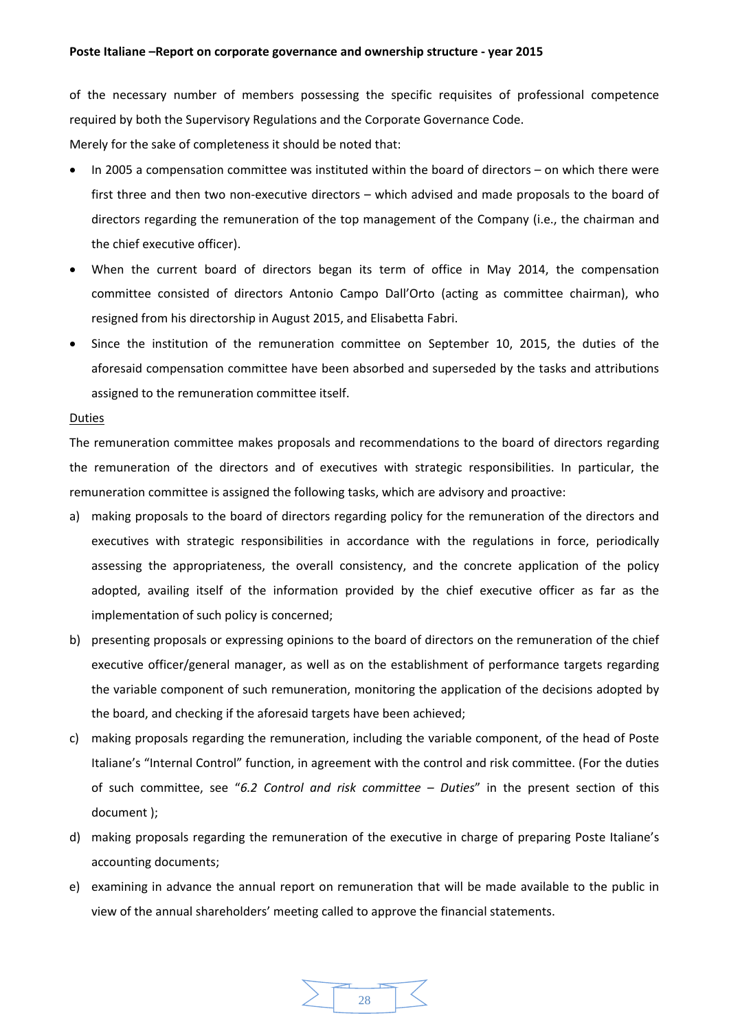of the necessary number of members possessing the specific requisites of professional competence required by both the Supervisory Regulations and the Corporate Governance Code.

Merely for the sake of completeness it should be noted that:

- In 2005 a compensation committee was instituted within the board of directors – on which there were first three and then two non-executive directors – which advised and made proposals to the board of directors regarding the remuneration of the top management of the Company (i.e., the chairman and the chief executive officer).
- When the current board of directors began its term of office in May 2014, the compensation committee consisted of directors Antonio Campo Dall'Orto (acting as committee chairman), who resigned from his directorship in August 2015, and Elisabetta Fabri.
- Since the institution of the remuneration committee on September 10, 2015, the duties of the aforesaid compensation committee have been absorbed and superseded by the tasks and attributions assigned to the remuneration committee itself.

<u>Duties</u>

The remuneration committee makes proposals and recommendations to the board of directors regarding the remuneration of the directors and of executives with strategic responsibilities. In particular, the remuneration committee is assigned the following tasks, which are advisory and proactive:

a) making proposals to the board of directors regarding policy for the remuneration of the directors and executives with strategic responsibilities in accordance with the regulations in force, periodically assessing the appropriateness, the overall consistency, and the concrete application of the policy adopted, availing itself of the information provided by the chief executive officer as far as the implementation of such policy is concerned;
b) presenting proposals or expressing opinions to the board of directors on the remuneration of the chief executive officer/general manager, as well as on the establishment of performance targets regarding the variable component of such remuneration, monitoring the application of the decisions adopted by the board, and checking if the aforesaid targets have been achieved;
c) making proposals regarding the remuneration, including the variable component, of the head of Poste Italiane's "Internal Control" function, in agreement with the control and risk committee. (For the duties of such committee, see "*6.2 Control and risk committee – Duties*" in the present section of this document );
d) making proposals regarding the remuneration of the executive in charge of preparing Poste Italiane's accounting documents;
e) examining in advance the annual report on remuneration that will be made available to the public in view of the annual shareholders' meeting called to approve the financial statements.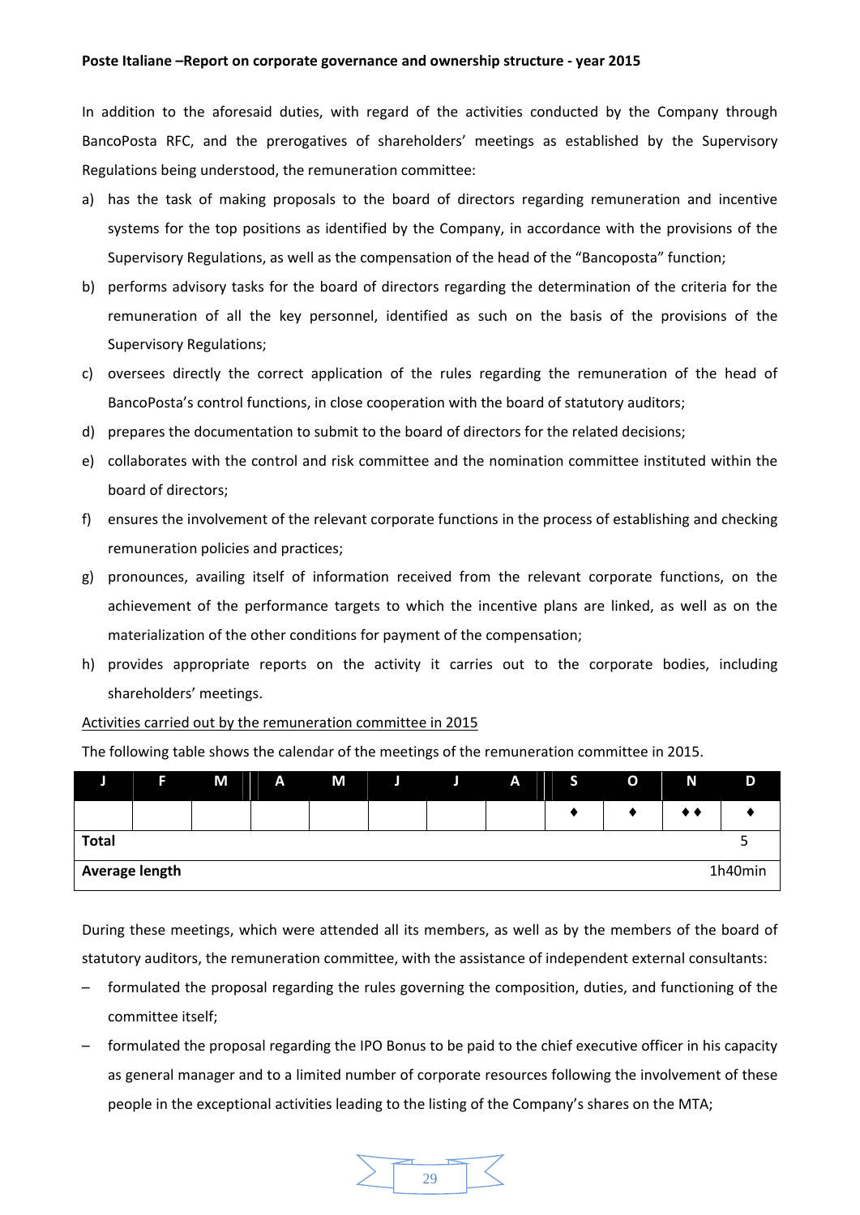In addition to the aforesaid duties, with regard of the activities conducted by the Company through BancoPosta RFC, and the prerogatives of shareholders' meetings as established by the Supervisory Regulations being understood, the remuneration committee:

a) has the task of making proposals to the board of directors regarding remuneration and incentive systems for the top positions as identified by the Company, in accordance with the provisions of the Supervisory Regulations, as well as the compensation of the head of the "Bancoposta" function;
b) performs advisory tasks for the board of directors regarding the determination of the criteria for the remuneration of all the key personnel, identified as such on the basis of the provisions of the Supervisory Regulations;
c) oversees directly the correct application of the rules regarding the remuneration of the head of BancoPosta's control functions, in close cooperation with the board of statutory auditors;
d) prepares the documentation to submit to the board of directors for the related decisions;
e) collaborates with the control and risk committee and the nomination committee instituted within the board of directors;
f) ensures the involvement of the relevant corporate functions in the process of establishing and checking remuneration policies and practices;
g) pronounces, availing itself of information received from the relevant corporate functions, on the achievement of the performance targets to which the incentive plans are linked, as well as on the materialization of the other conditions for payment of the compensation;
h) provides appropriate reports on the activity it carries out to the corporate bodies, including shareholders' meetings.

Activities carried out by the remuneration committee in 2015

The following table shows the calendar of the meetings of the remuneration committee in 2015.

| J | F | M | A | M | J | J | A | S | O | N | D |
|---|---|---|---|---|---|---|---|---|---|---|---|
| | | | | | | | | ♦ | ♦ | ♦♦ | ♦ |
| **Total** | | | | | | | | | | | 5 |
| **Average length** | | | | | | | | | | | 1h40min |

During these meetings, which were attended all its members, as well as by the members of the board of statutory auditors, the remuneration committee, with the assistance of independent external consultants:

– formulated the proposal regarding the rules governing the composition, duties, and functioning of the committee itself;
– formulated the proposal regarding the IPO Bonus to be paid to the chief executive officer in his capacity as general manager and to a limited number of corporate resources following the involvement of these people in the exceptional activities leading to the listing of the Company's shares on the MTA;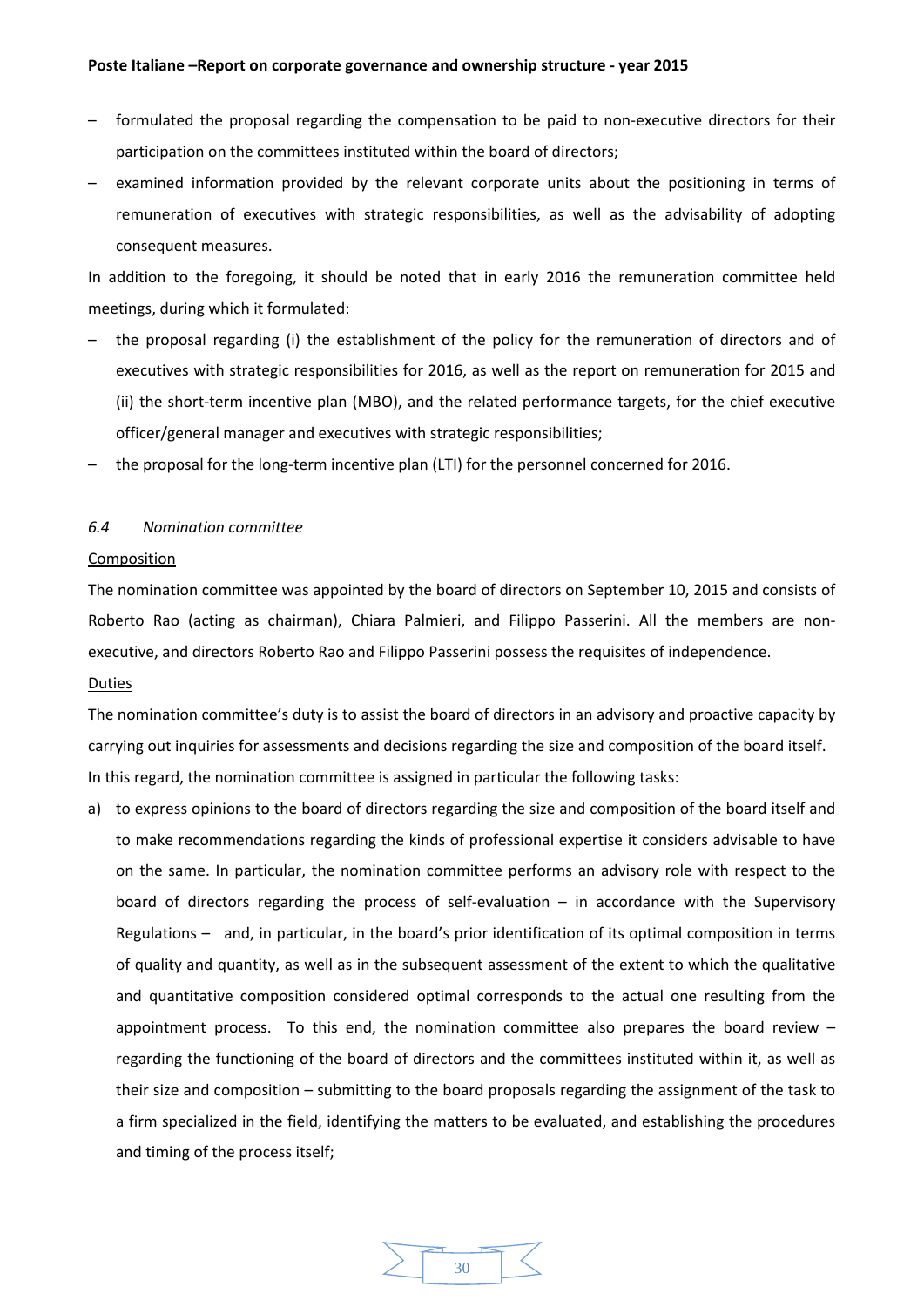- formulated the proposal regarding the compensation to be paid to non-executive directors for their participation on the committees instituted within the board of directors;
- examined information provided by the relevant corporate units about the positioning in terms of remuneration of executives with strategic responsibilities, as well as the advisability of adopting consequent measures.

In addition to the foregoing, it should be noted that in early 2016 the remuneration committee held meetings, during which it formulated:

- the proposal regarding (i) the establishment of the policy for the remuneration of directors and of executives with strategic responsibilities for 2016, as well as the report on remuneration for 2015 and (ii) the short-term incentive plan (MBO), and the related performance targets, for the chief executive officer/general manager and executives with strategic responsibilities;
- the proposal for the long-term incentive plan (LTI) for the personnel concerned for 2016.

### *6.4 Nomination committee*

<u>Composition</u>

The nomination committee was appointed by the board of directors on September 10, 2015 and consists of Roberto Rao (acting as chairman), Chiara Palmieri, and Filippo Passerini. All the members are non-executive, and directors Roberto Rao and Filippo Passerini possess the requisites of independence.

<u>Duties</u>

The nomination committee's duty is to assist the board of directors in an advisory and proactive capacity by carrying out inquiries for assessments and decisions regarding the size and composition of the board itself.

In this regard, the nomination committee is assigned in particular the following tasks:

a) to express opinions to the board of directors regarding the size and composition of the board itself and to make recommendations regarding the kinds of professional expertise it considers advisable to have on the same. In particular, the nomination committee performs an advisory role with respect to the board of directors regarding the process of self-evaluation – in accordance with the Supervisory Regulations – and, in particular, in the board's prior identification of its optimal composition in terms of quality and quantity, as well as in the subsequent assessment of the extent to which the qualitative and quantitative composition considered optimal corresponds to the actual one resulting from the appointment process. To this end, the nomination committee also prepares the board review – regarding the functioning of the board of directors and the committees instituted within it, as well as their size and composition – submitting to the board proposals regarding the assignment of the task to a firm specialized in the field, identifying the matters to be evaluated, and establishing the procedures and timing of the process itself;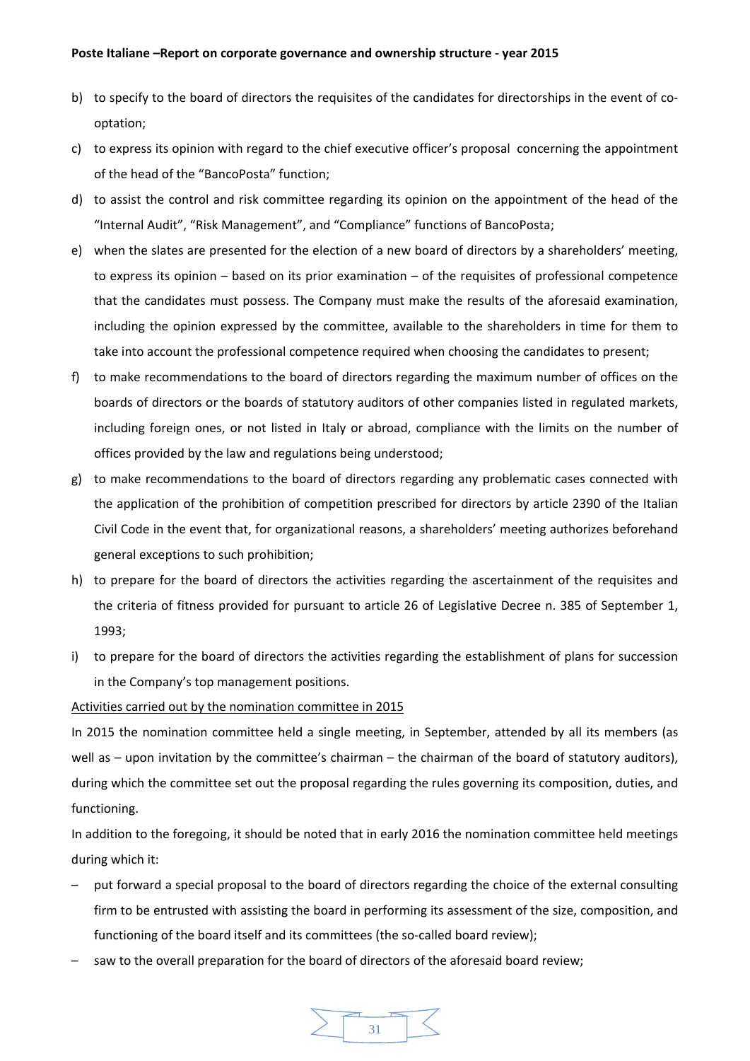b) to specify to the board of directors the requisites of the candidates for directorships in the event of co-optation;

c) to express its opinion with regard to the chief executive officer's proposal concerning the appointment of the head of the "BancoPosta" function;

d) to assist the control and risk committee regarding its opinion on the appointment of the head of the "Internal Audit", "Risk Management", and "Compliance" functions of BancoPosta;

e) when the slates are presented for the election of a new board of directors by a shareholders' meeting, to express its opinion – based on its prior examination – of the requisites of professional competence that the candidates must possess. The Company must make the results of the aforesaid examination, including the opinion expressed by the committee, available to the shareholders in time for them to take into account the professional competence required when choosing the candidates to present;

f) to make recommendations to the board of directors regarding the maximum number of offices on the boards of directors or the boards of statutory auditors of other companies listed in regulated markets, including foreign ones, or not listed in Italy or abroad, compliance with the limits on the number of offices provided by the law and regulations being understood;

g) to make recommendations to the board of directors regarding any problematic cases connected with the application of the prohibition of competition prescribed for directors by article 2390 of the Italian Civil Code in the event that, for organizational reasons, a shareholders' meeting authorizes beforehand general exceptions to such prohibition;

h) to prepare for the board of directors the activities regarding the ascertainment of the requisites and the criteria of fitness provided for pursuant to article 26 of Legislative Decree n. 385 of September 1, 1993;

i) to prepare for the board of directors the activities regarding the establishment of plans for succession in the Company's top management positions.

Activities carried out by the nomination committee in 2015

In 2015 the nomination committee held a single meeting, in September, attended by all its members (as well as – upon invitation by the committee's chairman – the chairman of the board of statutory auditors), during which the committee set out the proposal regarding the rules governing its composition, duties, and functioning.

In addition to the foregoing, it should be noted that in early 2016 the nomination committee held meetings during which it:

– put forward a special proposal to the board of directors regarding the choice of the external consulting firm to be entrusted with assisting the board in performing its assessment of the size, composition, and functioning of the board itself and its committees (the so-called board review);

– saw to the overall preparation for the board of directors of the aforesaid board review;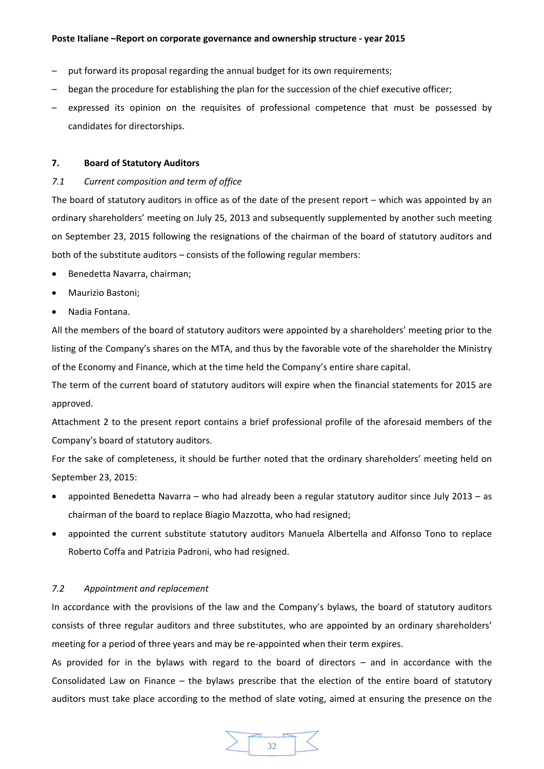- put forward its proposal regarding the annual budget for its own requirements;
- began the procedure for establishing the plan for the succession of the chief executive officer;
- expressed its opinion on the requisites of professional competence that must be possessed by candidates for directorships.

## 7. Board of Statutory Auditors

### *7.1 Current composition and term of office*

The board of statutory auditors in office as of the date of the present report – which was appointed by an ordinary shareholders' meeting on July 25, 2013 and subsequently supplemented by another such meeting on September 23, 2015 following the resignations of the chairman of the board of statutory auditors and both of the substitute auditors – consists of the following regular members:

- Benedetta Navarra, chairman;
- Maurizio Bastoni;
- Nadia Fontana.

All the members of the board of statutory auditors were appointed by a shareholders' meeting prior to the listing of the Company's shares on the MTA, and thus by the favorable vote of the shareholder the Ministry of the Economy and Finance, which at the time held the Company's entire share capital.

The term of the current board of statutory auditors will expire when the financial statements for 2015 are approved.

Attachment 2 to the present report contains a brief professional profile of the aforesaid members of the Company's board of statutory auditors.

For the sake of completeness, it should be further noted that the ordinary shareholders' meeting held on September 23, 2015:

- appointed Benedetta Navarra – who had already been a regular statutory auditor since July 2013 – as chairman of the board to replace Biagio Mazzotta, who had resigned;
- appointed the current substitute statutory auditors Manuela Albertella and Alfonso Tono to replace Roberto Coffa and Patrizia Padroni, who had resigned.

### *7.2 Appointment and replacement*

In accordance with the provisions of the law and the Company's bylaws, the board of statutory auditors consists of three regular auditors and three substitutes, who are appointed by an ordinary shareholders' meeting for a period of three years and may be re-appointed when their term expires.

As provided for in the bylaws with regard to the board of directors – and in accordance with the Consolidated Law on Finance – the bylaws prescribe that the election of the entire board of statutory auditors must take place according to the method of slate voting, aimed at ensuring the presence on the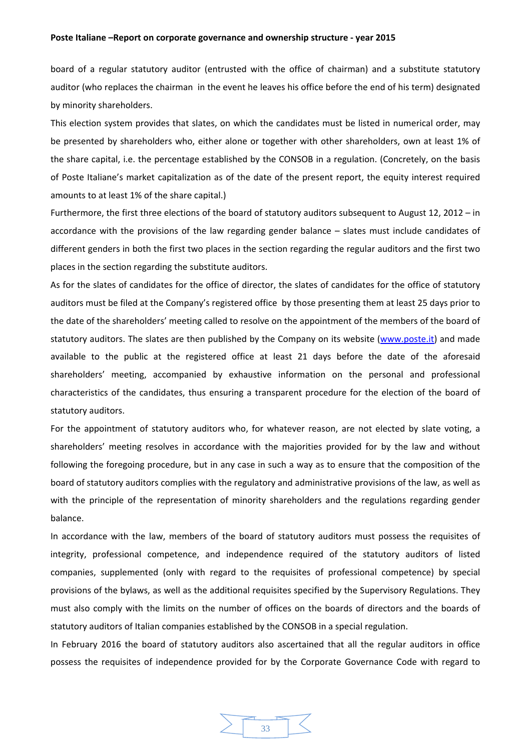board of a regular statutory auditor (entrusted with the office of chairman) and a substitute statutory auditor (who replaces the chairman in the event he leaves his office before the end of his term) designated by minority shareholders.

This election system provides that slates, on which the candidates must be listed in numerical order, may be presented by shareholders who, either alone or together with other shareholders, own at least 1% of the share capital, i.e. the percentage established by the CONSOB in a regulation. (Concretely, on the basis of Poste Italiane's market capitalization as of the date of the present report, the equity interest required amounts to at least 1% of the share capital.)

Furthermore, the first three elections of the board of statutory auditors subsequent to August 12, 2012 – in accordance with the provisions of the law regarding gender balance – slates must include candidates of different genders in both the first two places in the section regarding the regular auditors and the first two places in the section regarding the substitute auditors.

As for the slates of candidates for the office of director, the slates of candidates for the office of statutory auditors must be filed at the Company's registered office by those presenting them at least 25 days prior to the date of the shareholders' meeting called to resolve on the appointment of the members of the board of statutory auditors. The slates are then published by the Company on its website ([www.poste.it](www.poste.it)) and made available to the public at the registered office at least 21 days before the date of the aforesaid shareholders' meeting, accompanied by exhaustive information on the personal and professional characteristics of the candidates, thus ensuring a transparent procedure for the election of the board of statutory auditors.

For the appointment of statutory auditors who, for whatever reason, are not elected by slate voting, a shareholders' meeting resolves in accordance with the majorities provided for by the law and without following the foregoing procedure, but in any case in such a way as to ensure that the composition of the board of statutory auditors complies with the regulatory and administrative provisions of the law, as well as with the principle of the representation of minority shareholders and the regulations regarding gender balance.

In accordance with the law, members of the board of statutory auditors must possess the requisites of integrity, professional competence, and independence required of the statutory auditors of listed companies, supplemented (only with regard to the requisites of professional competence) by special provisions of the bylaws, as well as the additional requisites specified by the Supervisory Regulations. They must also comply with the limits on the number of offices on the boards of directors and the boards of statutory auditors of Italian companies established by the CONSOB in a special regulation.

In February 2016 the board of statutory auditors also ascertained that all the regular auditors in office possess the requisites of independence provided for by the Corporate Governance Code with regard to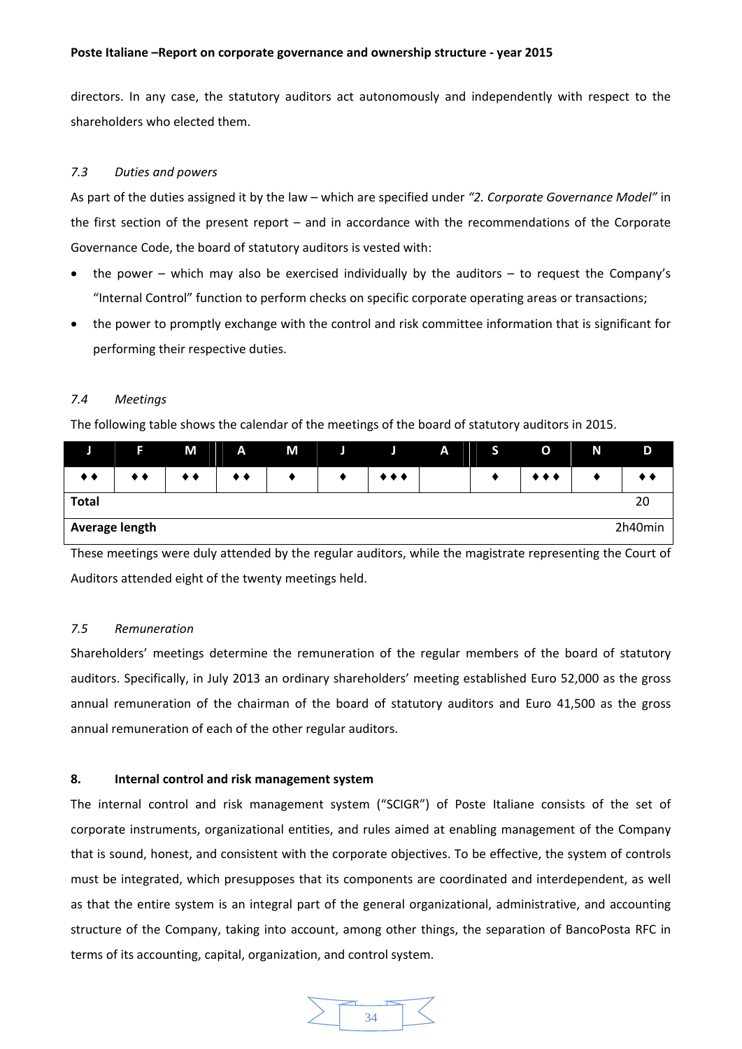directors. In any case, the statutory auditors act autonomously and independently with respect to the shareholders who elected them.

### *7.3 Duties and powers*

As part of the duties assigned it by the law – which are specified under *"2. Corporate Governance Model"* in the first section of the present report – and in accordance with the recommendations of the Corporate Governance Code, the board of statutory auditors is vested with:

- the power – which may also be exercised individually by the auditors – to request the Company's "Internal Control" function to perform checks on specific corporate operating areas or transactions;
- the power to promptly exchange with the control and risk committee information that is significant for performing their respective duties.

### *7.4 Meetings*

The following table shows the calendar of the meetings of the board of statutory auditors in 2015.

| J | F | M | A | M | J | J | A | S | O | N | D |
|---|---|---|---|---|---|---|---|---|---|---|---|
| ♦♦ | ♦♦ | ♦♦ | ♦♦ | ♦ | ♦ | ♦♦♦ | | ♦ | ♦♦♦ | ♦ | ♦♦ |
| **Total** | | | | | | | | | | | 20 |
| **Average length** | | | | | | | | | | | 2h40min |

These meetings were duly attended by the regular auditors, while the magistrate representing the Court of Auditors attended eight of the twenty meetings held.

### *7.5 Remuneration*

Shareholders' meetings determine the remuneration of the regular members of the board of statutory auditors. Specifically, in July 2013 an ordinary shareholders' meeting established Euro 52,000 as the gross annual remuneration of the chairman of the board of statutory auditors and Euro 41,500 as the gross annual remuneration of each of the other regular auditors.

## 8. Internal control and risk management system

The internal control and risk management system ("SCIGR") of Poste Italiane consists of the set of corporate instruments, organizational entities, and rules aimed at enabling management of the Company that is sound, honest, and consistent with the corporate objectives. To be effective, the system of controls must be integrated, which presupposes that its components are coordinated and interdependent, as well as that the entire system is an integral part of the general organizational, administrative, and accounting structure of the Company, taking into account, among other things, the separation of BancoPosta RFC in terms of its accounting, capital, organization, and control system.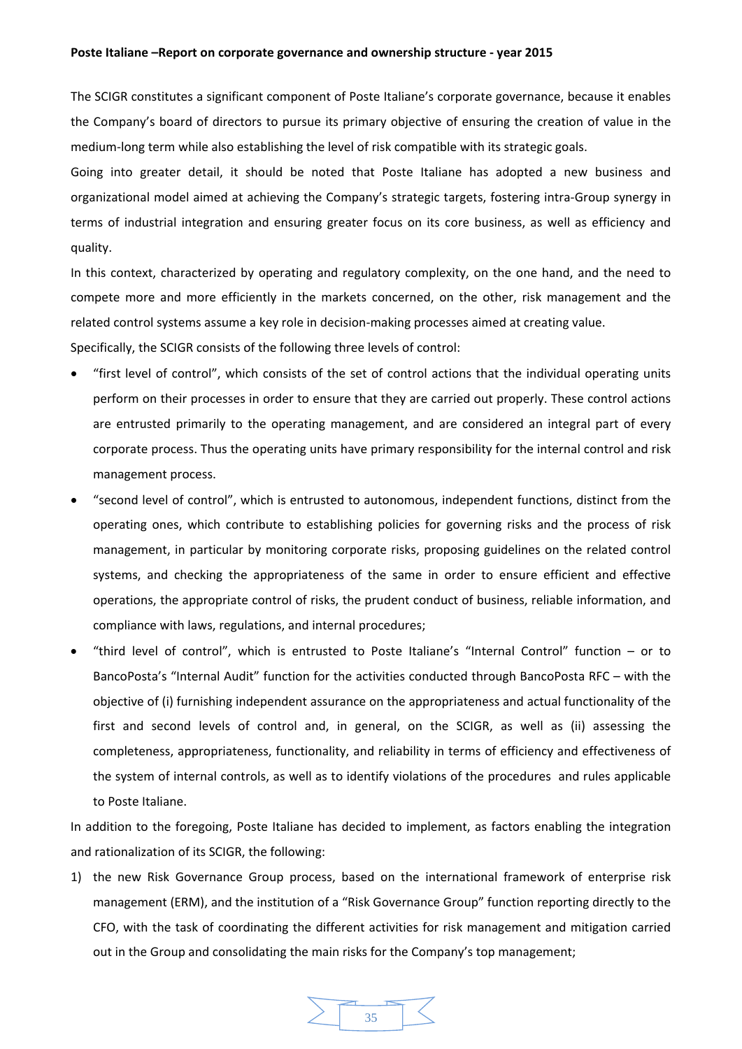The SCIGR constitutes a significant component of Poste Italiane's corporate governance, because it enables the Company's board of directors to pursue its primary objective of ensuring the creation of value in the medium-long term while also establishing the level of risk compatible with its strategic goals.

Going into greater detail, it should be noted that Poste Italiane has adopted a new business and organizational model aimed at achieving the Company's strategic targets, fostering intra-Group synergy in terms of industrial integration and ensuring greater focus on its core business, as well as efficiency and quality.

In this context, characterized by operating and regulatory complexity, on the one hand, and the need to compete more and more efficiently in the markets concerned, on the other, risk management and the related control systems assume a key role in decision-making processes aimed at creating value.

Specifically, the SCIGR consists of the following three levels of control:

- "first level of control", which consists of the set of control actions that the individual operating units perform on their processes in order to ensure that they are carried out properly. These control actions are entrusted primarily to the operating management, and are considered an integral part of every corporate process. Thus the operating units have primary responsibility for the internal control and risk management process.
- "second level of control", which is entrusted to autonomous, independent functions, distinct from the operating ones, which contribute to establishing policies for governing risks and the process of risk management, in particular by monitoring corporate risks, proposing guidelines on the related control systems, and checking the appropriateness of the same in order to ensure efficient and effective operations, the appropriate control of risks, the prudent conduct of business, reliable information, and compliance with laws, regulations, and internal procedures;
- "third level of control", which is entrusted to Poste Italiane's "Internal Control" function – or to BancoPosta's "Internal Audit" function for the activities conducted through BancoPosta RFC – with the objective of (i) furnishing independent assurance on the appropriateness and actual functionality of the first and second levels of control and, in general, on the SCIGR, as well as (ii) assessing the completeness, appropriateness, functionality, and reliability in terms of efficiency and effectiveness of the system of internal controls, as well as to identify violations of the procedures and rules applicable to Poste Italiane.

In addition to the foregoing, Poste Italiane has decided to implement, as factors enabling the integration and rationalization of its SCIGR, the following:

1) the new Risk Governance Group process, based on the international framework of enterprise risk management (ERM), and the institution of a "Risk Governance Group" function reporting directly to the CFO, with the task of coordinating the different activities for risk management and mitigation carried out in the Group and consolidating the main risks for the Company's top management;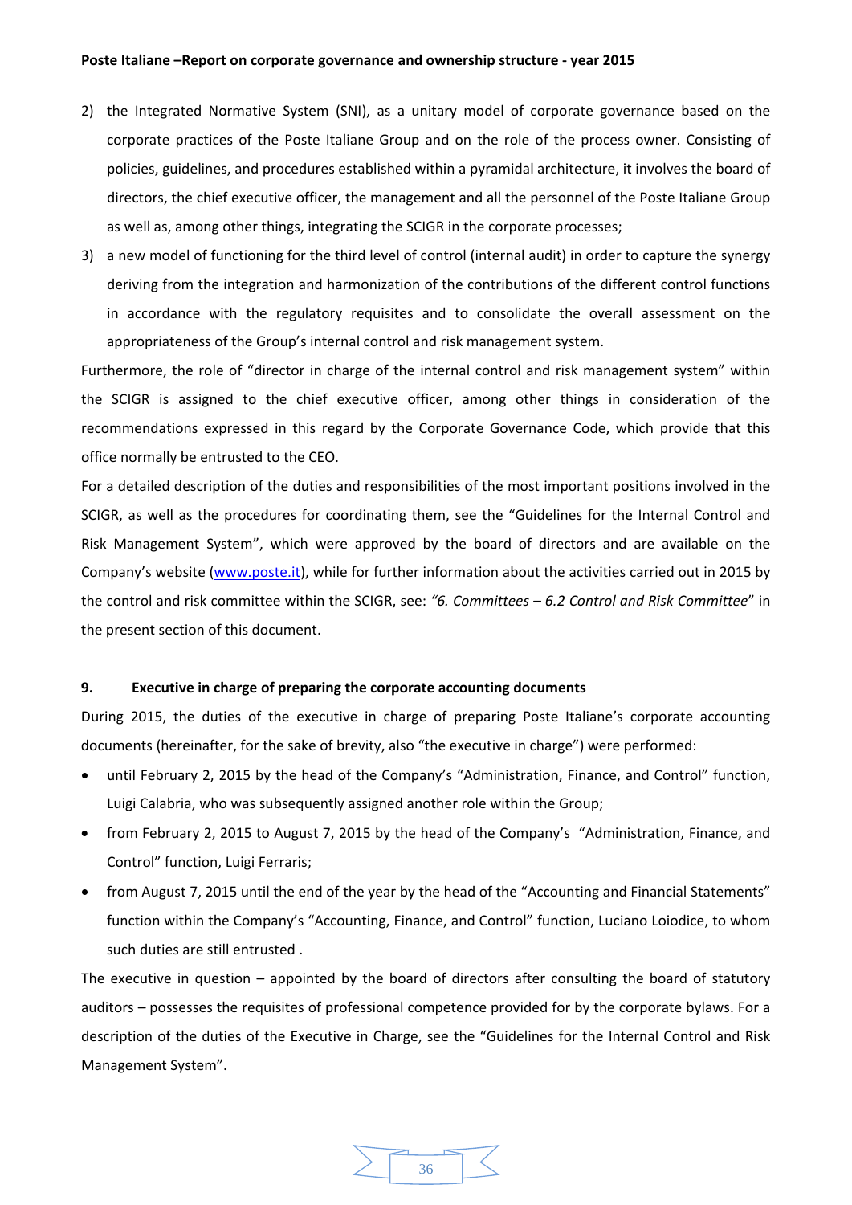2) the Integrated Normative System (SNI), as a unitary model of corporate governance based on the corporate practices of the Poste Italiane Group and on the role of the process owner. Consisting of policies, guidelines, and procedures established within a pyramidal architecture, it involves the board of directors, the chief executive officer, the management and all the personnel of the Poste Italiane Group as well as, among other things, integrating the SCIGR in the corporate processes;
3) a new model of functioning for the third level of control (internal audit) in order to capture the synergy deriving from the integration and harmonization of the contributions of the different control functions in accordance with the regulatory requisites and to consolidate the overall assessment on the appropriateness of the Group's internal control and risk management system.

Furthermore, the role of "director in charge of the internal control and risk management system" within the SCIGR is assigned to the chief executive officer, among other things in consideration of the recommendations expressed in this regard by the Corporate Governance Code, which provide that this office normally be entrusted to the CEO.

For a detailed description of the duties and responsibilities of the most important positions involved in the SCIGR, as well as the procedures for coordinating them, see the "Guidelines for the Internal Control and Risk Management System", which were approved by the board of directors and are available on the Company's website (www.poste.it), while for further information about the activities carried out in 2015 by the control and risk committee within the SCIGR, see: *"6. Committees – 6.2 Control and Risk Committee*" in the present section of this document.

## 9. Executive in charge of preparing the corporate accounting documents

During 2015, the duties of the executive in charge of preparing Poste Italiane's corporate accounting documents (hereinafter, for the sake of brevity, also "the executive in charge") were performed:

- until February 2, 2015 by the head of the Company's "Administration, Finance, and Control" function, Luigi Calabria, who was subsequently assigned another role within the Group;
- from February 2, 2015 to August 7, 2015 by the head of the Company's "Administration, Finance, and Control" function, Luigi Ferraris;
- from August 7, 2015 until the end of the year by the head of the "Accounting and Financial Statements" function within the Company's "Accounting, Finance, and Control" function, Luciano Loiodice, to whom such duties are still entrusted .

The executive in question – appointed by the board of directors after consulting the board of statutory auditors – possesses the requisites of professional competence provided for by the corporate bylaws. For a description of the duties of the Executive in Charge, see the "Guidelines for the Internal Control and Risk Management System".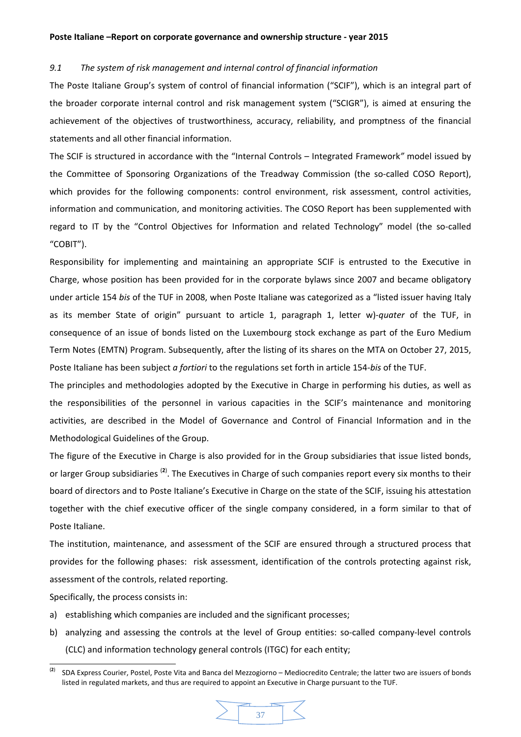### *9.1 The system of risk management and internal control of financial information*

The Poste Italiane Group's system of control of financial information ("SCIF"), which is an integral part of the broader corporate internal control and risk management system ("SCIGR"), is aimed at ensuring the achievement of the objectives of trustworthiness, accuracy, reliability, and promptness of the financial statements and all other financial information.

The SCIF is structured in accordance with the "Internal Controls – Integrated Framework" model issued by the Committee of Sponsoring Organizations of the Treadway Commission (the so-called COSO Report), which provides for the following components: control environment, risk assessment, control activities, information and communication, and monitoring activities. The COSO Report has been supplemented with regard to IT by the "Control Objectives for Information and related Technology" model (the so-called "COBIT").

Responsibility for implementing and maintaining an appropriate SCIF is entrusted to the Executive in Charge, whose position has been provided for in the corporate bylaws since 2007 and became obligatory under article 154 *bis* of the TUF in 2008, when Poste Italiane was categorized as a "listed issuer having Italy as its member State of origin" pursuant to article 1, paragraph 1, letter w)-*quater* of the TUF, in consequence of an issue of bonds listed on the Luxembourg stock exchange as part of the Euro Medium Term Notes (EMTN) Program. Subsequently, after the listing of its shares on the MTA on October 27, 2015, Poste Italiane has been subject *a fortiori* to the regulations set forth in article 154-*bis* of the TUF.

The principles and methodologies adopted by the Executive in Charge in performing his duties, as well as the responsibilities of the personnel in various capacities in the SCIF's maintenance and monitoring activities, are described in the Model of Governance and Control of Financial Information and in the Methodological Guidelines of the Group.

The figure of the Executive in Charge is also provided for in the Group subsidiaries that issue listed bonds, or larger Group subsidiaries [2]. The Executives in Charge of such companies report every six months to their board of directors and to Poste Italiane's Executive in Charge on the state of the SCIF, issuing his attestation together with the chief executive officer of the single company considered, in a form similar to that of Poste Italiane.

The institution, maintenance, and assessment of the SCIF are ensured through a structured process that provides for the following phases: risk assessment, identification of the controls protecting against risk, assessment of the controls, related reporting.

Specifically, the process consists in:

a) establishing which companies are included and the significant processes;
b) analyzing and assessing the controls at the level of Group entities: so-called company-level controls (CLC) and information technology general controls (ITGC) for each entity;

---

[2] SDA Express Courier, Postel, Poste Vita and Banca del Mezzogiorno – Mediocredito Centrale; the latter two are issuers of bonds listed in regulated markets, and thus are required to appoint an Executive in Charge pursuant to the TUF.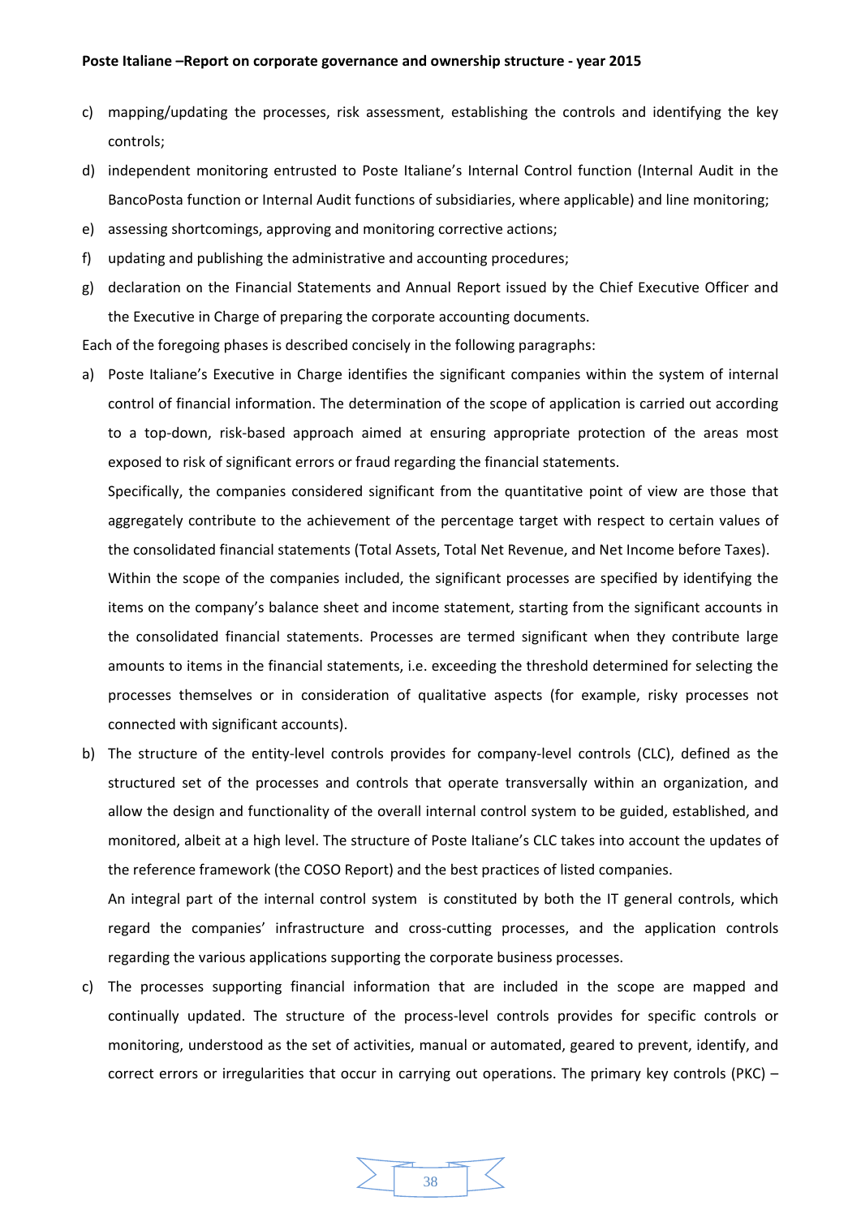c) mapping/updating the processes, risk assessment, establishing the controls and identifying the key controls;
d) independent monitoring entrusted to Poste Italiane's Internal Control function (Internal Audit in the BancoPosta function or Internal Audit functions of subsidiaries, where applicable) and line monitoring;
e) assessing shortcomings, approving and monitoring corrective actions;
f) updating and publishing the administrative and accounting procedures;
g) declaration on the Financial Statements and Annual Report issued by the Chief Executive Officer and the Executive in Charge of preparing the corporate accounting documents.

Each of the foregoing phases is described concisely in the following paragraphs:

a) Poste Italiane's Executive in Charge identifies the significant companies within the system of internal control of financial information. The determination of the scope of application is carried out according to a top-down, risk-based approach aimed at ensuring appropriate protection of the areas most exposed to risk of significant errors or fraud regarding the financial statements.

   Specifically, the companies considered significant from the quantitative point of view are those that aggregately contribute to the achievement of the percentage target with respect to certain values of the consolidated financial statements (Total Assets, Total Net Revenue, and Net Income before Taxes).

   Within the scope of the companies included, the significant processes are specified by identifying the items on the company's balance sheet and income statement, starting from the significant accounts in the consolidated financial statements. Processes are termed significant when they contribute large amounts to items in the financial statements, i.e. exceeding the threshold determined for selecting the processes themselves or in consideration of qualitative aspects (for example, risky processes not connected with significant accounts).

b) The structure of the entity-level controls provides for company-level controls (CLC), defined as the structured set of the processes and controls that operate transversally within an organization, and allow the design and functionality of the overall internal control system to be guided, established, and monitored, albeit at a high level. The structure of Poste Italiane's CLC takes into account the updates of the reference framework (the COSO Report) and the best practices of listed companies.

   An integral part of the internal control system is constituted by both the IT general controls, which regard the companies' infrastructure and cross-cutting processes, and the application controls regarding the various applications supporting the corporate business processes.

c) The processes supporting financial information that are included in the scope are mapped and continually updated. The structure of the process-level controls provides for specific controls or monitoring, understood as the set of activities, manual or automated, geared to prevent, identify, and correct errors or irregularities that occur in carrying out operations. The primary key controls (PKC) –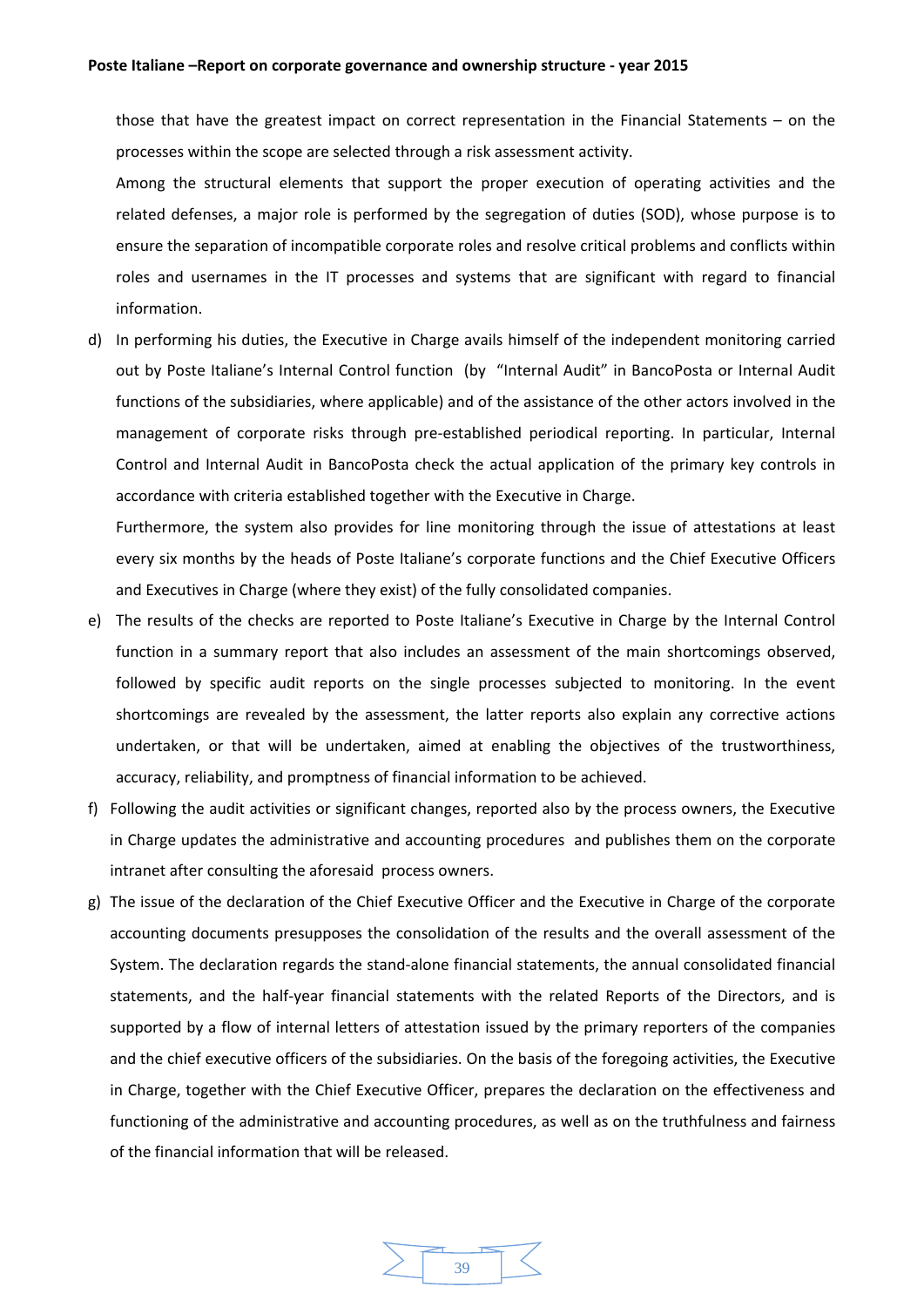those that have the greatest impact on correct representation in the Financial Statements – on the processes within the scope are selected through a risk assessment activity.

Among the structural elements that support the proper execution of operating activities and the related defenses, a major role is performed by the segregation of duties (SOD), whose purpose is to ensure the separation of incompatible corporate roles and resolve critical problems and conflicts within roles and usernames in the IT processes and systems that are significant with regard to financial information.

d) In performing his duties, the Executive in Charge avails himself of the independent monitoring carried out by Poste Italiane's Internal Control function (by "Internal Audit" in BancoPosta or Internal Audit functions of the subsidiaries, where applicable) and of the assistance of the other actors involved in the management of corporate risks through pre-established periodical reporting. In particular, Internal Control and Internal Audit in BancoPosta check the actual application of the primary key controls in accordance with criteria established together with the Executive in Charge.

   Furthermore, the system also provides for line monitoring through the issue of attestations at least every six months by the heads of Poste Italiane's corporate functions and the Chief Executive Officers and Executives in Charge (where they exist) of the fully consolidated companies.

e) The results of the checks are reported to Poste Italiane's Executive in Charge by the Internal Control function in a summary report that also includes an assessment of the main shortcomings observed, followed by specific audit reports on the single processes subjected to monitoring. In the event shortcomings are revealed by the assessment, the latter reports also explain any corrective actions undertaken, or that will be undertaken, aimed at enabling the objectives of the trustworthiness, accuracy, reliability, and promptness of financial information to be achieved.

f) Following the audit activities or significant changes, reported also by the process owners, the Executive in Charge updates the administrative and accounting procedures and publishes them on the corporate intranet after consulting the aforesaid process owners.

g) The issue of the declaration of the Chief Executive Officer and the Executive in Charge of the corporate accounting documents presupposes the consolidation of the results and the overall assessment of the System. The declaration regards the stand-alone financial statements, the annual consolidated financial statements, and the half-year financial statements with the related Reports of the Directors, and is supported by a flow of internal letters of attestation issued by the primary reporters of the companies and the chief executive officers of the subsidiaries. On the basis of the foregoing activities, the Executive in Charge, together with the Chief Executive Officer, prepares the declaration on the effectiveness and functioning of the administrative and accounting procedures, as well as on the truthfulness and fairness of the financial information that will be released.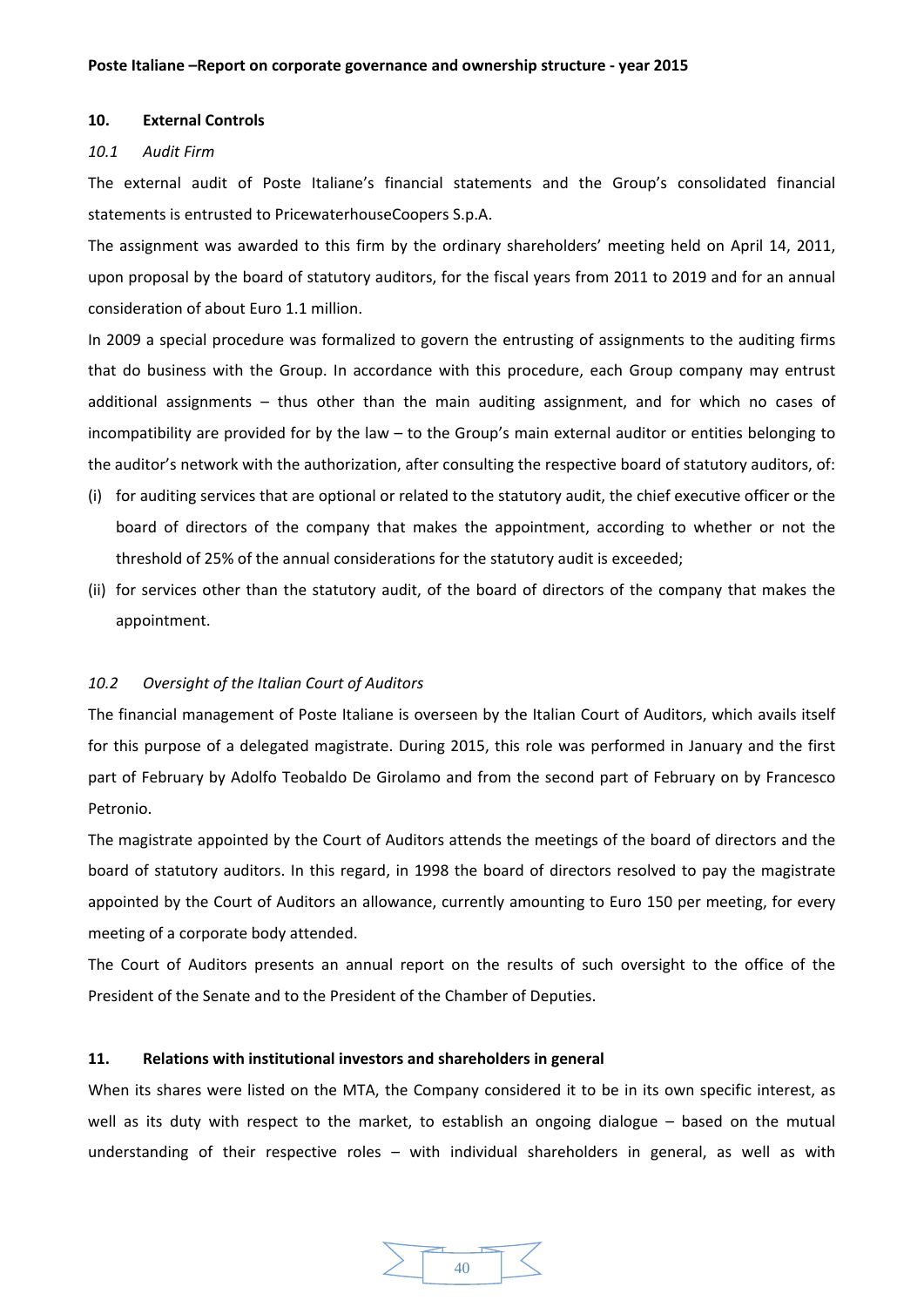## 10. External Controls

### *10.1 Audit Firm*

The external audit of Poste Italiane's financial statements and the Group's consolidated financial statements is entrusted to PricewaterhouseCoopers S.p.A.

The assignment was awarded to this firm by the ordinary shareholders' meeting held on April 14, 2011, upon proposal by the board of statutory auditors, for the fiscal years from 2011 to 2019 and for an annual consideration of about Euro 1.1 million.

In 2009 a special procedure was formalized to govern the entrusting of assignments to the auditing firms that do business with the Group. In accordance with this procedure, each Group company may entrust additional assignments – thus other than the main auditing assignment, and for which no cases of incompatibility are provided for by the law – to the Group's main external auditor or entities belonging to the auditor's network with the authorization, after consulting the respective board of statutory auditors, of:

(i) for auditing services that are optional or related to the statutory audit, the chief executive officer or the board of directors of the company that makes the appointment, according to whether or not the threshold of 25% of the annual considerations for the statutory audit is exceeded;

(ii) for services other than the statutory audit, of the board of directors of the company that makes the appointment.

### *10.2 Oversight of the Italian Court of Auditors*

The financial management of Poste Italiane is overseen by the Italian Court of Auditors, which avails itself for this purpose of a delegated magistrate. During 2015, this role was performed in January and the first part of February by Adolfo Teobaldo De Girolamo and from the second part of February on by Francesco Petronio.

The magistrate appointed by the Court of Auditors attends the meetings of the board of directors and the board of statutory auditors. In this regard, in 1998 the board of directors resolved to pay the magistrate appointed by the Court of Auditors an allowance, currently amounting to Euro 150 per meeting, for every meeting of a corporate body attended.

The Court of Auditors presents an annual report on the results of such oversight to the office of the President of the Senate and to the President of the Chamber of Deputies.

## 11. Relations with institutional investors and shareholders in general

When its shares were listed on the MTA, the Company considered it to be in its own specific interest, as well as its duty with respect to the market, to establish an ongoing dialogue – based on the mutual understanding of their respective roles – with individual shareholders in general, as well as with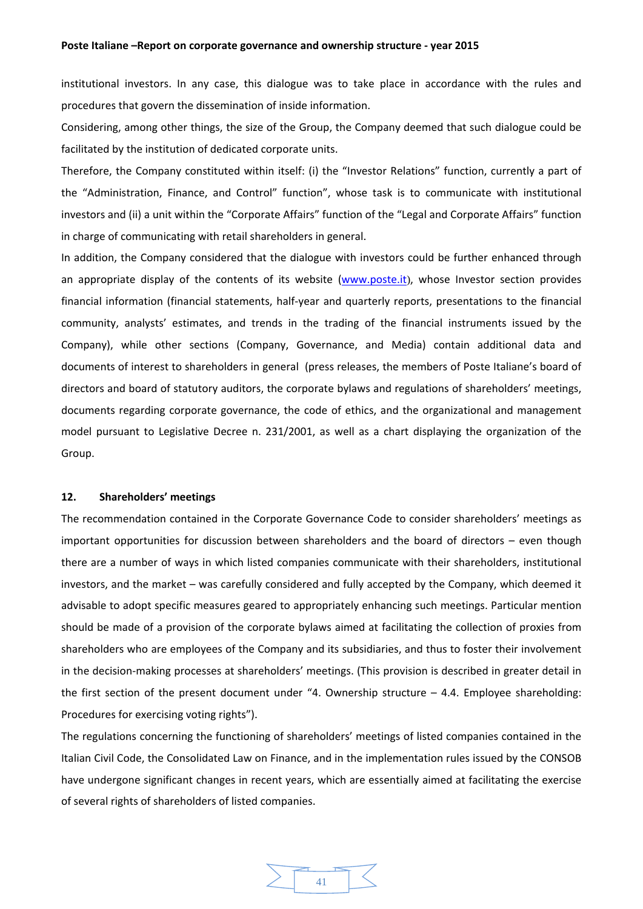institutional investors. In any case, this dialogue was to take place in accordance with the rules and procedures that govern the dissemination of inside information.

Considering, among other things, the size of the Group, the Company deemed that such dialogue could be facilitated by the institution of dedicated corporate units.

Therefore, the Company constituted within itself: (i) the "Investor Relations" function, currently a part of the "Administration, Finance, and Control" function", whose task is to communicate with institutional investors and (ii) a unit within the "Corporate Affairs" function of the "Legal and Corporate Affairs" function in charge of communicating with retail shareholders in general.

In addition, the Company considered that the dialogue with investors could be further enhanced through an appropriate display of the contents of its website (www.poste.it), whose Investor section provides financial information (financial statements, half-year and quarterly reports, presentations to the financial community, analysts' estimates, and trends in the trading of the financial instruments issued by the Company), while other sections (Company, Governance, and Media) contain additional data and documents of interest to shareholders in general (press releases, the members of Poste Italiane's board of directors and board of statutory auditors, the corporate bylaws and regulations of shareholders' meetings, documents regarding corporate governance, the code of ethics, and the organizational and management model pursuant to Legislative Decree n. 231/2001, as well as a chart displaying the organization of the Group.

## 12. Shareholders' meetings

The recommendation contained in the Corporate Governance Code to consider shareholders' meetings as important opportunities for discussion between shareholders and the board of directors – even though there are a number of ways in which listed companies communicate with their shareholders, institutional investors, and the market – was carefully considered and fully accepted by the Company, which deemed it advisable to adopt specific measures geared to appropriately enhancing such meetings. Particular mention should be made of a provision of the corporate bylaws aimed at facilitating the collection of proxies from shareholders who are employees of the Company and its subsidiaries, and thus to foster their involvement in the decision-making processes at shareholders' meetings. (This provision is described in greater detail in the first section of the present document under "4. Ownership structure – 4.4. Employee shareholding: Procedures for exercising voting rights").

The regulations concerning the functioning of shareholders' meetings of listed companies contained in the Italian Civil Code, the Consolidated Law on Finance, and in the implementation rules issued by the CONSOB have undergone significant changes in recent years, which are essentially aimed at facilitating the exercise of several rights of shareholders of listed companies.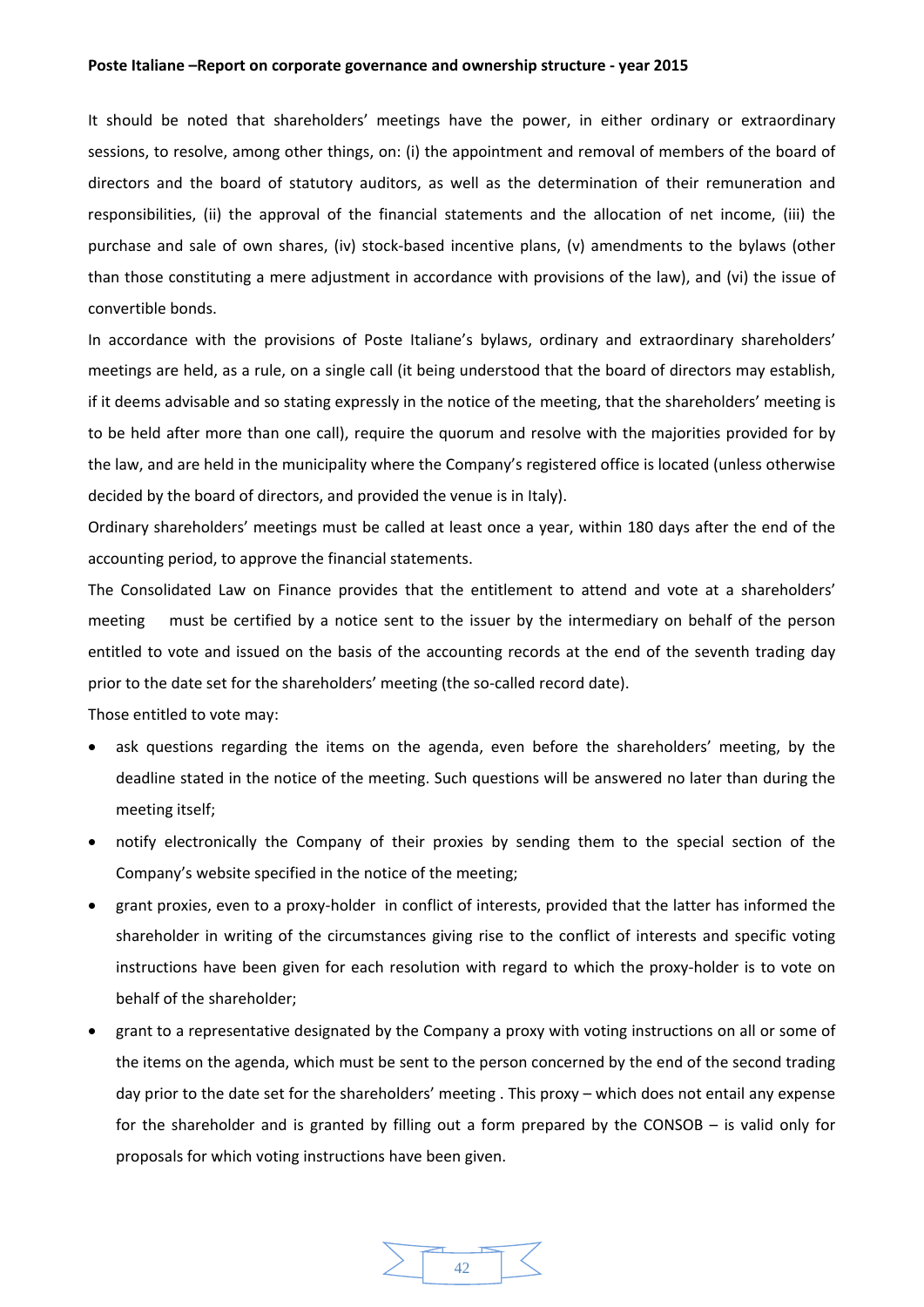It should be noted that shareholders' meetings have the power, in either ordinary or extraordinary sessions, to resolve, among other things, on: (i) the appointment and removal of members of the board of directors and the board of statutory auditors, as well as the determination of their remuneration and responsibilities, (ii) the approval of the financial statements and the allocation of net income, (iii) the purchase and sale of own shares, (iv) stock-based incentive plans, (v) amendments to the bylaws (other than those constituting a mere adjustment in accordance with provisions of the law), and (vi) the issue of convertible bonds.

In accordance with the provisions of Poste Italiane's bylaws, ordinary and extraordinary shareholders' meetings are held, as a rule, on a single call (it being understood that the board of directors may establish, if it deems advisable and so stating expressly in the notice of the meeting, that the shareholders' meeting is to be held after more than one call), require the quorum and resolve with the majorities provided for by the law, and are held in the municipality where the Company's registered office is located (unless otherwise decided by the board of directors, and provided the venue is in Italy).

Ordinary shareholders' meetings must be called at least once a year, within 180 days after the end of the accounting period, to approve the financial statements.

The Consolidated Law on Finance provides that the entitlement to attend and vote at a shareholders' meeting must be certified by a notice sent to the issuer by the intermediary on behalf of the person entitled to vote and issued on the basis of the accounting records at the end of the seventh trading day prior to the date set for the shareholders' meeting (the so-called record date).

Those entitled to vote may:

- ask questions regarding the items on the agenda, even before the shareholders' meeting, by the deadline stated in the notice of the meeting. Such questions will be answered no later than during the meeting itself;
- notify electronically the Company of their proxies by sending them to the special section of the Company's website specified in the notice of the meeting;
- grant proxies, even to a proxy-holder in conflict of interests, provided that the latter has informed the shareholder in writing of the circumstances giving rise to the conflict of interests and specific voting instructions have been given for each resolution with regard to which the proxy-holder is to vote on behalf of the shareholder;
- grant to a representative designated by the Company a proxy with voting instructions on all or some of the items on the agenda, which must be sent to the person concerned by the end of the second trading day prior to the date set for the shareholders' meeting . This proxy – which does not entail any expense for the shareholder and is granted by filling out a form prepared by the CONSOB – is valid only for proposals for which voting instructions have been given.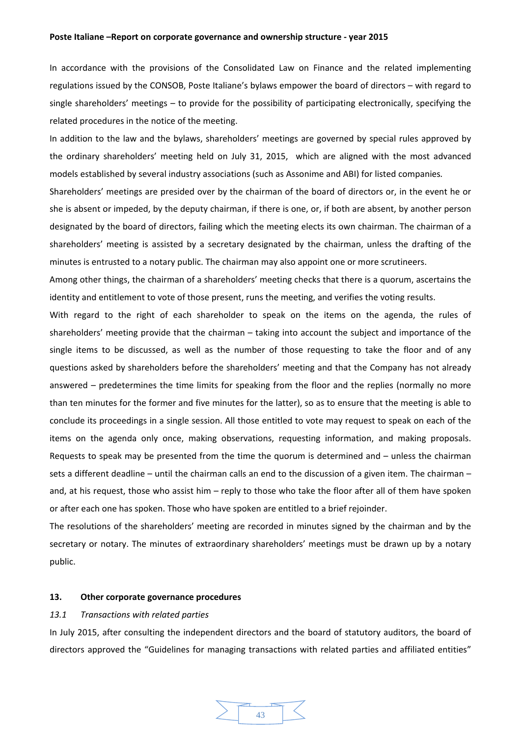In accordance with the provisions of the Consolidated Law on Finance and the related implementing regulations issued by the CONSOB, Poste Italiane's bylaws empower the board of directors – with regard to single shareholders' meetings – to provide for the possibility of participating electronically, specifying the related procedures in the notice of the meeting.

In addition to the law and the bylaws, shareholders' meetings are governed by special rules approved by the ordinary shareholders' meeting held on July 31, 2015, which are aligned with the most advanced models established by several industry associations (such as Assonime and ABI) for listed companies.

Shareholders' meetings are presided over by the chairman of the board of directors or, in the event he or she is absent or impeded, by the deputy chairman, if there is one, or, if both are absent, by another person designated by the board of directors, failing which the meeting elects its own chairman. The chairman of a shareholders' meeting is assisted by a secretary designated by the chairman, unless the drafting of the minutes is entrusted to a notary public. The chairman may also appoint one or more scrutineers.

Among other things, the chairman of a shareholders' meeting checks that there is a quorum, ascertains the identity and entitlement to vote of those present, runs the meeting, and verifies the voting results.

With regard to the right of each shareholder to speak on the items on the agenda, the rules of shareholders' meeting provide that the chairman – taking into account the subject and importance of the single items to be discussed, as well as the number of those requesting to take the floor and of any questions asked by shareholders before the shareholders' meeting and that the Company has not already answered – predetermines the time limits for speaking from the floor and the replies (normally no more than ten minutes for the former and five minutes for the latter), so as to ensure that the meeting is able to conclude its proceedings in a single session. All those entitled to vote may request to speak on each of the items on the agenda only once, making observations, requesting information, and making proposals. Requests to speak may be presented from the time the quorum is determined and – unless the chairman sets a different deadline – until the chairman calls an end to the discussion of a given item. The chairman – and, at his request, those who assist him – reply to those who take the floor after all of them have spoken or after each one has spoken. Those who have spoken are entitled to a brief rejoinder.

The resolutions of the shareholders' meeting are recorded in minutes signed by the chairman and by the secretary or notary. The minutes of extraordinary shareholders' meetings must be drawn up by a notary public.

## 13. Other corporate governance procedures

### *13.1 Transactions with related parties*

In July 2015, after consulting the independent directors and the board of statutory auditors, the board of directors approved the "Guidelines for managing transactions with related parties and affiliated entities"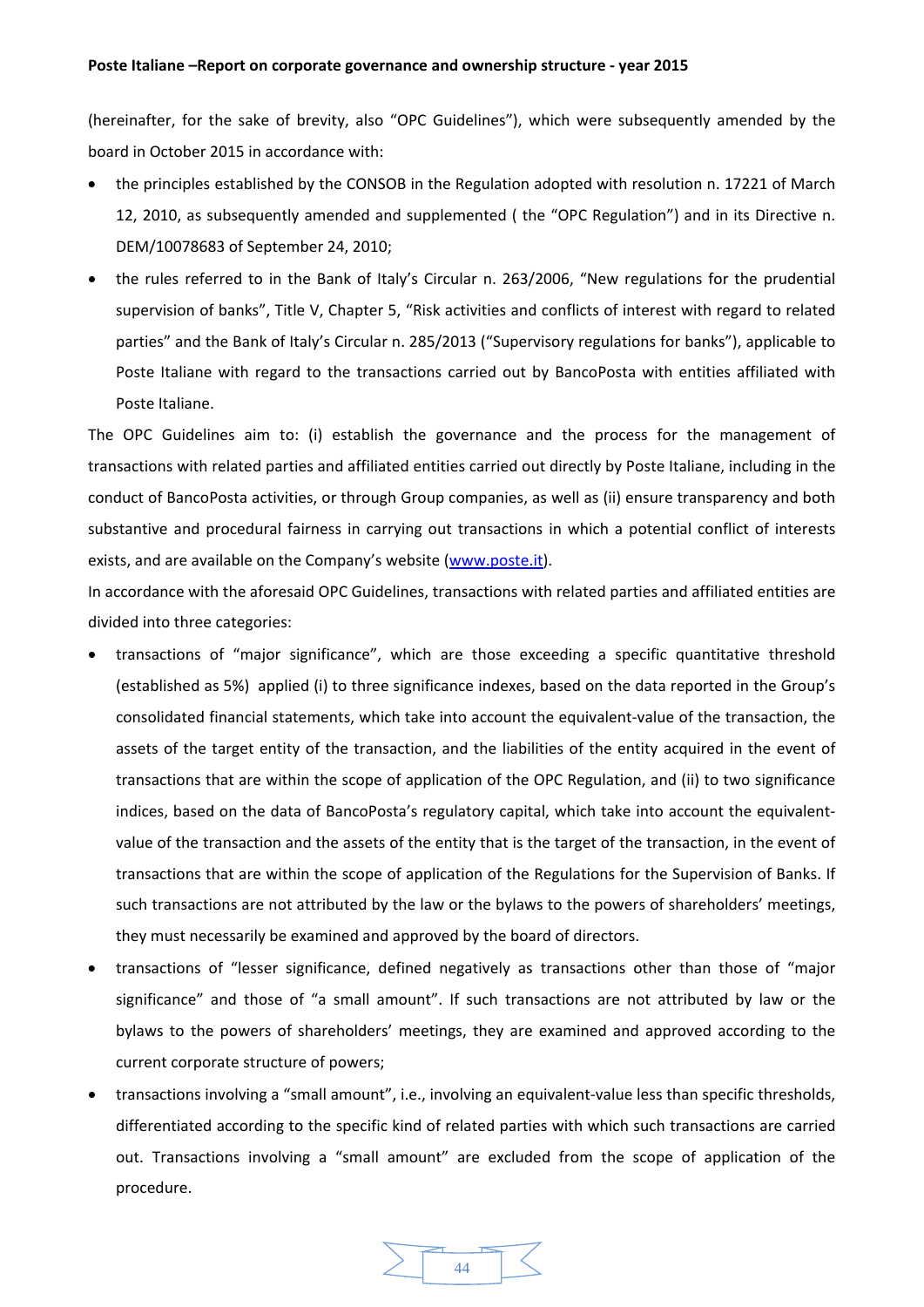(hereinafter, for the sake of brevity, also "OPC Guidelines"), which were subsequently amended by the board in October 2015 in accordance with:

- the principles established by the CONSOB in the Regulation adopted with resolution n. 17221 of March 12, 2010, as subsequently amended and supplemented ( the "OPC Regulation") and in its Directive n. DEM/10078683 of September 24, 2010;
- the rules referred to in the Bank of Italy's Circular n. 263/2006, "New regulations for the prudential supervision of banks", Title V, Chapter 5, "Risk activities and conflicts of interest with regard to related parties" and the Bank of Italy's Circular n. 285/2013 ("Supervisory regulations for banks"), applicable to Poste Italiane with regard to the transactions carried out by BancoPosta with entities affiliated with Poste Italiane.

The OPC Guidelines aim to: (i) establish the governance and the process for the management of transactions with related parties and affiliated entities carried out directly by Poste Italiane, including in the conduct of BancoPosta activities, or through Group companies, as well as (ii) ensure transparency and both substantive and procedural fairness in carrying out transactions in which a potential conflict of interests exists, and are available on the Company's website (www.poste.it).

In accordance with the aforesaid OPC Guidelines, transactions with related parties and affiliated entities are divided into three categories:

- transactions of "major significance", which are those exceeding a specific quantitative threshold (established as 5%) applied (i) to three significance indexes, based on the data reported in the Group's consolidated financial statements, which take into account the equivalent-value of the transaction, the assets of the target entity of the transaction, and the liabilities of the entity acquired in the event of transactions that are within the scope of application of the OPC Regulation, and (ii) to two significance indices, based on the data of BancoPosta's regulatory capital, which take into account the equivalent-value of the transaction and the assets of the entity that is the target of the transaction, in the event of transactions that are within the scope of application of the Regulations for the Supervision of Banks. If such transactions are not attributed by the law or the bylaws to the powers of shareholders' meetings, they must necessarily be examined and approved by the board of directors.
- transactions of "lesser significance, defined negatively as transactions other than those of "major significance" and those of "a small amount". If such transactions are not attributed by law or the bylaws to the powers of shareholders' meetings, they are examined and approved according to the current corporate structure of powers;
- transactions involving a "small amount", i.e., involving an equivalent-value less than specific thresholds, differentiated according to the specific kind of related parties with which such transactions are carried out. Transactions involving a "small amount" are excluded from the scope of application of the procedure.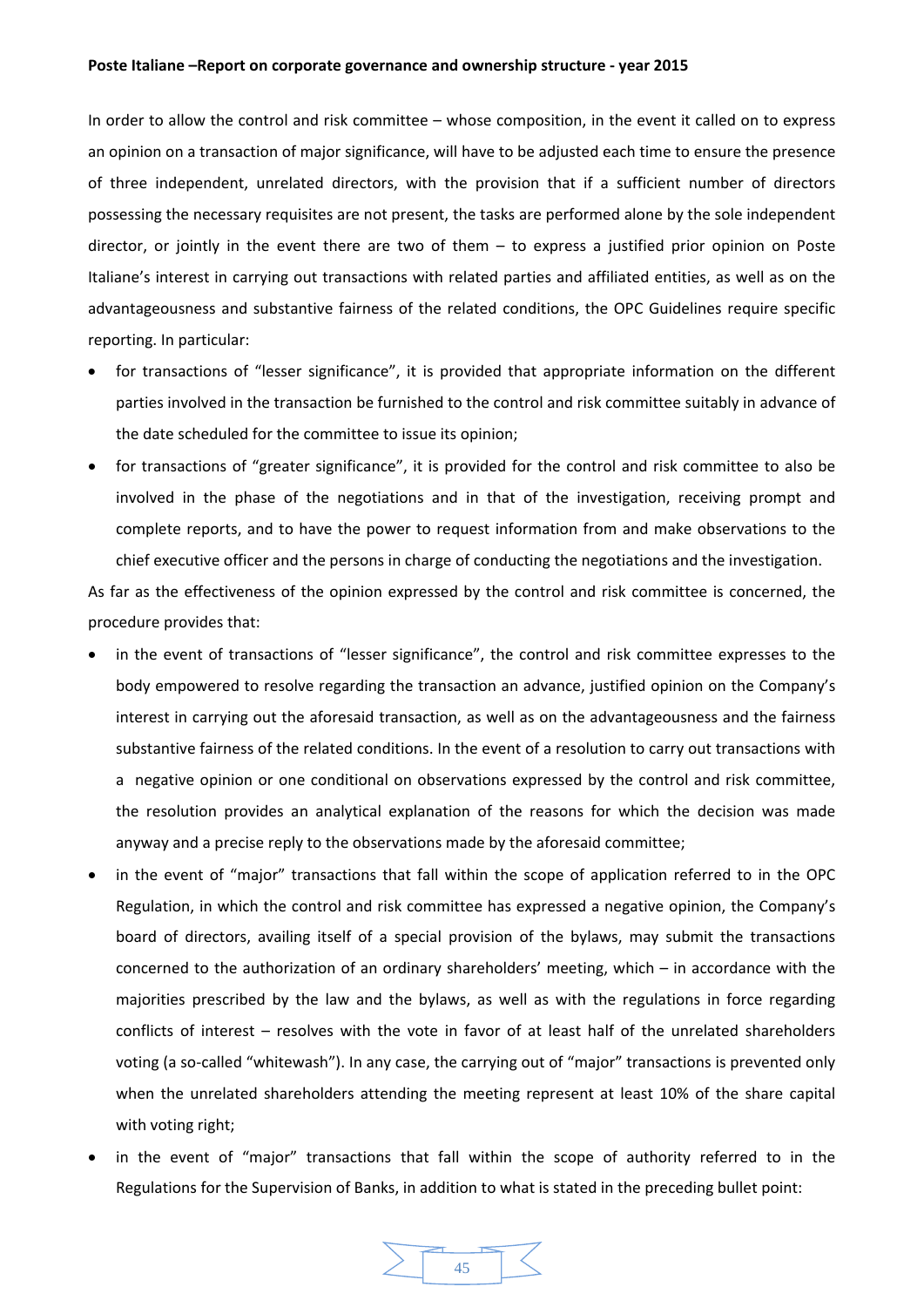In order to allow the control and risk committee – whose composition, in the event it called on to express an opinion on a transaction of major significance, will have to be adjusted each time to ensure the presence of three independent, unrelated directors, with the provision that if a sufficient number of directors possessing the necessary requisites are not present, the tasks are performed alone by the sole independent director, or jointly in the event there are two of them – to express a justified prior opinion on Poste Italiane's interest in carrying out transactions with related parties and affiliated entities, as well as on the advantageousness and substantive fairness of the related conditions, the OPC Guidelines require specific reporting. In particular:

- for transactions of "lesser significance", it is provided that appropriate information on the different parties involved in the transaction be furnished to the control and risk committee suitably in advance of the date scheduled for the committee to issue its opinion;
- for transactions of "greater significance", it is provided for the control and risk committee to also be involved in the phase of the negotiations and in that of the investigation, receiving prompt and complete reports, and to have the power to request information from and make observations to the chief executive officer and the persons in charge of conducting the negotiations and the investigation.

As far as the effectiveness of the opinion expressed by the control and risk committee is concerned, the procedure provides that:

- in the event of transactions of "lesser significance", the control and risk committee expresses to the body empowered to resolve regarding the transaction an advance, justified opinion on the Company's interest in carrying out the aforesaid transaction, as well as on the advantageousness and the fairness substantive fairness of the related conditions. In the event of a resolution to carry out transactions with a negative opinion or one conditional on observations expressed by the control and risk committee, the resolution provides an analytical explanation of the reasons for which the decision was made anyway and a precise reply to the observations made by the aforesaid committee;
- in the event of "major" transactions that fall within the scope of application referred to in the OPC Regulation, in which the control and risk committee has expressed a negative opinion, the Company's board of directors, availing itself of a special provision of the bylaws, may submit the transactions concerned to the authorization of an ordinary shareholders' meeting, which – in accordance with the majorities prescribed by the law and the bylaws, as well as with the regulations in force regarding conflicts of interest – resolves with the vote in favor of at least half of the unrelated shareholders voting (a so-called "whitewash"). In any case, the carrying out of "major" transactions is prevented only when the unrelated shareholders attending the meeting represent at least 10% of the share capital with voting right;
- in the event of "major" transactions that fall within the scope of authority referred to in the Regulations for the Supervision of Banks, in addition to what is stated in the preceding bullet point: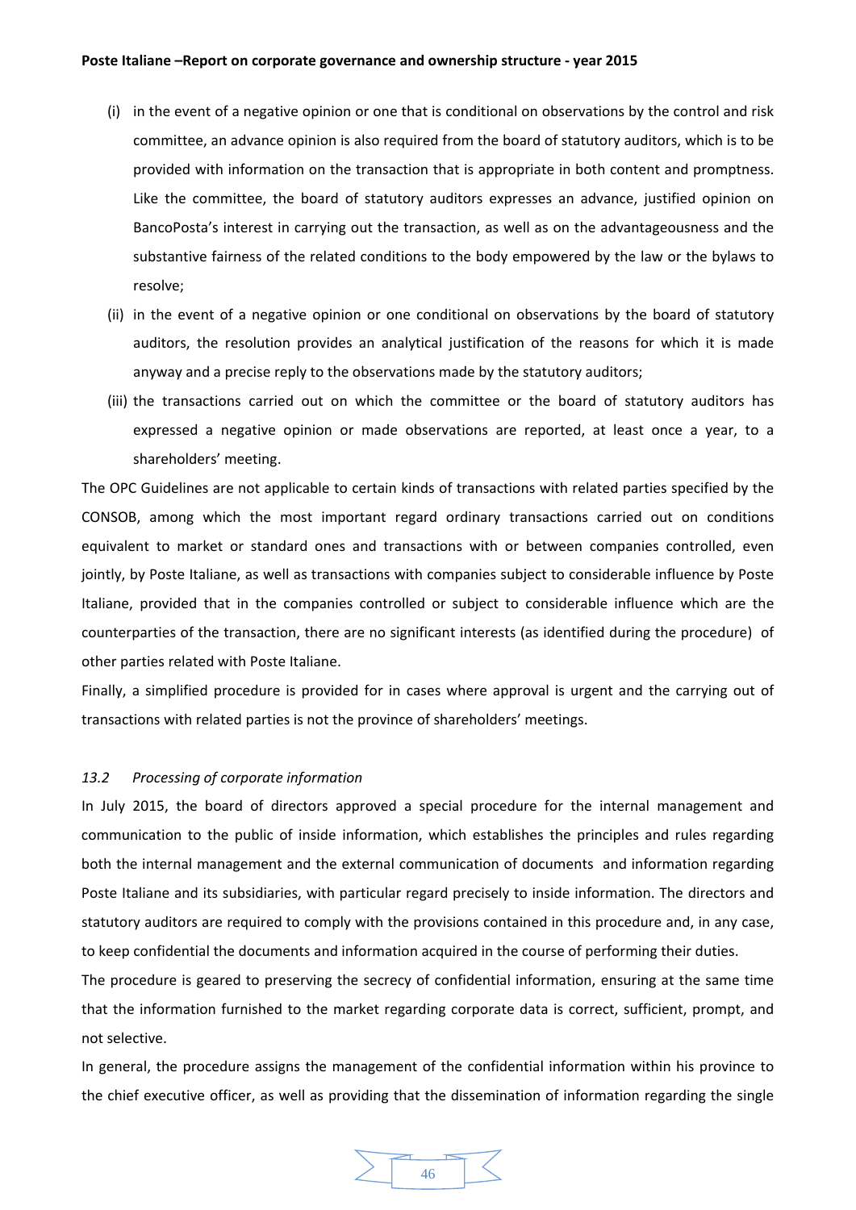(i) in the event of a negative opinion or one that is conditional on observations by the control and risk committee, an advance opinion is also required from the board of statutory auditors, which is to be provided with information on the transaction that is appropriate in both content and promptness. Like the committee, the board of statutory auditors expresses an advance, justified opinion on BancoPosta's interest in carrying out the transaction, as well as on the advantageousness and the substantive fairness of the related conditions to the body empowered by the law or the bylaws to resolve;

(ii) in the event of a negative opinion or one conditional on observations by the board of statutory auditors, the resolution provides an analytical justification of the reasons for which it is made anyway and a precise reply to the observations made by the statutory auditors;

(iii) the transactions carried out on which the committee or the board of statutory auditors has expressed a negative opinion or made observations are reported, at least once a year, to a shareholders' meeting.

The OPC Guidelines are not applicable to certain kinds of transactions with related parties specified by the CONSOB, among which the most important regard ordinary transactions carried out on conditions equivalent to market or standard ones and transactions with or between companies controlled, even jointly, by Poste Italiane, as well as transactions with companies subject to considerable influence by Poste Italiane, provided that in the companies controlled or subject to considerable influence which are the counterparties of the transaction, there are no significant interests (as identified during the procedure) of other parties related with Poste Italiane.

Finally, a simplified procedure is provided for in cases where approval is urgent and the carrying out of transactions with related parties is not the province of shareholders' meetings.

### *13.2 Processing of corporate information*

In July 2015, the board of directors approved a special procedure for the internal management and communication to the public of inside information, which establishes the principles and rules regarding both the internal management and the external communication of documents and information regarding Poste Italiane and its subsidiaries, with particular regard precisely to inside information. The directors and statutory auditors are required to comply with the provisions contained in this procedure and, in any case, to keep confidential the documents and information acquired in the course of performing their duties.

The procedure is geared to preserving the secrecy of confidential information, ensuring at the same time that the information furnished to the market regarding corporate data is correct, sufficient, prompt, and not selective.

In general, the procedure assigns the management of the confidential information within his province to the chief executive officer, as well as providing that the dissemination of information regarding the single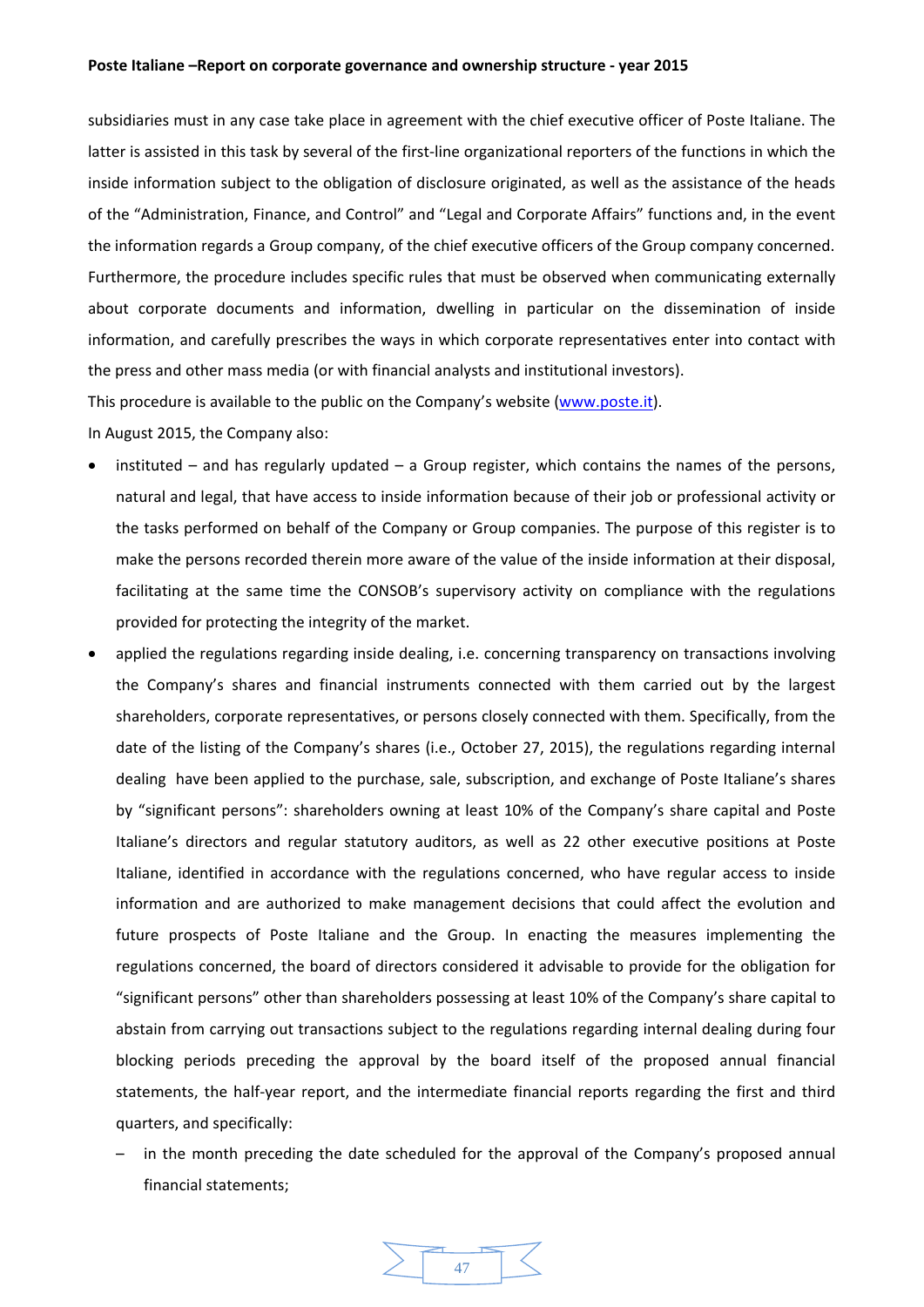subsidiaries must in any case take place in agreement with the chief executive officer of Poste Italiane. The latter is assisted in this task by several of the first-line organizational reporters of the functions in which the inside information subject to the obligation of disclosure originated, as well as the assistance of the heads of the "Administration, Finance, and Control" and "Legal and Corporate Affairs" functions and, in the event the information regards a Group company, of the chief executive officers of the Group company concerned. Furthermore, the procedure includes specific rules that must be observed when communicating externally about corporate documents and information, dwelling in particular on the dissemination of inside information, and carefully prescribes the ways in which corporate representatives enter into contact with the press and other mass media (or with financial analysts and institutional investors).

This procedure is available to the public on the Company's website (www.poste.it).

In August 2015, the Company also:

- instituted – and has regularly updated – a Group register, which contains the names of the persons, natural and legal, that have access to inside information because of their job or professional activity or the tasks performed on behalf of the Company or Group companies. The purpose of this register is to make the persons recorded therein more aware of the value of the inside information at their disposal, facilitating at the same time the CONSOB's supervisory activity on compliance with the regulations provided for protecting the integrity of the market.
- applied the regulations regarding inside dealing, i.e. concerning transparency on transactions involving the Company's shares and financial instruments connected with them carried out by the largest shareholders, corporate representatives, or persons closely connected with them. Specifically, from the date of the listing of the Company's shares (i.e., October 27, 2015), the regulations regarding internal dealing have been applied to the purchase, sale, subscription, and exchange of Poste Italiane's shares by "significant persons": shareholders owning at least 10% of the Company's share capital and Poste Italiane's directors and regular statutory auditors, as well as 22 other executive positions at Poste Italiane, identified in accordance with the regulations concerned, who have regular access to inside information and are authorized to make management decisions that could affect the evolution and future prospects of Poste Italiane and the Group. In enacting the measures implementing the regulations concerned, the board of directors considered it advisable to provide for the obligation for "significant persons" other than shareholders possessing at least 10% of the Company's share capital to abstain from carrying out transactions subject to the regulations regarding internal dealing during four blocking periods preceding the approval by the board itself of the proposed annual financial statements, the half-year report, and the intermediate financial reports regarding the first and third quarters, and specifically:
  - in the month preceding the date scheduled for the approval of the Company's proposed annual financial statements;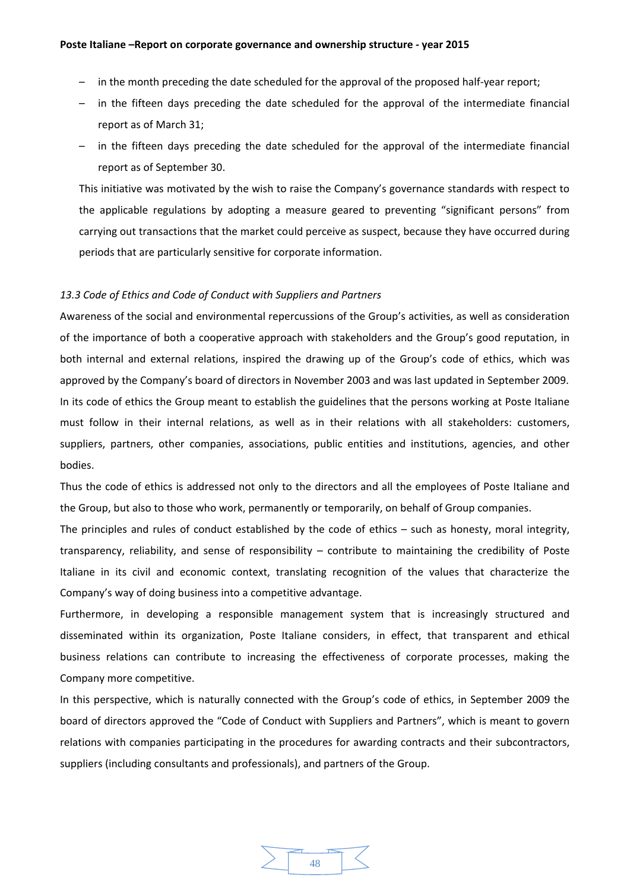- in the month preceding the date scheduled for the approval of the proposed half-year report;
- in the fifteen days preceding the date scheduled for the approval of the intermediate financial report as of March 31;
- in the fifteen days preceding the date scheduled for the approval of the intermediate financial report as of September 30.

This initiative was motivated by the wish to raise the Company's governance standards with respect to the applicable regulations by adopting a measure geared to preventing "significant persons" from carrying out transactions that the market could perceive as suspect, because they have occurred during periods that are particularly sensitive for corporate information.

*13.3 Code of Ethics and Code of Conduct with Suppliers and Partners*

Awareness of the social and environmental repercussions of the Group's activities, as well as consideration of the importance of both a cooperative approach with stakeholders and the Group's good reputation, in both internal and external relations, inspired the drawing up of the Group's code of ethics, which was approved by the Company's board of directors in November 2003 and was last updated in September 2009. In its code of ethics the Group meant to establish the guidelines that the persons working at Poste Italiane must follow in their internal relations, as well as in their relations with all stakeholders: customers, suppliers, partners, other companies, associations, public entities and institutions, agencies, and other bodies.

Thus the code of ethics is addressed not only to the directors and all the employees of Poste Italiane and the Group, but also to those who work, permanently or temporarily, on behalf of Group companies.

The principles and rules of conduct established by the code of ethics – such as honesty, moral integrity, transparency, reliability, and sense of responsibility – contribute to maintaining the credibility of Poste Italiane in its civil and economic context, translating recognition of the values that characterize the Company's way of doing business into a competitive advantage.

Furthermore, in developing a responsible management system that is increasingly structured and disseminated within its organization, Poste Italiane considers, in effect, that transparent and ethical business relations can contribute to increasing the effectiveness of corporate processes, making the Company more competitive.

In this perspective, which is naturally connected with the Group's code of ethics, in September 2009 the board of directors approved the "Code of Conduct with Suppliers and Partners", which is meant to govern relations with companies participating in the procedures for awarding contracts and their subcontractors, suppliers (including consultants and professionals), and partners of the Group.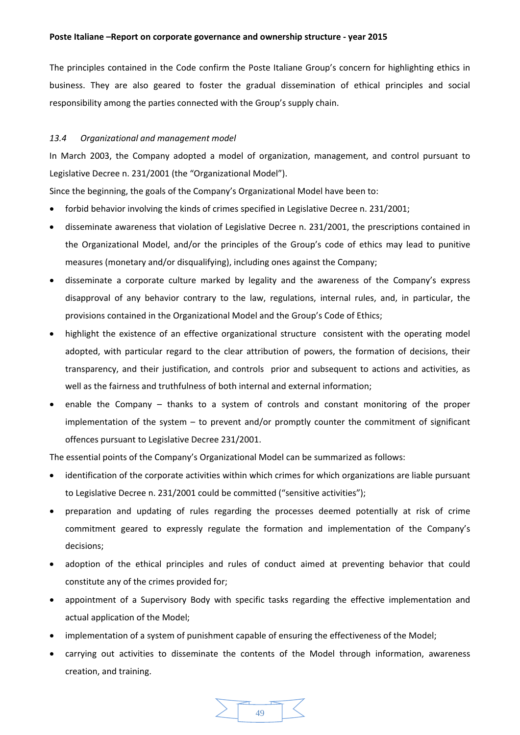The principles contained in the Code confirm the Poste Italiane Group's concern for highlighting ethics in business. They are also geared to foster the gradual dissemination of ethical principles and social responsibility among the parties connected with the Group's supply chain.

### *13.4 Organizational and management model*

In March 2003, the Company adopted a model of organization, management, and control pursuant to Legislative Decree n. 231/2001 (the "Organizational Model").

Since the beginning, the goals of the Company's Organizational Model have been to:

- forbid behavior involving the kinds of crimes specified in Legislative Decree n. 231/2001;
- disseminate awareness that violation of Legislative Decree n. 231/2001, the prescriptions contained in the Organizational Model, and/or the principles of the Group's code of ethics may lead to punitive measures (monetary and/or disqualifying), including ones against the Company;
- disseminate a corporate culture marked by legality and the awareness of the Company's express disapproval of any behavior contrary to the law, regulations, internal rules, and, in particular, the provisions contained in the Organizational Model and the Group's Code of Ethics;
- highlight the existence of an effective organizational structure consistent with the operating model adopted, with particular regard to the clear attribution of powers, the formation of decisions, their transparency, and their justification, and controls prior and subsequent to actions and activities, as well as the fairness and truthfulness of both internal and external information;
- enable the Company – thanks to a system of controls and constant monitoring of the proper implementation of the system – to prevent and/or promptly counter the commitment of significant offences pursuant to Legislative Decree 231/2001.

The essential points of the Company's Organizational Model can be summarized as follows:

- identification of the corporate activities within which crimes for which organizations are liable pursuant to Legislative Decree n. 231/2001 could be committed ("sensitive activities");
- preparation and updating of rules regarding the processes deemed potentially at risk of crime commitment geared to expressly regulate the formation and implementation of the Company's decisions;
- adoption of the ethical principles and rules of conduct aimed at preventing behavior that could constitute any of the crimes provided for;
- appointment of a Supervisory Body with specific tasks regarding the effective implementation and actual application of the Model;
- implementation of a system of punishment capable of ensuring the effectiveness of the Model;
- carrying out activities to disseminate the contents of the Model through information, awareness creation, and training.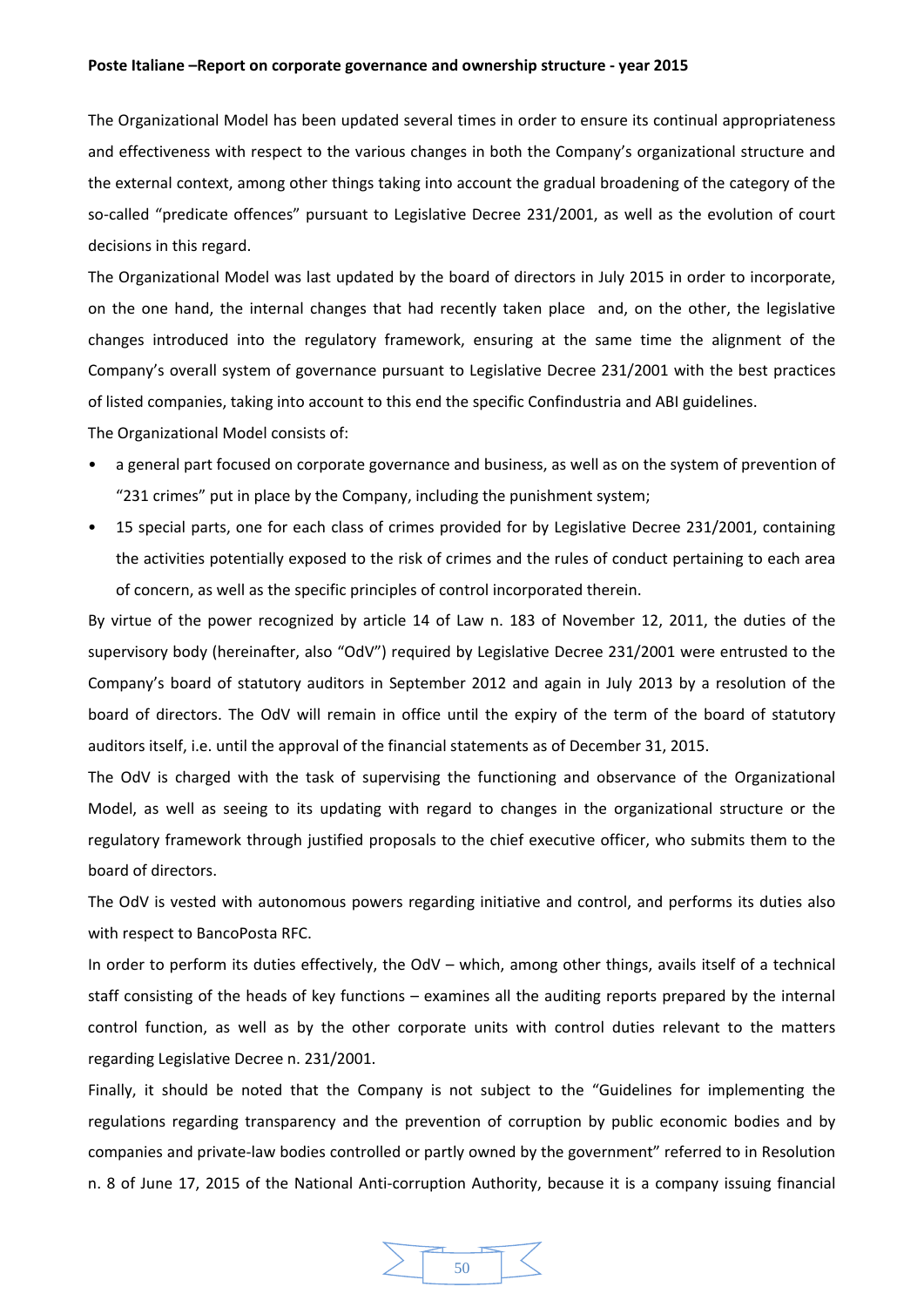The Organizational Model has been updated several times in order to ensure its continual appropriateness and effectiveness with respect to the various changes in both the Company's organizational structure and the external context, among other things taking into account the gradual broadening of the category of the so-called "predicate offences" pursuant to Legislative Decree 231/2001, as well as the evolution of court decisions in this regard.

The Organizational Model was last updated by the board of directors in July 2015 in order to incorporate, on the one hand, the internal changes that had recently taken place and, on the other, the legislative changes introduced into the regulatory framework, ensuring at the same time the alignment of the Company's overall system of governance pursuant to Legislative Decree 231/2001 with the best practices of listed companies, taking into account to this end the specific Confindustria and ABI guidelines.

The Organizational Model consists of:

- a general part focused on corporate governance and business, as well as on the system of prevention of "231 crimes" put in place by the Company, including the punishment system;
- 15 special parts, one for each class of crimes provided for by Legislative Decree 231/2001, containing the activities potentially exposed to the risk of crimes and the rules of conduct pertaining to each area of concern, as well as the specific principles of control incorporated therein.

By virtue of the power recognized by article 14 of Law n. 183 of November 12, 2011, the duties of the supervisory body (hereinafter, also "OdV") required by Legislative Decree 231/2001 were entrusted to the Company's board of statutory auditors in September 2012 and again in July 2013 by a resolution of the board of directors. The OdV will remain in office until the expiry of the term of the board of statutory auditors itself, i.e. until the approval of the financial statements as of December 31, 2015.

The OdV is charged with the task of supervising the functioning and observance of the Organizational Model, as well as seeing to its updating with regard to changes in the organizational structure or the regulatory framework through justified proposals to the chief executive officer, who submits them to the board of directors.

The OdV is vested with autonomous powers regarding initiative and control, and performs its duties also with respect to BancoPosta RFC.

In order to perform its duties effectively, the OdV – which, among other things, avails itself of a technical staff consisting of the heads of key functions – examines all the auditing reports prepared by the internal control function, as well as by the other corporate units with control duties relevant to the matters regarding Legislative Decree n. 231/2001.

Finally, it should be noted that the Company is not subject to the "Guidelines for implementing the regulations regarding transparency and the prevention of corruption by public economic bodies and by companies and private-law bodies controlled or partly owned by the government" referred to in Resolution n. 8 of June 17, 2015 of the National Anti-corruption Authority, because it is a company issuing financial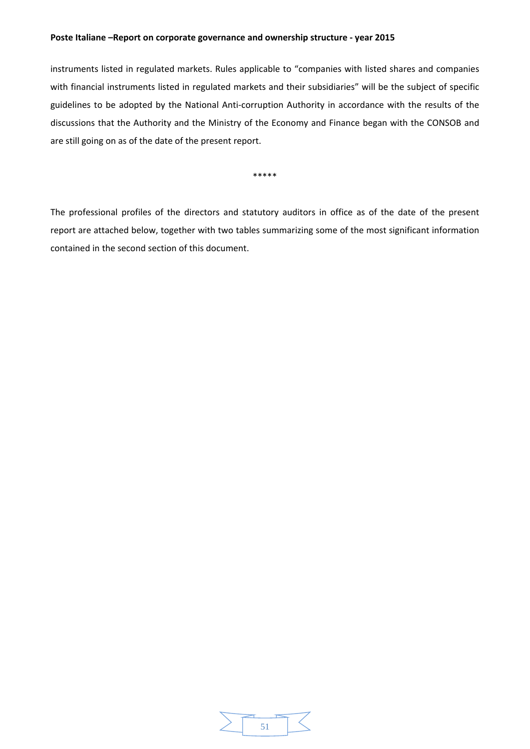instruments listed in regulated markets. Rules applicable to “companies with listed shares and companies with financial instruments listed in regulated markets and their subsidiaries” will be the subject of specific guidelines to be adopted by the National Anti-corruption Authority in accordance with the results of the discussions that the Authority and the Ministry of the Economy and Finance began with the CONSOB and are still going on as of the date of the present report.

*****

The professional profiles of the directors and statutory auditors in office as of the date of the present report are attached below, together with two tables summarizing some of the most significant information contained in the second section of this document.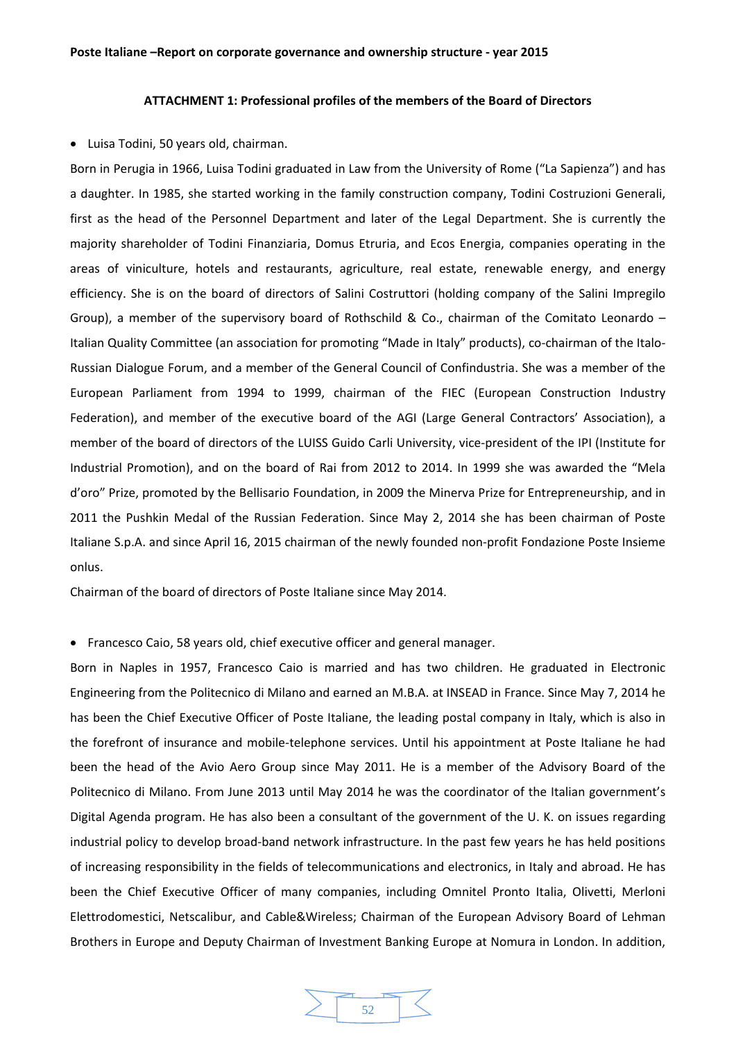### ATTACHMENT 1: Professional profiles of the members of the Board of Directors

- Luisa Todini, 50 years old, chairman.

Born in Perugia in 1966, Luisa Todini graduated in Law from the University of Rome ("La Sapienza") and has a daughter. In 1985, she started working in the family construction company, Todini Costruzioni Generali, first as the head of the Personnel Department and later of the Legal Department. She is currently the majority shareholder of Todini Finanziaria, Domus Etruria, and Ecos Energia, companies operating in the areas of viniculture, hotels and restaurants, agriculture, real estate, renewable energy, and energy efficiency. She is on the board of directors of Salini Costruttori (holding company of the Salini Impregilo Group), a member of the supervisory board of Rothschild & Co., chairman of the Comitato Leonardo – Italian Quality Committee (an association for promoting "Made in Italy" products), co-chairman of the Italo-Russian Dialogue Forum, and a member of the General Council of Confindustria. She was a member of the European Parliament from 1994 to 1999, chairman of the FIEC (European Construction Industry Federation), and member of the executive board of the AGI (Large General Contractors' Association), a member of the board of directors of the LUISS Guido Carli University, vice-president of the IPI (Institute for Industrial Promotion), and on the board of Rai from 2012 to 2014. In 1999 she was awarded the "Mela d'oro" Prize, promoted by the Bellisario Foundation, in 2009 the Minerva Prize for Entrepreneurship, and in 2011 the Pushkin Medal of the Russian Federation. Since May 2, 2014 she has been chairman of Poste Italiane S.p.A. and since April 16, 2015 chairman of the newly founded non-profit Fondazione Poste Insieme onlus.

Chairman of the board of directors of Poste Italiane since May 2014.

- Francesco Caio, 58 years old, chief executive officer and general manager.

Born in Naples in 1957, Francesco Caio is married and has two children. He graduated in Electronic Engineering from the Politecnico di Milano and earned an M.B.A. at INSEAD in France. Since May 7, 2014 he has been the Chief Executive Officer of Poste Italiane, the leading postal company in Italy, which is also in the forefront of insurance and mobile-telephone services. Until his appointment at Poste Italiane he had been the head of the Avio Aero Group since May 2011. He is a member of the Advisory Board of the Politecnico di Milano. From June 2013 until May 2014 he was the coordinator of the Italian government's Digital Agenda program. He has also been a consultant of the government of the U. K. on issues regarding industrial policy to develop broad-band network infrastructure. In the past few years he has held positions of increasing responsibility in the fields of telecommunications and electronics, in Italy and abroad. He has been the Chief Executive Officer of many companies, including Omnitel Pronto Italia, Olivetti, Merloni Elettrodomestici, Netscalibur, and Cable&Wireless; Chairman of the European Advisory Board of Lehman Brothers in Europe and Deputy Chairman of Investment Banking Europe at Nomura in London. In addition,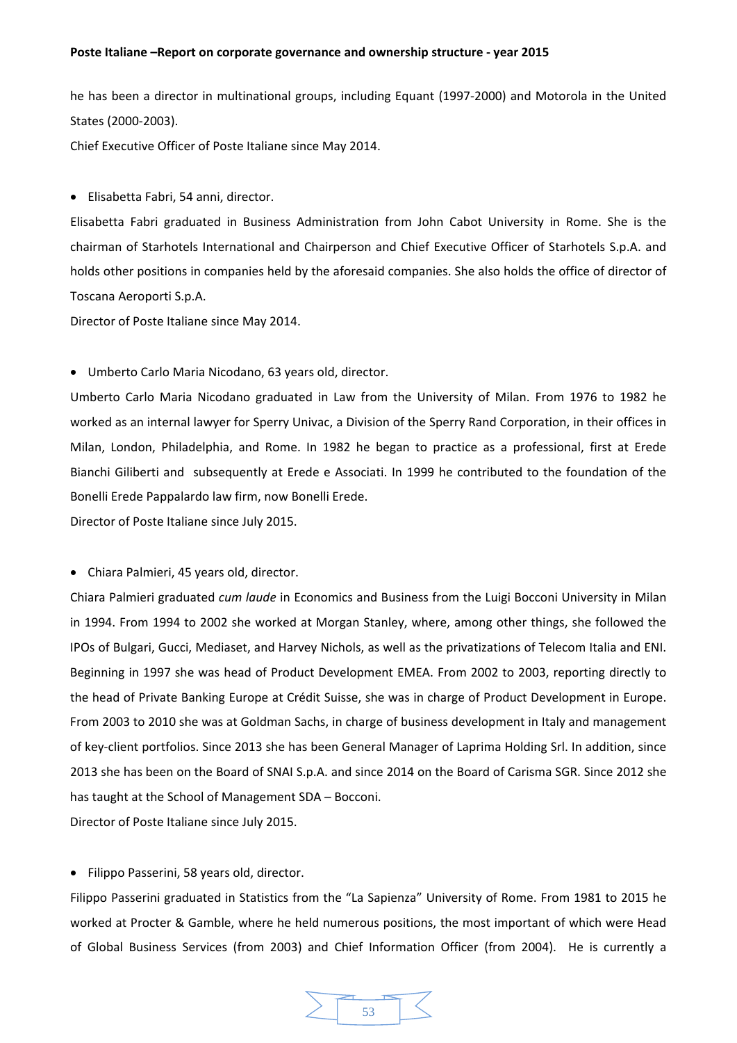he has been a director in multinational groups, including Equant (1997-2000) and Motorola in the United States (2000-2003).

Chief Executive Officer of Poste Italiane since May 2014.

- Elisabetta Fabri, 54 anni, director.

Elisabetta Fabri graduated in Business Administration from John Cabot University in Rome. She is the chairman of Starhotels International and Chairperson and Chief Executive Officer of Starhotels S.p.A. and holds other positions in companies held by the aforesaid companies. She also holds the office of director of Toscana Aeroporti S.p.A.

Director of Poste Italiane since May 2014.

- Umberto Carlo Maria Nicodano, 63 years old, director.

Umberto Carlo Maria Nicodano graduated in Law from the University of Milan. From 1976 to 1982 he worked as an internal lawyer for Sperry Univac, a Division of the Sperry Rand Corporation, in their offices in Milan, London, Philadelphia, and Rome. In 1982 he began to practice as a professional, first at Erede Bianchi Giliberti and subsequently at Erede e Associati. In 1999 he contributed to the foundation of the Bonelli Erede Pappalardo law firm, now Bonelli Erede.

Director of Poste Italiane since July 2015.

- Chiara Palmieri, 45 years old, director.

Chiara Palmieri graduated *cum laude* in Economics and Business from the Luigi Bocconi University in Milan in 1994. From 1994 to 2002 she worked at Morgan Stanley, where, among other things, she followed the IPOs of Bulgari, Gucci, Mediaset, and Harvey Nichols, as well as the privatizations of Telecom Italia and ENI. Beginning in 1997 she was head of Product Development EMEA. From 2002 to 2003, reporting directly to the head of Private Banking Europe at Crédit Suisse, she was in charge of Product Development in Europe. From 2003 to 2010 she was at Goldman Sachs, in charge of business development in Italy and management of key-client portfolios. Since 2013 she has been General Manager of Laprima Holding Srl. In addition, since 2013 she has been on the Board of SNAI S.p.A. and since 2014 on the Board of Carisma SGR. Since 2012 she has taught at the School of Management SDA – Bocconi.

Director of Poste Italiane since July 2015.

- Filippo Passerini, 58 years old, director.

Filippo Passerini graduated in Statistics from the "La Sapienza" University of Rome. From 1981 to 2015 he worked at Procter & Gamble, where he held numerous positions, the most important of which were Head of Global Business Services (from 2003) and Chief Information Officer (from 2004). He is currently a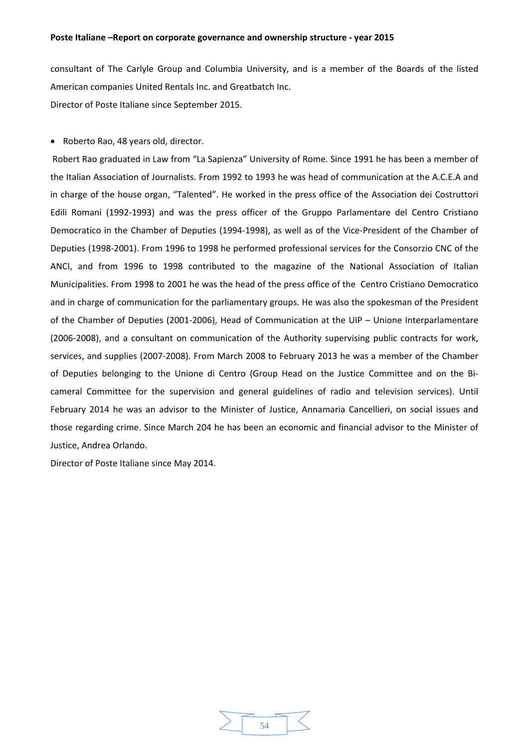consultant of The Carlyle Group and Columbia University, and is a member of the Boards of the listed American companies United Rentals Inc. and Greatbatch Inc.

Director of Poste Italiane since September 2015.

- Roberto Rao, 48 years old, director.

Robert Rao graduated in Law from "La Sapienza" University of Rome. Since 1991 he has been a member of the Italian Association of Journalists. From 1992 to 1993 he was head of communication at the A.C.E.A and in charge of the house organ, "Talented". He worked in the press office of the Association dei Costruttori Edili Romani (1992-1993) and was the press officer of the Gruppo Parlamentare del Centro Cristiano Democratico in the Chamber of Deputies (1994-1998), as well as of the Vice-President of the Chamber of Deputies (1998-2001). From 1996 to 1998 he performed professional services for the Consorzio CNC of the ANCI, and from 1996 to 1998 contributed to the magazine of the National Association of Italian Municipalities. From 1998 to 2001 he was the head of the press office of the Centro Cristiano Democratico and in charge of communication for the parliamentary groups. He was also the spokesman of the President of the Chamber of Deputies (2001-2006), Head of Communication at the UIP – Unione Interparlamentare (2006-2008), and a consultant on communication of the Authority supervising public contracts for work, services, and supplies (2007-2008). From March 2008 to February 2013 he was a member of the Chamber of Deputies belonging to the Unione di Centro (Group Head on the Justice Committee and on the Bi-cameral Committee for the supervision and general guidelines of radio and television services). Until February 2014 he was an advisor to the Minister of Justice, Annamaria Cancellieri, on social issues and those regarding crime. Since March 204 he has been an economic and financial advisor to the Minister of Justice, Andrea Orlando.

Director of Poste Italiane since May 2014.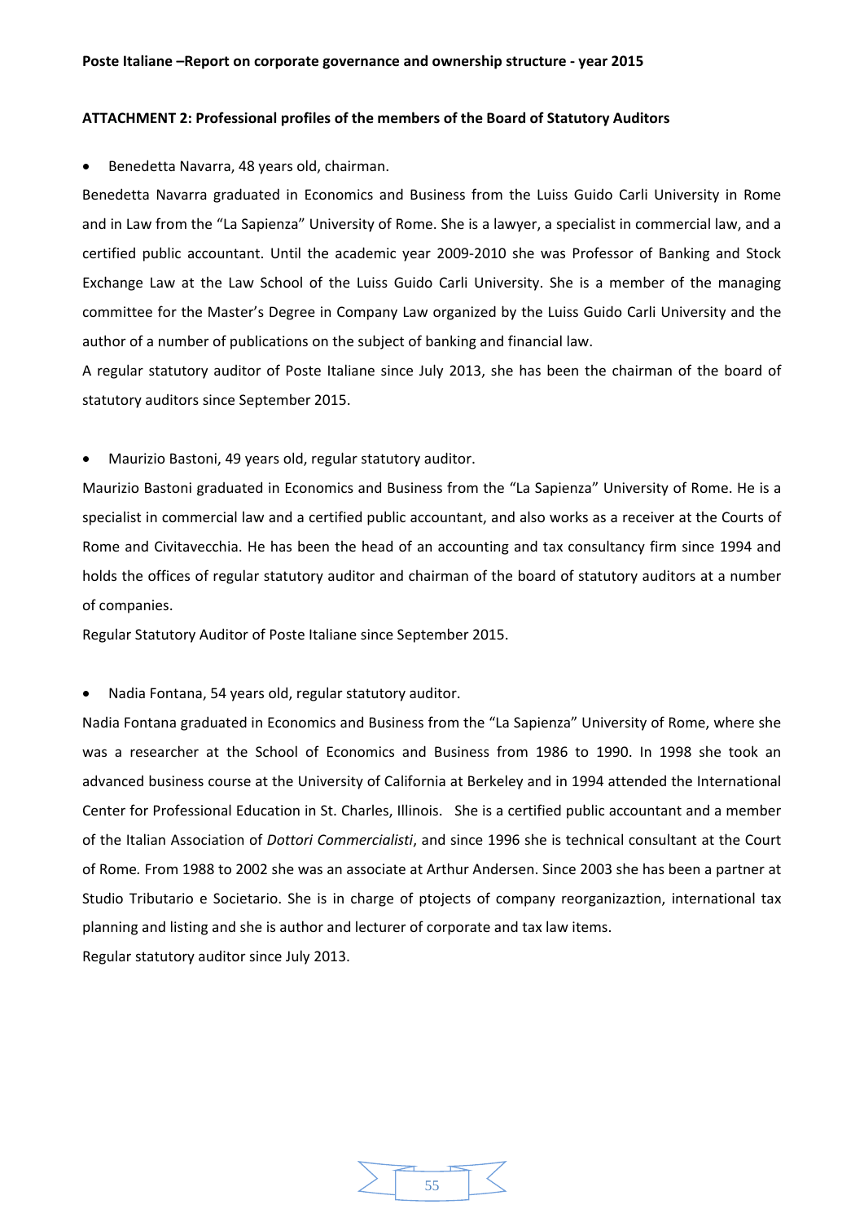**ATTACHMENT 2: Professional profiles of the members of the Board of Statutory Auditors**

- Benedetta Navarra, 48 years old, chairman.

Benedetta Navarra graduated in Economics and Business from the Luiss Guido Carli University in Rome and in Law from the "La Sapienza" University of Rome. She is a lawyer, a specialist in commercial law, and a certified public accountant. Until the academic year 2009-2010 she was Professor of Banking and Stock Exchange Law at the Law School of the Luiss Guido Carli University. She is a member of the managing committee for the Master's Degree in Company Law organized by the Luiss Guido Carli University and the author of a number of publications on the subject of banking and financial law.

A regular statutory auditor of Poste Italiane since July 2013, she has been the chairman of the board of statutory auditors since September 2015.

- Maurizio Bastoni, 49 years old, regular statutory auditor.

Maurizio Bastoni graduated in Economics and Business from the "La Sapienza" University of Rome. He is a specialist in commercial law and a certified public accountant, and also works as a receiver at the Courts of Rome and Civitavecchia. He has been the head of an accounting and tax consultancy firm since 1994 and holds the offices of regular statutory auditor and chairman of the board of statutory auditors at a number of companies.

Regular Statutory Auditor of Poste Italiane since September 2015.

- Nadia Fontana, 54 years old, regular statutory auditor.

Nadia Fontana graduated in Economics and Business from the "La Sapienza" University of Rome, where she was a researcher at the School of Economics and Business from 1986 to 1990. In 1998 she took an advanced business course at the University of California at Berkeley and in 1994 attended the International Center for Professional Education in St. Charles, Illinois. She is a certified public accountant and a member of the Italian Association of *Dottori Commercialisti*, and since 1996 she is technical consultant at the Court of Rome. From 1988 to 2002 she was an associate at Arthur Andersen. Since 2003 she has been a partner at Studio Tributario e Societario. She is in charge of ptojects of company reorganizaztion, international tax planning and listing and she is author and lecturer of corporate and tax law items.

Regular statutory auditor since July 2013.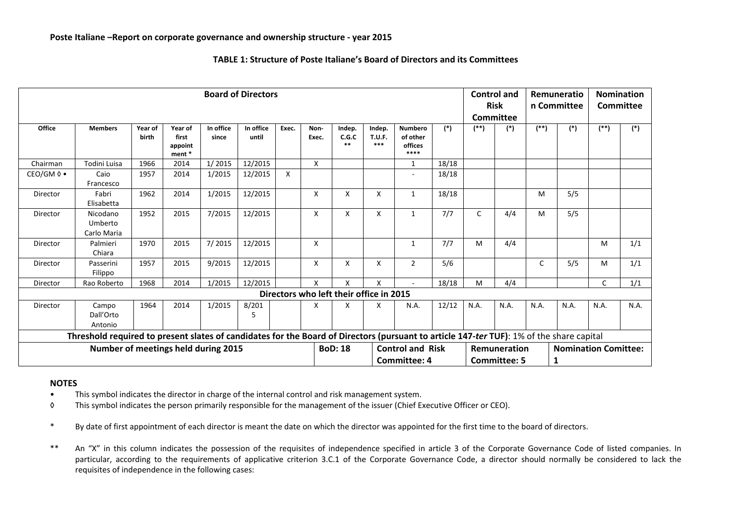**Poste Italiane –Report on corporate governance and ownership structure - year 2015**

**TABLE 1: Structure of Poste Italiane's Board of Directors and its Committees**

| Board of Directors | | | | | | | | | | | | Control and Risk Committee | | Remuneration Committee | | Nomination Committee | |
|---|---|---|---|---|---|---|---|---|---|---|---|---|---|---|---|---|---|
| Office | Members | Year of birth | Year of first appointment * | In office since | In office until | Exec. | Non-Exec. | Indep. C.G.C ** | Indep. T.U.F. *** | Numbero of other offices **** | (*) | (**) | (*) | (**) | (*) | (**) | (*) |
| Chairman | Todini Luisa | 1966 | 2014 | 1/ 2015 | 12/2015 | | X | | | 1 | 18/18 | | | | | | |
| CEO/GM ◊ • | Caio Francesco | 1957 | 2014 | 1/2015 | 12/2015 | X | | | | - | 18/18 | | | | | | |
| Director | Fabri Elisabetta | 1962 | 2014 | 1/2015 | 12/2015 | | X | X | X | 1 | 18/18 | | | M | 5/5 | | |
| Director | Nicodano Umberto Carlo Maria | 1952 | 2015 | 7/2015 | 12/2015 | | X | X | X | 1 | 7/7 | C | 4/4 | M | 5/5 | | |
| Director | Palmieri Chiara | 1970 | 2015 | 7/ 2015 | 12/2015 | | X | | | 1 | 7/7 | M | 4/4 | | | M | 1/1 |
| Director | Passerini Filippo | 1957 | 2015 | 9/2015 | 12/2015 | | X | X | X | 2 | 5/6 | | | C | 5/5 | M | 1/1 |
| Director | Rao Roberto | 1968 | 2014 | 1/2015 | 12/2015 | | X | X | X | - | 18/18 | M | 4/4 | | | C | 1/1 |
| **Directors who left their office in 2015** | | | | | | | | | | | | | | | | | |
| Director | Campo Dall'Orto Antonio | 1964 | 2014 | 1/2015 | 8/2015 | | X | X | X | N.A. | 12/12 | N.A. | N.A. | N.A. | N.A. | N.A. | N.A. |
| **Threshold required to present slates of candidates for the Board of Directors (pursuant to article 147-*ter* TUF)**: 1% of the share capital | | | | | | | | | | | | | | | | | |
| **Number of meetings held during 2015** | | | | | | | **BoD: 18** | | **Control and Risk Committee: 4** | | | **Remuneration Committee: 5** | | | **Nomination Comittee: 1** | | |

**NOTES**

- • This symbol indicates the director in charge of the internal control and risk management system.
- ◊ This symbol indicates the person primarily responsible for the management of the issuer (Chief Executive Officer or CEO).

\* By date of first appointment of each director is meant the date on which the director was appointed for the first time to the board of directors.

** An "X" in this column indicates the possession of the requisites of independence specified in article 3 of the Corporate Governance Code of listed companies. In particular, according to the requirements of applicative criterion 3.C.1 of the Corporate Governance Code, a director should normally be considered to lack the requisites of independence in the following cases: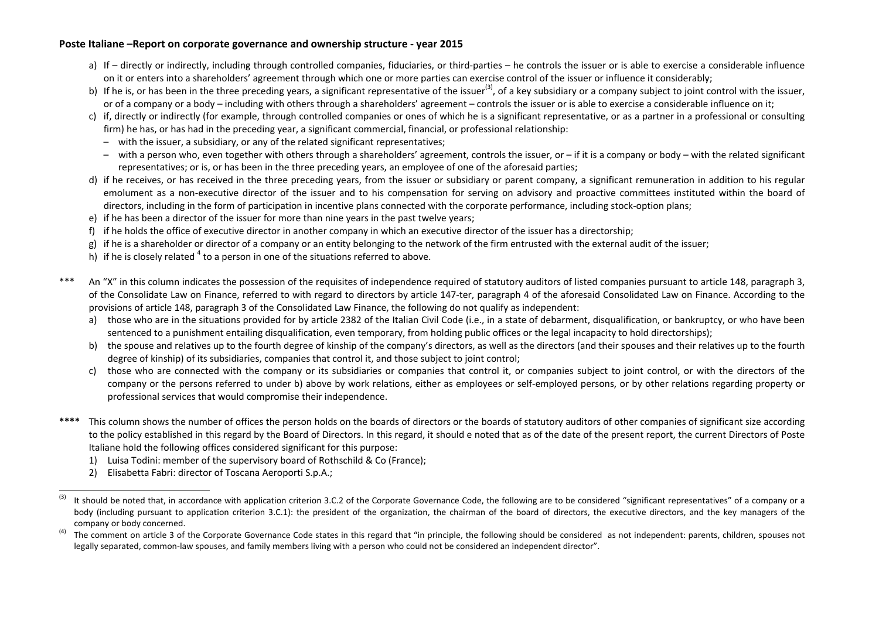a) If – directly or indirectly, including through controlled companies, fiduciaries, or third-parties – he controls the issuer or is able to exercise a considerable influence on it or enters into a shareholders' agreement through which one or more parties can exercise control of the issuer or influence it considerably;
b) If he is, or has been in the three preceding years, a significant representative of the issuer[3], of a key subsidiary or a company subject to joint control with the issuer, or of a company or a body – including with others through a shareholders' agreement – controls the issuer or is able to exercise a considerable influence on it;
c) if, directly or indirectly (for example, through controlled companies or ones of which he is a significant representative, or as a partner in a professional or consulting firm) he has, or has had in the preceding year, a significant commercial, financial, or professional relationship:
   - with the issuer, a subsidiary, or any of the related significant representatives;
   - with a person who, even together with others through a shareholders' agreement, controls the issuer, or – if it is a company or body – with the related significant representatives; or is, or has been in the three preceding years, an employee of one of the aforesaid parties;
d) if he receives, or has received in the three preceding years, from the issuer or subsidiary or parent company, a significant remuneration in addition to his regular emolument as a non-executive director of the issuer and to his compensation for serving on advisory and proactive committees instituted within the board of directors, including in the form of participation in incentive plans connected with the corporate performance, including stock-option plans;
e) if he has been a director of the issuer for more than nine years in the past twelve years;
f) if he holds the office of executive director in another company in which an executive director of the issuer has a directorship;
g) if he is a shareholder or director of a company or an entity belonging to the network of the firm entrusted with the external audit of the issuer;
h) if he is closely related [4] to a person in one of the situations referred to above.

*** An "X" in this column indicates the possession of the requisites of independence required of statutory auditors of listed companies pursuant to article 148, paragraph 3, of the Consolidate Law on Finance, referred to with regard to directors by article 147-ter, paragraph 4 of the aforesaid Consolidated Law on Finance. According to the provisions of article 148, paragraph 3 of the Consolidate Law Finance, the following do not qualify as independent:

a) those who are in the situations provided for by article 2382 of the Italian Civil Code (i.e., in a state of debarment, disqualification, or bankruptcy, or who have been sentenced to a punishment entailing disqualification, even temporary, from holding public offices or the legal incapacity to hold directorships);
b) the spouse and relatives up to the fourth degree of kinship of the company's directors, as well as the directors (and their spouses and their relatives up to the fourth degree of kinship) of its subsidiaries, companies that control it, and those subject to joint control;
c) those who are connected with the company or its subsidiaries or companies that control it, or companies subject to joint control, or with the directors of the company or the persons referred to under b) above by work relations, either as employees or self-employed persons, or by other relations regarding property or professional services that would compromise their independence.

**** This column shows the number of offices the person holds on the boards of directors or the boards of statutory auditors of other companies of significant size according to the policy established in this regard by the Board of Directors. In this regard, it should e noted that as of the date of the present report, the current Directors of Poste Italiane hold the following offices considered significant for this purpose:

1) Luisa Todini: member of the supervisory board of Rothschild & Co (France);
2) Elisabetta Fabri: director of Toscana Aeroporti S.p.A.;

---

[3] It should be noted that, in accordance with application criterion 3.C.2 of the Corporate Governance Code, the following are to be considered "significant representatives" of a company or a body (including pursuant to application criterion 3.C.1): the president of the organization, the chairman of the board of directors, the executive directors, and the key managers of the company or body concerned.

[4] The comment on article 3 of the Corporate Governance Code states in this regard that "in principle, the following should be considered as not independent: parents, children, spouses not legally separated, common-law spouses, and family members living with a person who could not be considered an independent director".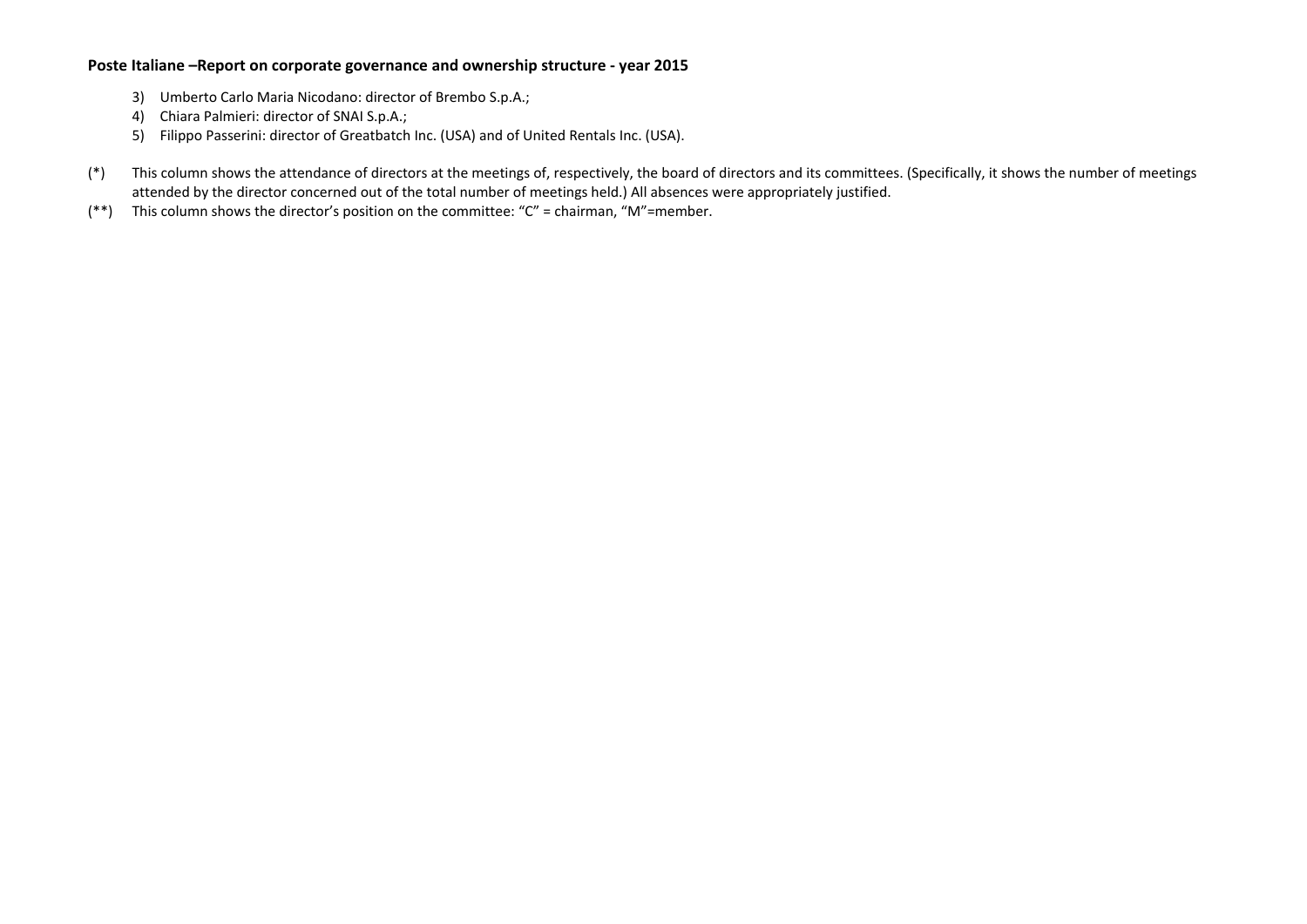3) Umberto Carlo Maria Nicodano: director of Brembo S.p.A.;
4) Chiara Palmieri: director of SNAI S.p.A.;
5) Filippo Passerini: director of Greatbatch Inc. (USA) and of United Rentals Inc. (USA).

(*) This column shows the attendance of directors at the meetings of, respectively, the board of directors and its committees. (Specifically, it shows the number of meetings attended by the director concerned out of the total number of meetings held.) All absences were appropriately justified.

(**) This column shows the director's position on the committee: "C" = chairman, "M"=member.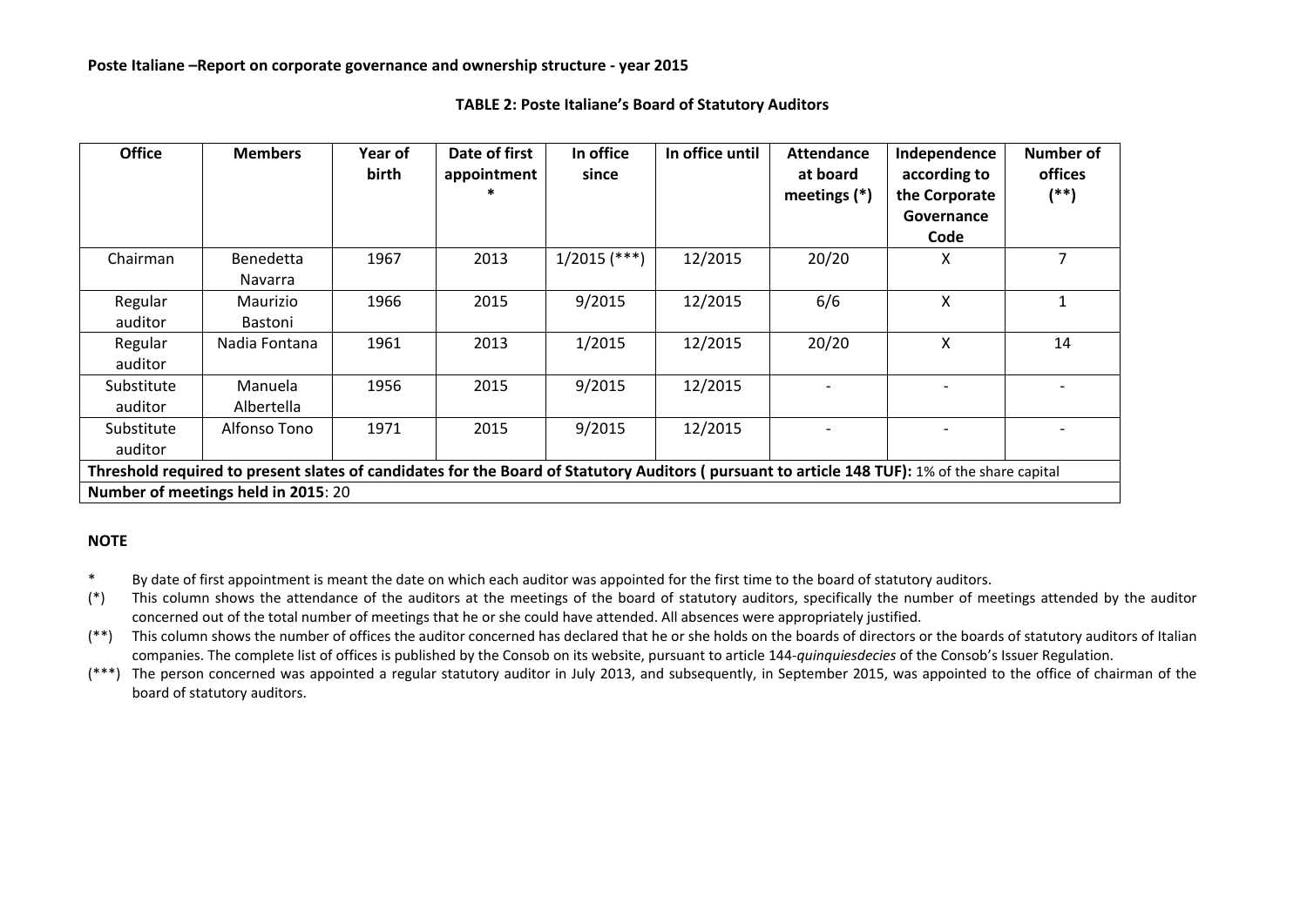**Poste Italiane –Report on corporate governance and ownership structure - year 2015**

**TABLE 2: Poste Italiane's Board of Statutory Auditors**

| Office | Members | Year of birth | Date of first appointment * | In office since | In office until | Attendance at board meetings (*) | Independence according to the Corporate Governance Code | Number of offices (**) |
|---|---|---|---|---|---|---|---|---|
| Chairman | Benedetta Navarra | 1967 | 2013 | 1/2015 (***) | 12/2015 | 20/20 | X | 7 |
| Regular auditor | Maurizio Bastoni | 1966 | 2015 | 9/2015 | 12/2015 | 6/6 | X | 1 |
| Regular auditor | Nadia Fontana | 1961 | 2013 | 1/2015 | 12/2015 | 20/20 | X | 14 |
| Substitute auditor | Manuela Albertella | 1956 | 2015 | 9/2015 | 12/2015 | - | - | - |
| Substitute auditor | Alfonso Tono | 1971 | 2015 | 9/2015 | 12/2015 | - | - | - |
| **Threshold required to present slates of candidates for the Board of Statutory Auditors ( pursuant to article 148 TUF):** 1% of the share capital | | | | | | | | |
| **Number of meetings held in 2015**: 20 | | | | | | | | |

**NOTE**

\* By date of first appointment is meant the date on which each auditor was appointed for the first time to the board of statutory auditors.

(*) This column shows the attendance of the auditors at the meetings of the board of statutory auditors, specifically the number of meetings attended by the auditor concerned out of the total number of meetings that he or she could have attended. All absences were appropriately justified.

(**) This column shows the number of offices the auditor concerned has declared that he or she holds on the boards of directors or the boards of statutory auditors of Italian companies. The complete list of offices is published by the Consob on its website, pursuant to article 144-*quinquiesdecies* of the Consob's Issuer Regulation.

(***) The person concerned was appointed a regular statutory auditor in July 2013, and subsequently, in September 2015, was appointed to the office of chairman of the board of statutory auditors.